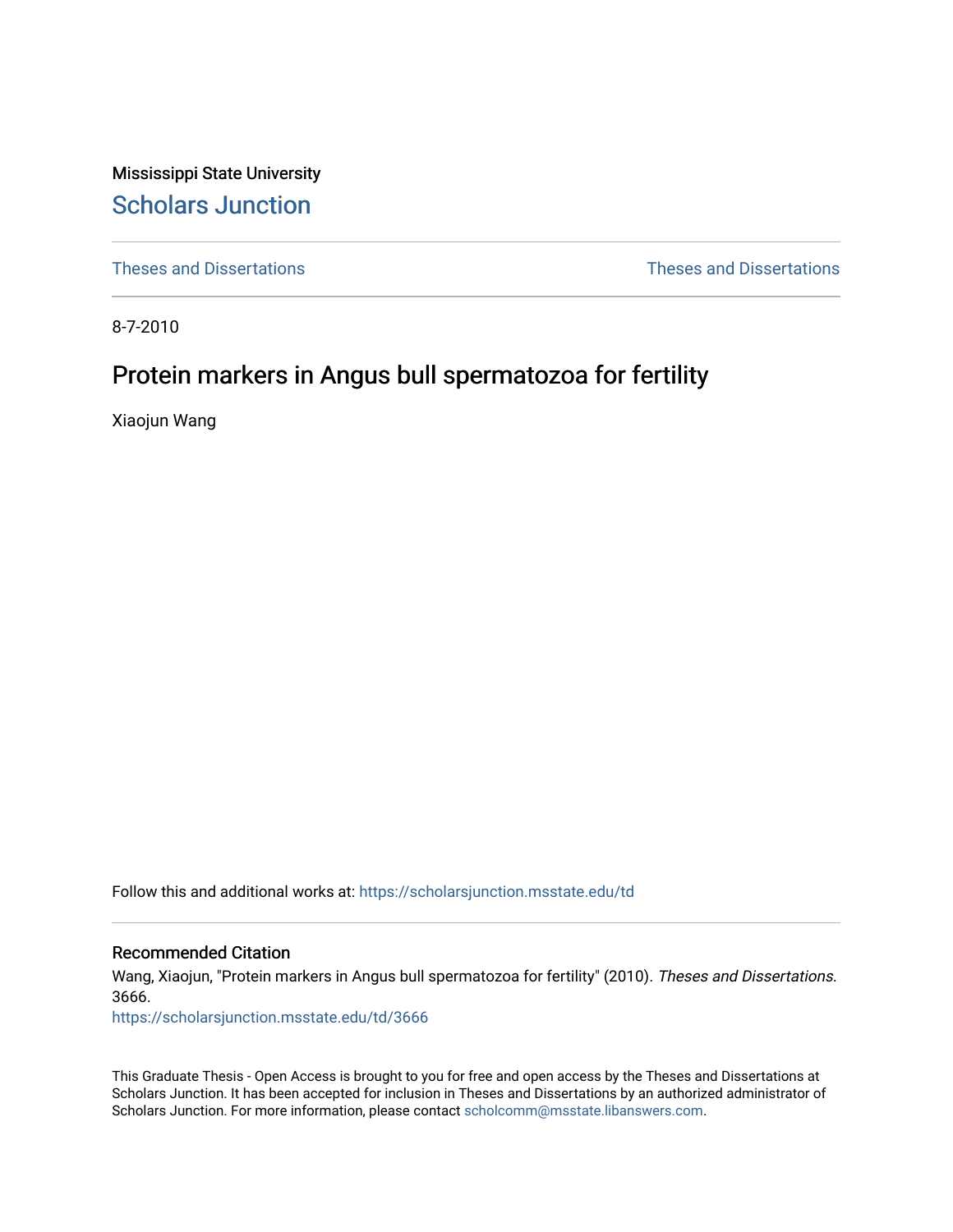Mississippi State University

# Scholars Junction

Theses and Dissertations

Theses and Dissertations

8-7-2010

## Protein markers in Angus bull spermatozoa for fertility

Xiaojun Wang

Follow this and additional works at: https://scholarsjunction.msstate.edu/td

### Recommended Citation

Wang, Xiaojun, "Protein markers in Angus bull spermatozoa for fertility" (2010). *Theses and Dissertations*. 3666.
https://scholarsjunction.msstate.edu/td/3666

This Graduate Thesis - Open Access is brought to you for free and open access by the Theses and Dissertations at Scholars Junction. It has been accepted for inclusion in Theses and Dissertations by an authorized administrator of Scholars Junction. For more information, please contact scholcomm@msstate.libanswers.com.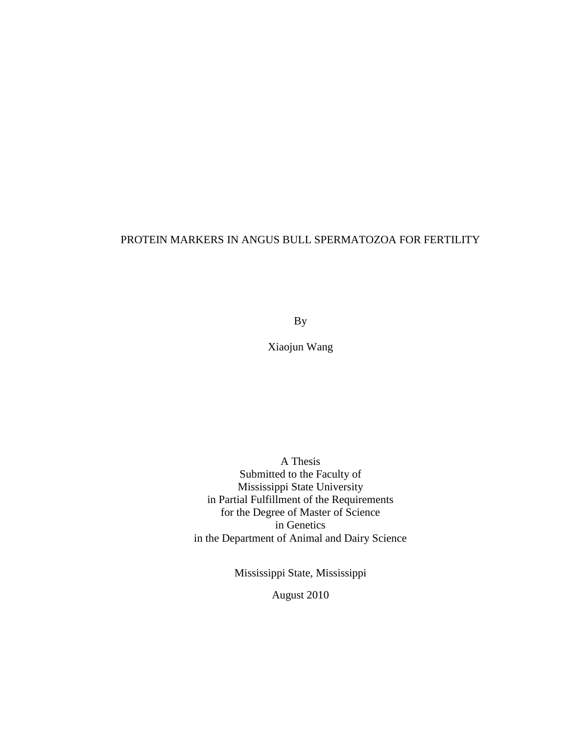# PROTEIN MARKERS IN ANGUS BULL SPERMATOZOA FOR FERTILITY

By

Xiaojun Wang

A Thesis
Submitted to the Faculty of
Mississippi State University
in Partial Fulfillment of the Requirements
for the Degree of Master of Science
in Genetics
in the Department of Animal and Dairy Science

Mississippi State, Mississippi

August 2010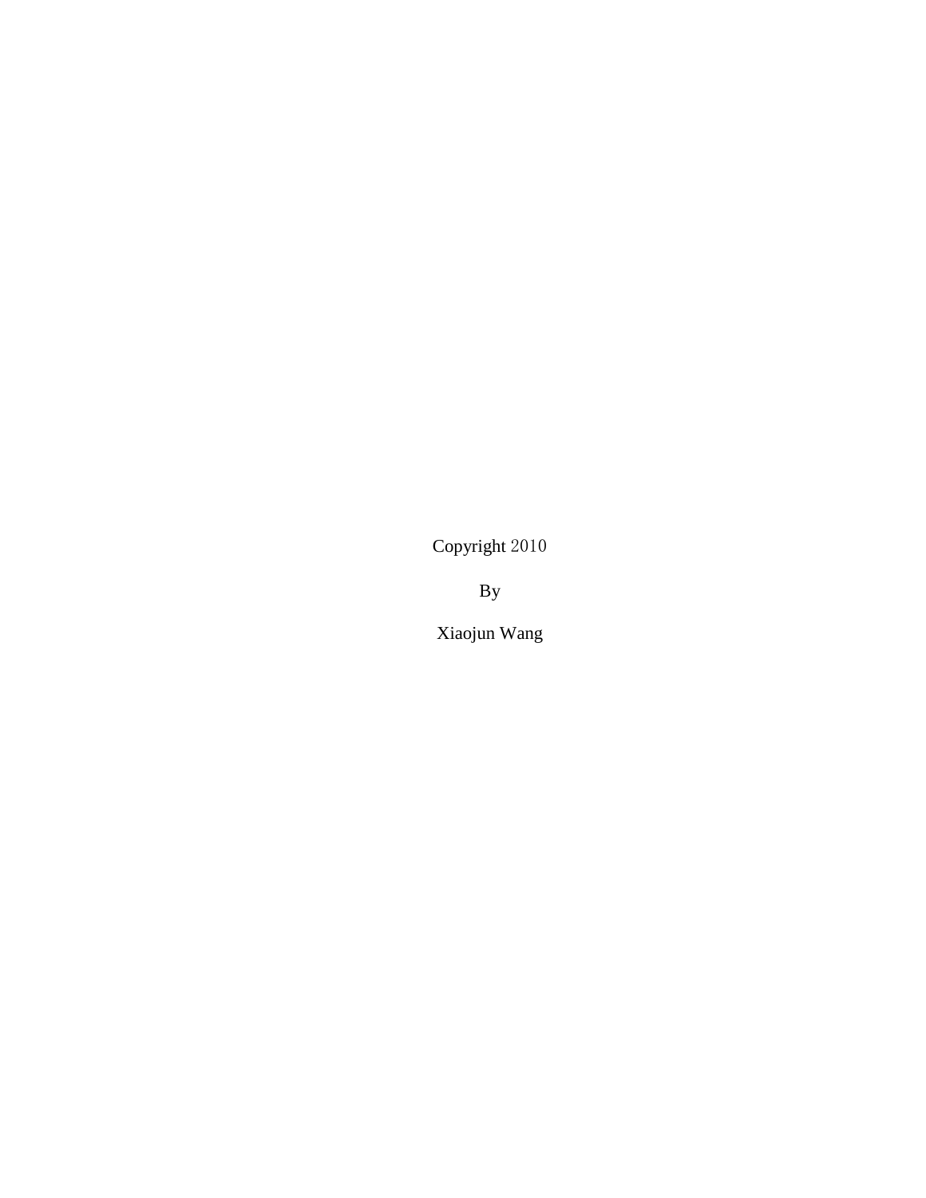Copyright 2010

By

Xiaojun Wang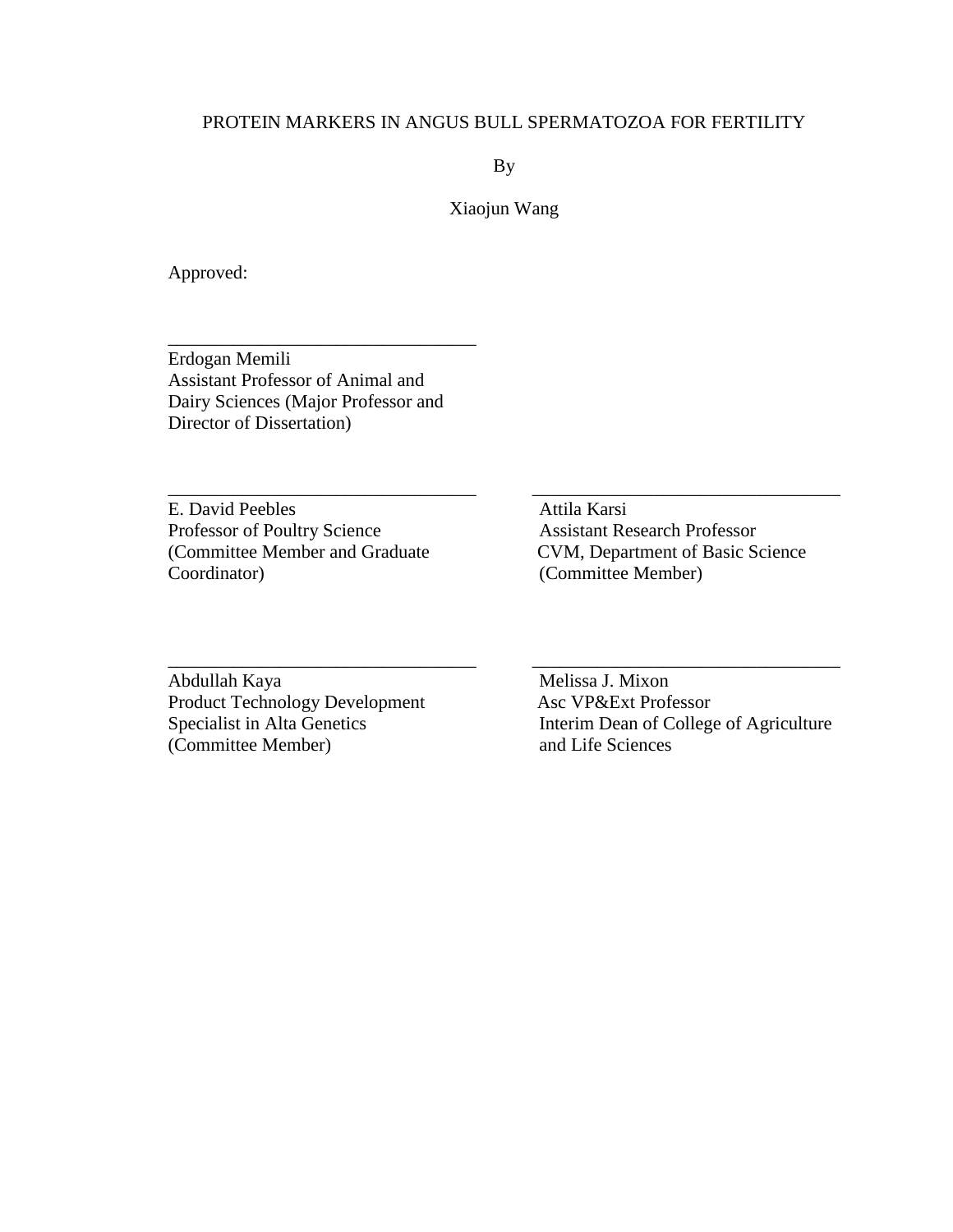PROTEIN MARKERS IN ANGUS BULL SPERMATOZOA FOR FERTILITY

By

Xiaojun Wang

Approved:

\_\_\_\_\_\_\_\_\_\_\_\_\_\_\_\_\_\_\_\_\_\_\_\_\_\_\_\_\_\_\_\_\_\_
Erdogan Memili
Assistant Professor of Animal and Dairy Sciences (Major Professor and Director of Dissertation)

\_\_\_\_\_\_\_\_\_\_\_\_\_\_\_\_\_\_\_\_\_\_\_\_\_\_\_\_\_\_\_\_\_\_
E. David Peebles
Professor of Poultry Science (Committee Member and Graduate Coordinator)

\_\_\_\_\_\_\_\_\_\_\_\_\_\_\_\_\_\_\_\_\_\_\_\_\_\_\_\_\_\_\_\_\_\_
Attila Karsi
Assistant Research Professor
CVM, Department of Basic Science
(Committee Member)

\_\_\_\_\_\_\_\_\_\_\_\_\_\_\_\_\_\_\_\_\_\_\_\_\_\_\_\_\_\_\_\_\_\_
Abdullah Kaya
Product Technology Development Specialist in Alta Genetics
(Committee Member)

\_\_\_\_\_\_\_\_\_\_\_\_\_\_\_\_\_\_\_\_\_\_\_\_\_\_\_\_\_\_\_\_\_\_
Melissa J. Mixon
Asc VP&Ext Professor
Interim Dean of College of Agriculture and Life Sciences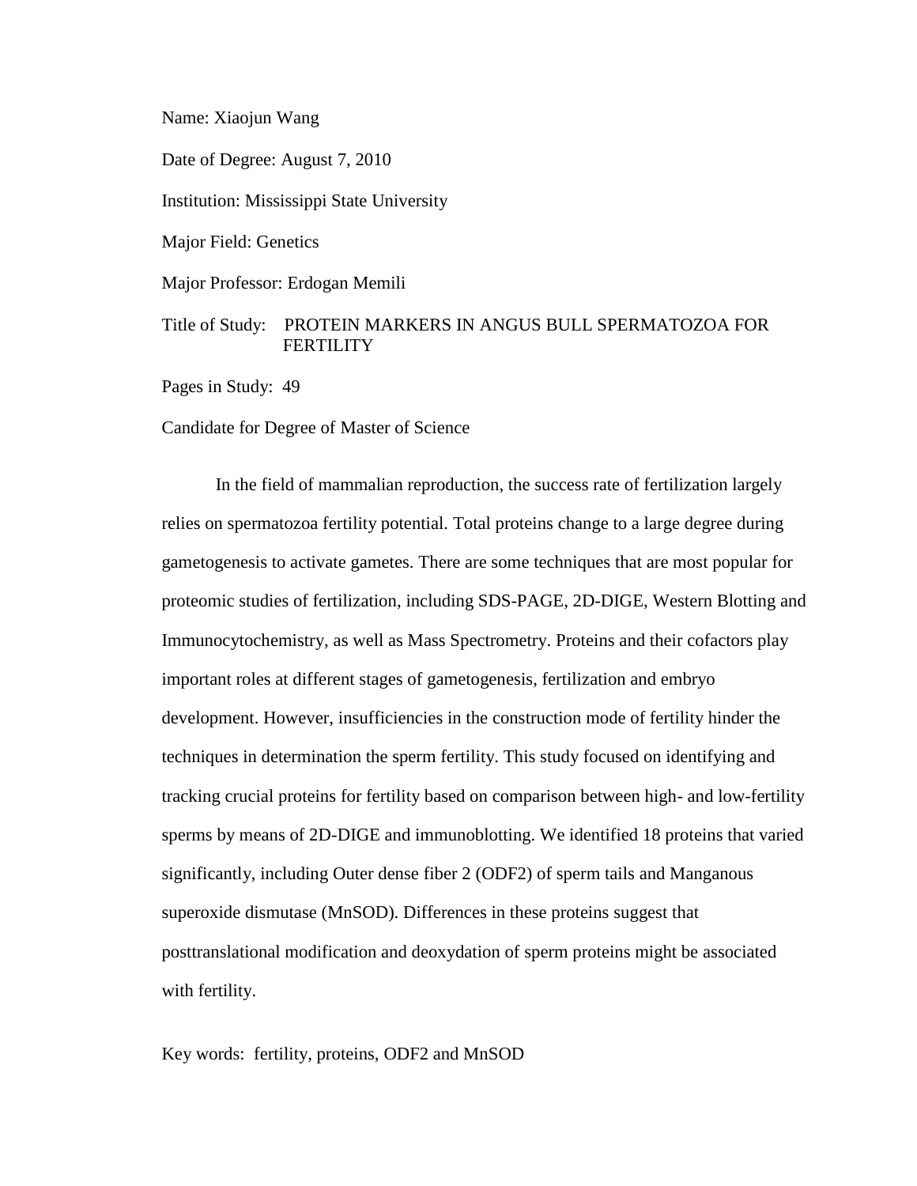Name: Xiaojun Wang

Date of Degree: August 7, 2010

Institution: Mississippi State University

Major Field: Genetics

Major Professor: Erdogan Memili

Title of Study: PROTEIN MARKERS IN ANGUS BULL SPERMATOZOA FOR FERTILITY

Pages in Study: 49

Candidate for Degree of Master of Science

In the field of mammalian reproduction, the success rate of fertilization largely relies on spermatozoa fertility potential. Total proteins change to a large degree during gametogenesis to activate gametes. There are some techniques that are most popular for proteomic studies of fertilization, including SDS-PAGE, 2D-DIGE, Western Blotting and Immunocytochemistry, as well as Mass Spectrometry. Proteins and their cofactors play important roles at different stages of gametogenesis, fertilization and embryo development. However, insufficiencies in the construction mode of fertility hinder the techniques in determination the sperm fertility. This study focused on identifying and tracking crucial proteins for fertility based on comparison between high- and low-fertility sperms by means of 2D-DIGE and immunoblotting. We identified 18 proteins that varied significantly, including Outer dense fiber 2 (ODF2) of sperm tails and Manganous superoxide dismutase (MnSOD). Differences in these proteins suggest that posttranslational modification and deoxydation of sperm proteins might be associated with fertility.

Key words: fertility, proteins, ODF2 and MnSOD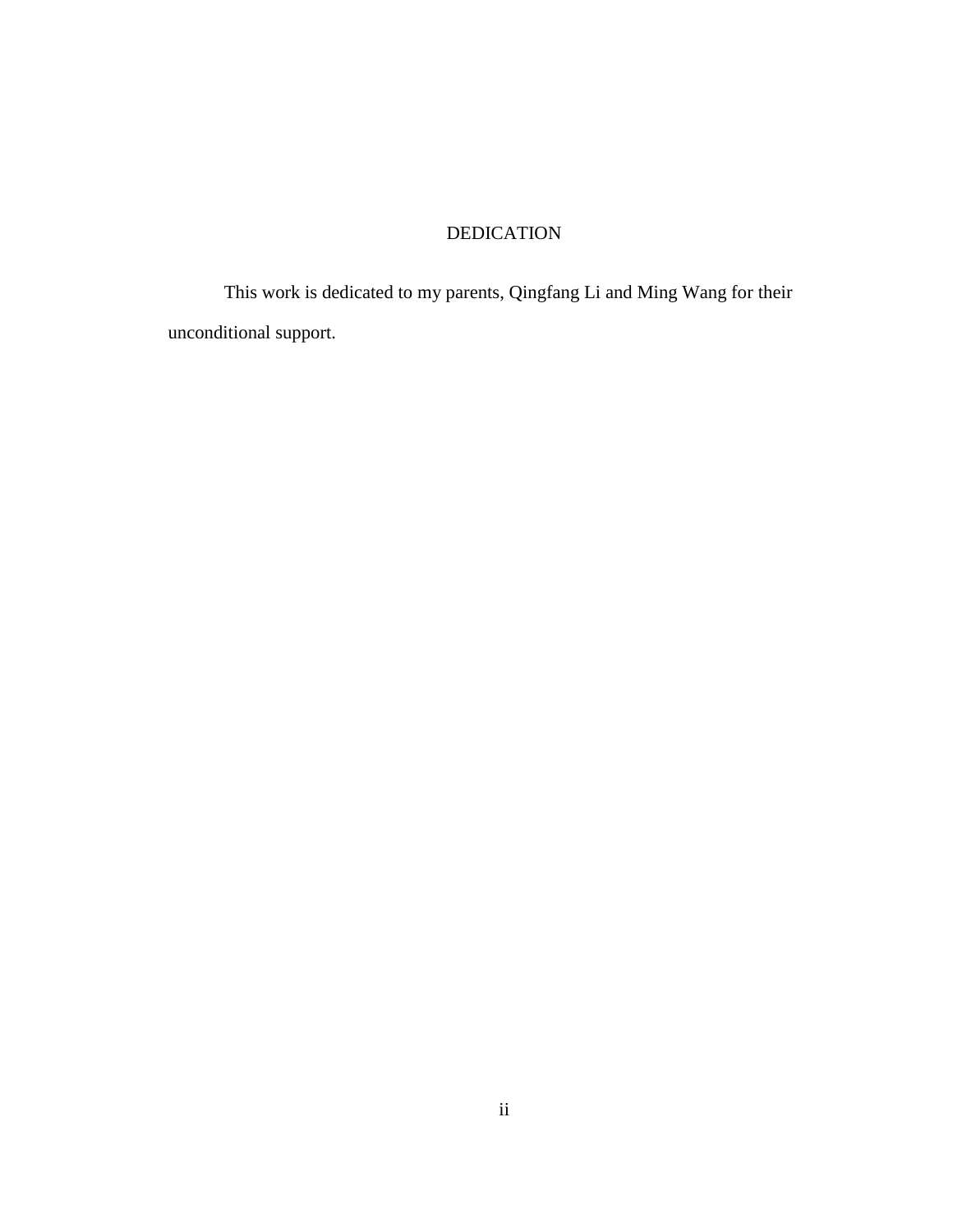# DEDICATION

This work is dedicated to my parents, Qingfang Li and Ming Wang for their unconditional support.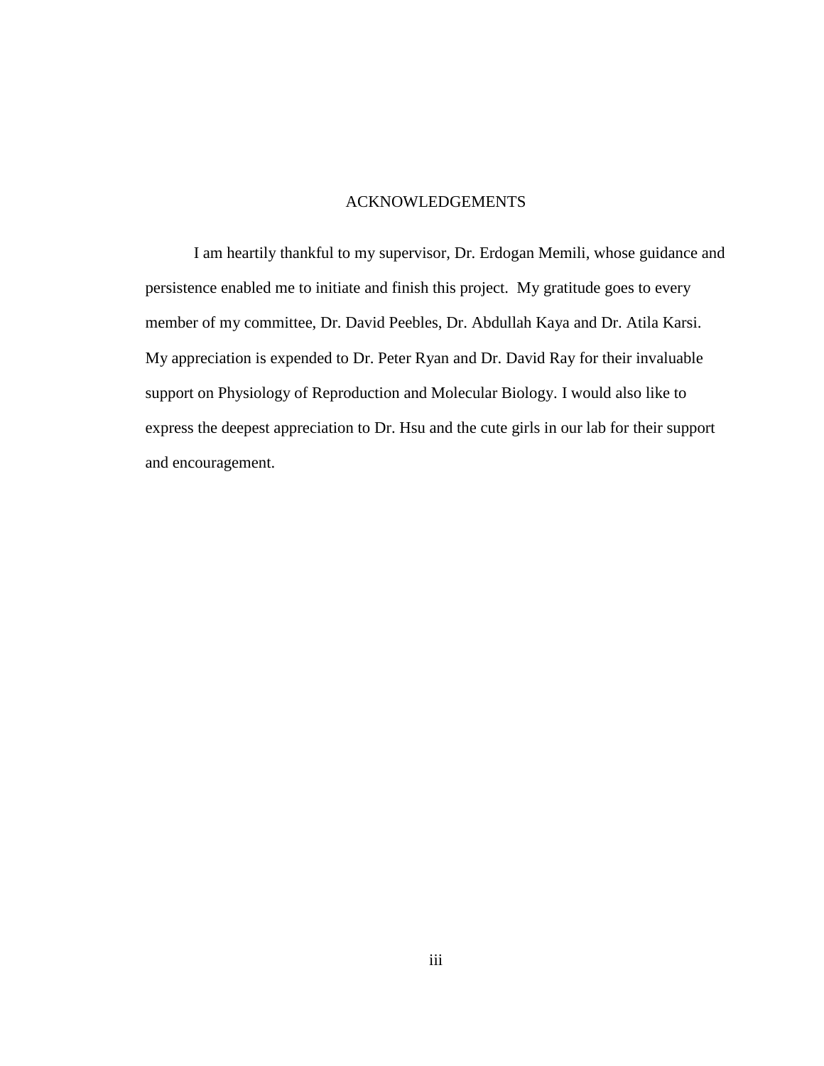# ACKNOWLEDGEMENTS

I am heartily thankful to my supervisor, Dr. Erdogan Memili, whose guidance and persistence enabled me to initiate and finish this project. My gratitude goes to every member of my committee, Dr. David Peebles, Dr. Abdullah Kaya and Dr. Atila Karsi. My appreciation is expended to Dr. Peter Ryan and Dr. David Ray for their invaluable support on Physiology of Reproduction and Molecular Biology. I would also like to express the deepest appreciation to Dr. Hsu and the cute girls in our lab for their support and encouragement.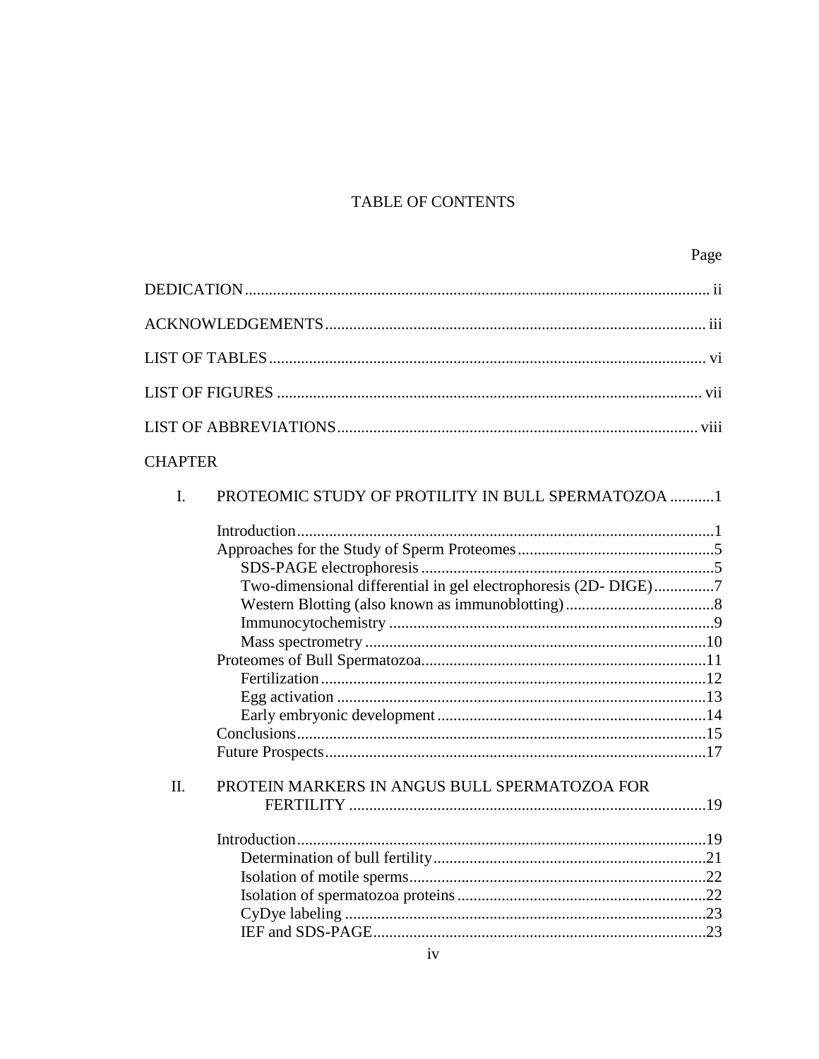# TABLE OF CONTENTS

Page

DEDICATION ii

ACKNOWLEDGEMENTS iii

LIST OF TABLES vi

LIST OF FIGURES vii

LIST OF ABBREVIATIONS viii

CHAPTER

I. PROTEOMIC STUDY OF PROTILITY IN BULL SPERMATOZOA 1

- Introduction 1
- Approaches for the Study of Sperm Proteomes 5
  - SDS-PAGE electrophoresis 5
  - Two-dimensional differential in gel electrophoresis (2D- DIGE) 7
  - Western Blotting (also known as immunoblotting) 8
  - Immunocytochemistry 9
  - Mass spectrometry 10
- Proteomes of Bull Spermatozoa 11
  - Fertilization 12
  - Egg activation 13
  - Early embryonic development 14
- Conclusions 15
- Future Prospects 17

II. PROTEIN MARKERS IN ANGUS BULL SPERMATOZOA FOR FERTILITY 19

- Introduction 19
  - Determination of bull fertility 21
  - Isolation of motile sperms 22
  - Isolation of spermatozoa proteins 22
  - CyDye labeling 23
  - IEF and SDS-PAGE 23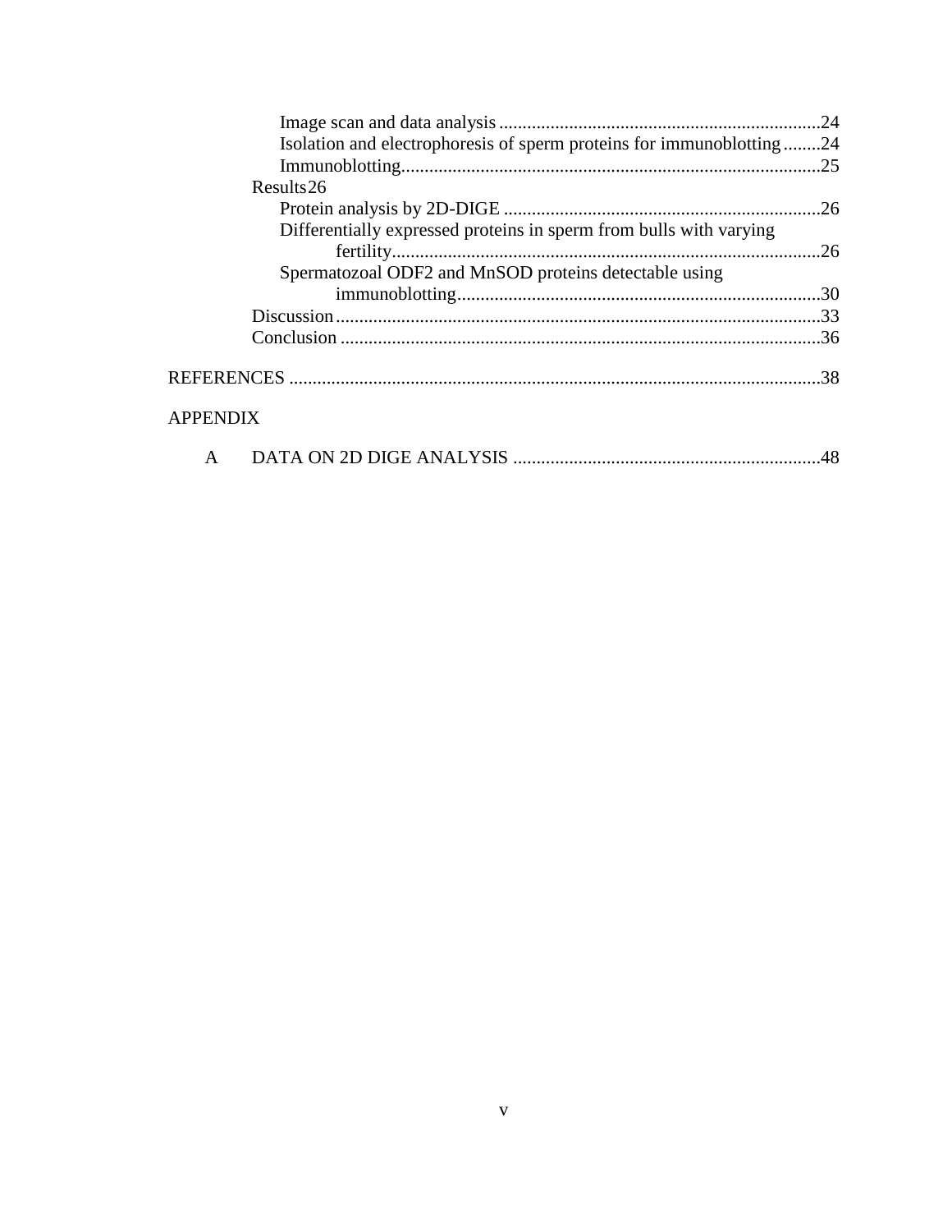Image scan and data analysis .....................................................................24
Isolation and electrophoresis of sperm proteins for immunoblotting ........24
Immunoblotting...........................................................................................25

Results 26

Protein analysis by 2D-DIGE ....................................................................26
Differentially expressed proteins in sperm from bulls with varying fertility............................................................................................26
Spermatozoal ODF2 and MnSOD proteins detectable using immunoblotting..............................................................................30

Discussion .........................................................................................................33
Conclusion ........................................................................................................36

REFERENCES ..................................................................................................................38

APPENDIX

A DATA ON 2D DIGE ANALYSIS ..................................................................48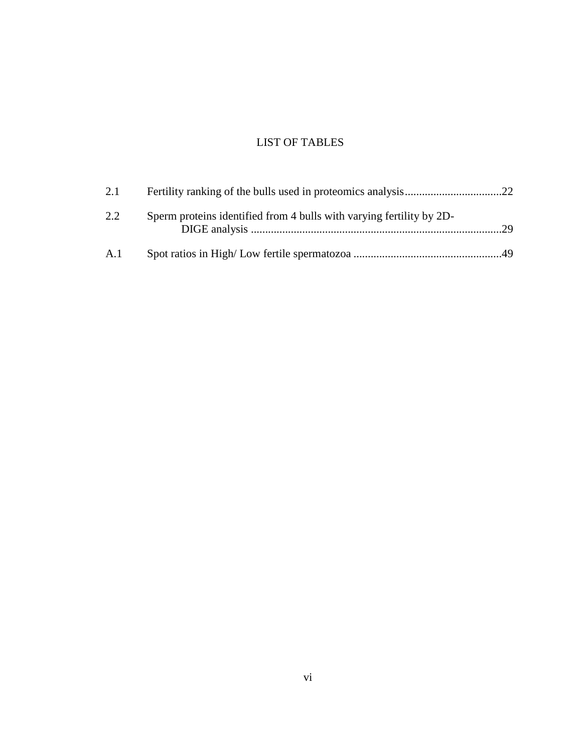# LIST OF TABLES

| | | |
|---|---|---|
| 2.1 | Fertility ranking of the bulls used in proteomics analysis | 22 |
| 2.2 | Sperm proteins identified from 4 bulls with varying fertility by 2D-DIGE analysis | 29 |
| A.1 | Spot ratios in High/ Low fertile spermatozoa | 49 |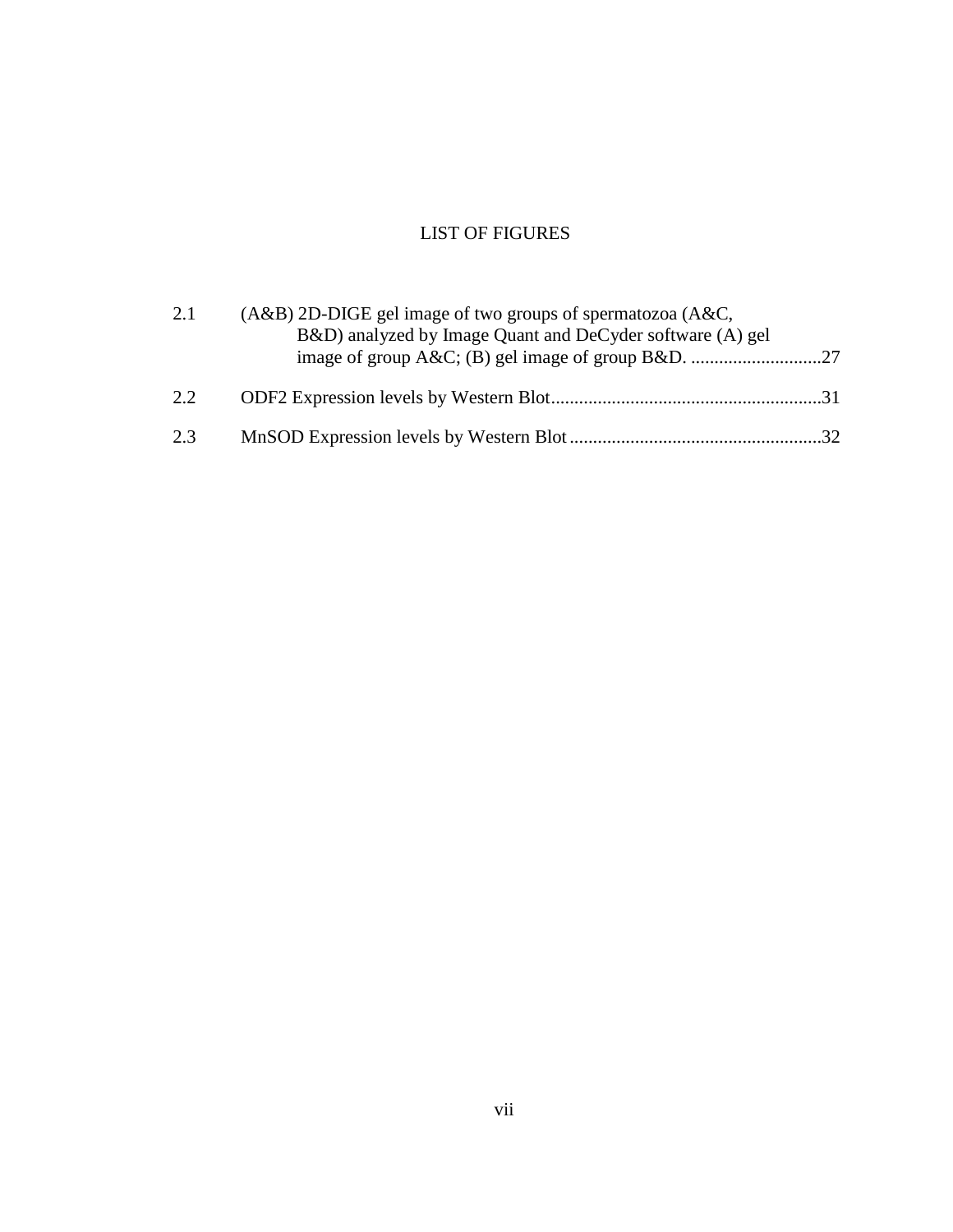# LIST OF FIGURES

| | | |
|---|---|---|
| 2.1 | (A&B) 2D-DIGE gel image of two groups of spermatozoa (A&C, B&D) analyzed by Image Quant and DeCyder software (A) gel image of group A&C; (B) gel image of group B&D. | 27 |
| 2.2 | ODF2 Expression levels by Western Blot | 31 |
| 2.3 | MnSOD Expression levels by Western Blot | 32 |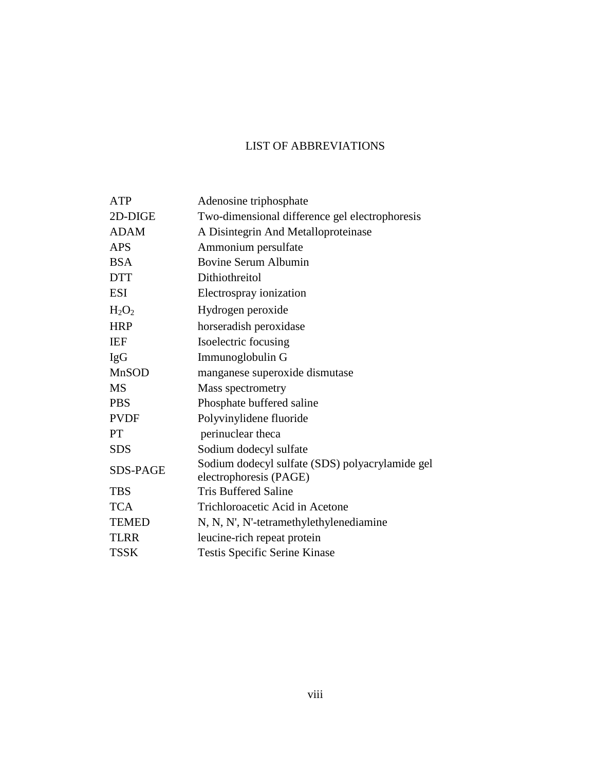# LIST OF ABBREVIATIONS

| | |
|---|---|
| ATP | Adenosine triphosphate |
| 2D-DIGE | Two-dimensional difference gel electrophoresis |
| ADAM | A Disintegrin And Metalloproteinase |
| APS | Ammonium persulfate |
| BSA | Bovine Serum Albumin |
| DTT | Dithiothreitol |
| ESI | Electrospray ionization |
| $H_2O_2$ | Hydrogen peroxide |
| HRP | horseradish peroxidase |
| IEF | Isoelectric focusing |
| IgG | Immunoglobulin G |
| MnSOD | manganese superoxide dismutase |
| MS | Mass spectrometry |
| PBS | Phosphate buffered saline |
| PVDF | Polyvinylidene fluoride |
| PT | perinuclear theca |
| SDS | Sodium dodecyl sulfate |
| SDS-PAGE | Sodium dodecyl sulfate (SDS) polyacrylamide gel electrophoresis (PAGE) |
| TBS | Tris Buffered Saline |
| TCA | Trichloroacetic Acid in Acetone |
| TEMED | N, N, N', N'-tetramethylethylenediamine |
| TLRR | leucine-rich repeat protein |
| TSSK | Testis Specific Serine Kinase |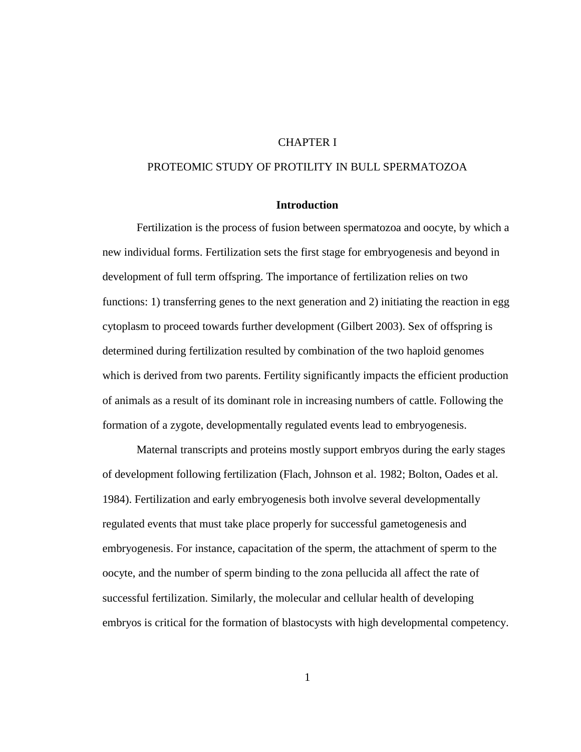# CHAPTER I

# PROTEOMIC STUDY OF PROTILITY IN BULL SPERMATOZOA

## Introduction

Fertilization is the process of fusion between spermatozoa and oocyte, by which a new individual forms. Fertilization sets the first stage for embryogenesis and beyond in development of full term offspring. The importance of fertilization relies on two functions: 1) transferring genes to the next generation and 2) initiating the reaction in egg cytoplasm to proceed towards further development (Gilbert 2003). Sex of offspring is determined during fertilization resulted by combination of the two haploid genomes which is derived from two parents. Fertility significantly impacts the efficient production of animals as a result of its dominant role in increasing numbers of cattle. Following the formation of a zygote, developmentally regulated events lead to embryogenesis.

Maternal transcripts and proteins mostly support embryos during the early stages of development following fertilization (Flach, Johnson et al. 1982; Bolton, Oades et al. 1984). Fertilization and early embryogenesis both involve several developmentally regulated events that must take place properly for successful gametogenesis and embryogenesis. For instance, capacitation of the sperm, the attachment of sperm to the oocyte, and the number of sperm binding to the zona pellucida all affect the rate of successful fertilization. Similarly, the molecular and cellular health of developing embryos is critical for the formation of blastocysts with high developmental competency.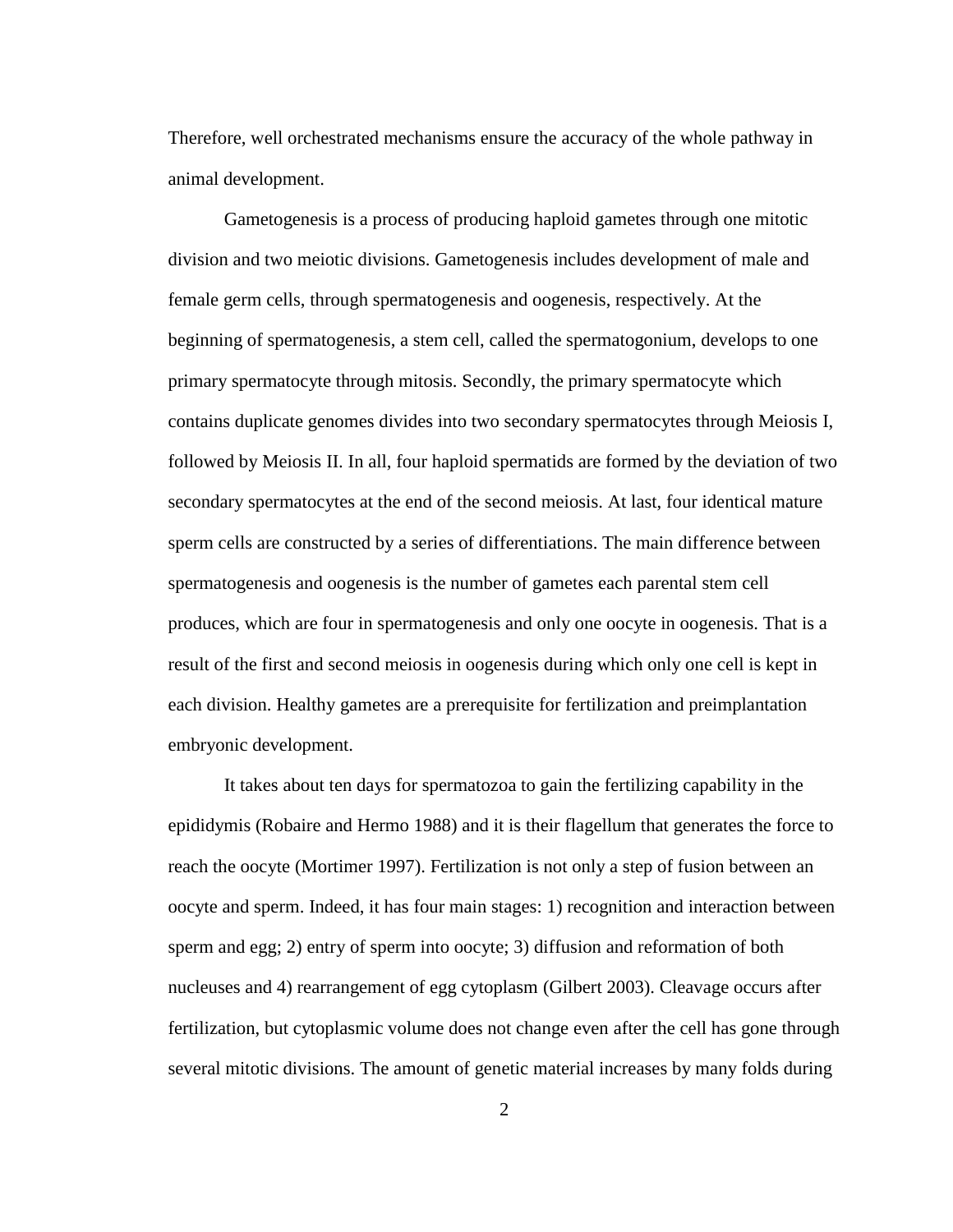Therefore, well orchestrated mechanisms ensure the accuracy of the whole pathway in animal development.

Gametogenesis is a process of producing haploid gametes through one mitotic division and two meiotic divisions. Gametogenesis includes development of male and female germ cells, through spermatogenesis and oogenesis, respectively. At the beginning of spermatogenesis, a stem cell, called the spermatogonium, develops to one primary spermatocyte through mitosis. Secondly, the primary spermatocyte which contains duplicate genomes divides into two secondary spermatocytes through Meiosis I, followed by Meiosis II. In all, four haploid spermatids are formed by the deviation of two secondary spermatocytes at the end of the second meiosis. At last, four identical mature sperm cells are constructed by a series of differentiations. The main difference between spermatogenesis and oogenesis is the number of gametes each parental stem cell produces, which are four in spermatogenesis and only one oocyte in oogenesis. That is a result of the first and second meiosis in oogenesis during which only one cell is kept in each division. Healthy gametes are a prerequisite for fertilization and preimplantation embryonic development.

It takes about ten days for spermatozoa to gain the fertilizing capability in the epididymis (Robaire and Hermo 1988) and it is their flagellum that generates the force to reach the oocyte (Mortimer 1997). Fertilization is not only a step of fusion between an oocyte and sperm. Indeed, it has four main stages: 1) recognition and interaction between sperm and egg; 2) entry of sperm into oocyte; 3) diffusion and reformation of both nucleuses and 4) rearrangement of egg cytoplasm (Gilbert 2003). Cleavage occurs after fertilization, but cytoplasmic volume does not change even after the cell has gone through several mitotic divisions. The amount of genetic material increases by many folds during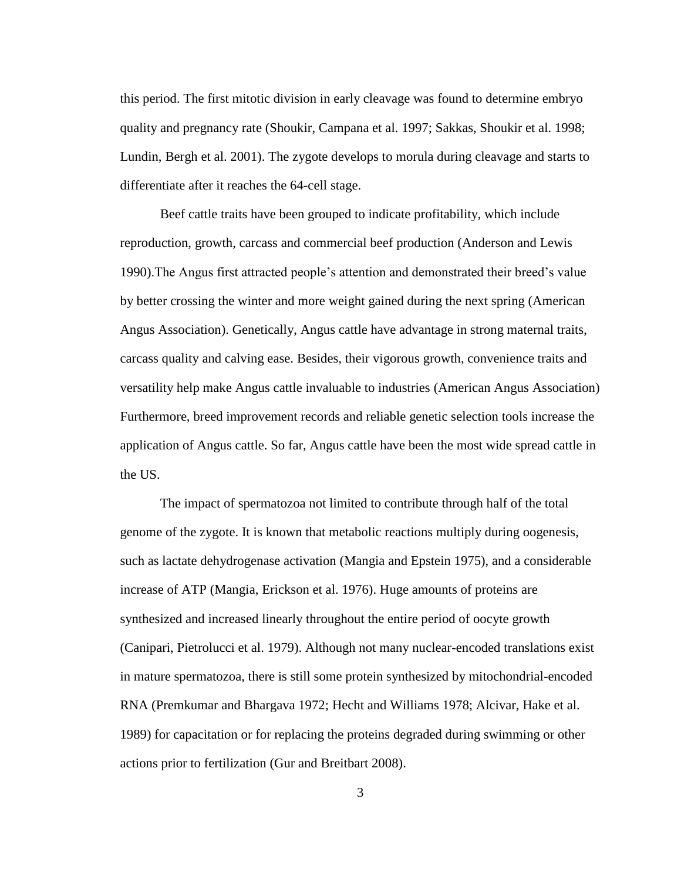this period. The first mitotic division in early cleavage was found to determine embryo quality and pregnancy rate (Shoukir, Campana et al. 1997; Sakkas, Shoukir et al. 1998; Lundin, Bergh et al. 2001). The zygote develops to morula during cleavage and starts to differentiate after it reaches the 64-cell stage.

Beef cattle traits have been grouped to indicate profitability, which include reproduction, growth, carcass and commercial beef production (Anderson and Lewis 1990).The Angus first attracted people's attention and demonstrated their breed's value by better crossing the winter and more weight gained during the next spring (American Angus Association). Genetically, Angus cattle have advantage in strong maternal traits, carcass quality and calving ease. Besides, their vigorous growth, convenience traits and versatility help make Angus cattle invaluable to industries (American Angus Association) Furthermore, breed improvement records and reliable genetic selection tools increase the application of Angus cattle. So far, Angus cattle have been the most wide spread cattle in the US.

The impact of spermatozoa not limited to contribute through half of the total genome of the zygote. It is known that metabolic reactions multiply during oogenesis, such as lactate dehydrogenase activation (Mangia and Epstein 1975), and a considerable increase of ATP (Mangia, Erickson et al. 1976). Huge amounts of proteins are synthesized and increased linearly throughout the entire period of oocyte growth (Canipari, Pietrolucci et al. 1979). Although not many nuclear-encoded translations exist in mature spermatozoa, there is still some protein synthesized by mitochondrial-encoded RNA (Premkumar and Bhargava 1972; Hecht and Williams 1978; Alcivar, Hake et al. 1989) for capacitation or for replacing the proteins degraded during swimming or other actions prior to fertilization (Gur and Breitbart 2008).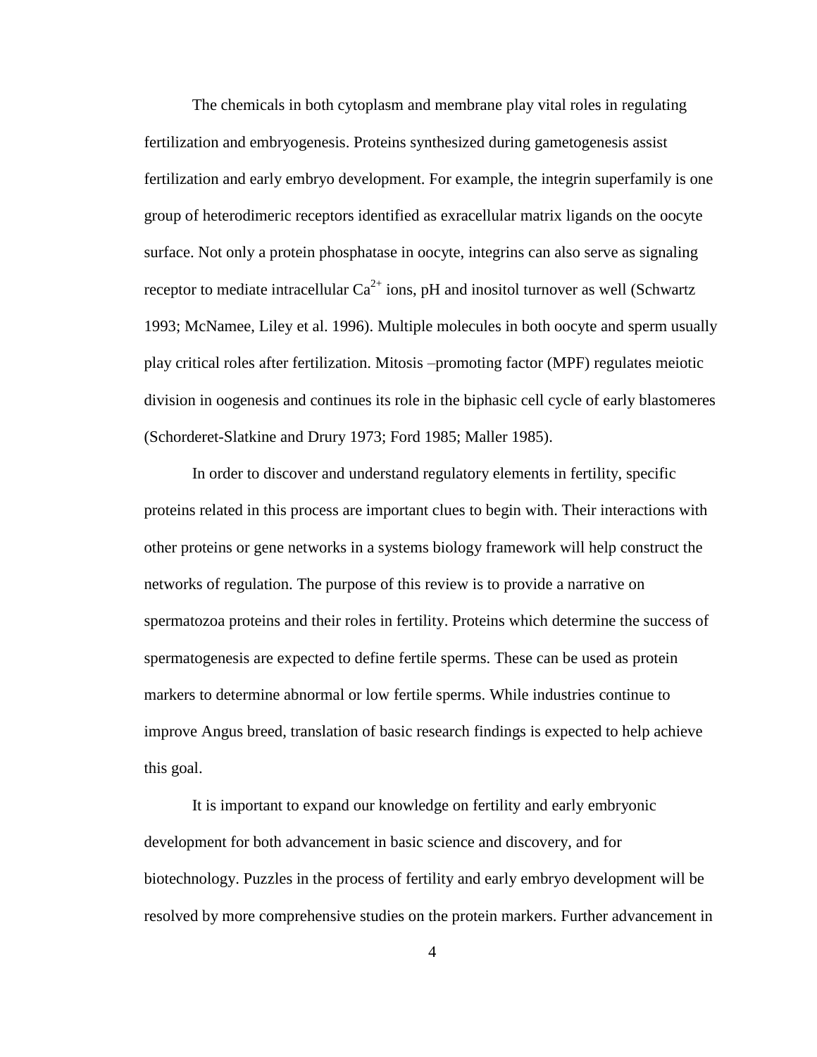The chemicals in both cytoplasm and membrane play vital roles in regulating fertilization and embryogenesis. Proteins synthesized during gametogenesis assist fertilization and early embryo development. For example, the integrin superfamily is one group of heterodimeric receptors identified as exracellular matrix ligands on the oocyte surface. Not only a protein phosphatase in oocyte, integrins can also serve as signaling receptor to mediate intracellular $Ca^{2+}$ ions, pH and inositol turnover as well (Schwartz 1993; McNamee, Liley et al. 1996). Multiple molecules in both oocyte and sperm usually play critical roles after fertilization. Mitosis –promoting factor (MPF) regulates meiotic division in oogenesis and continues its role in the biphasic cell cycle of early blastomeres (Schorderet-Slatkine and Drury 1973; Ford 1985; Maller 1985).

In order to discover and understand regulatory elements in fertility, specific proteins related in this process are important clues to begin with. Their interactions with other proteins or gene networks in a systems biology framework will help construct the networks of regulation. The purpose of this review is to provide a narrative on spermatozoa proteins and their roles in fertility. Proteins which determine the success of spermatogenesis are expected to define fertile sperms. These can be used as protein markers to determine abnormal or low fertile sperms. While industries continue to improve Angus breed, translation of basic research findings is expected to help achieve this goal.

It is important to expand our knowledge on fertility and early embryonic development for both advancement in basic science and discovery, and for biotechnology. Puzzles in the process of fertility and early embryo development will be resolved by more comprehensive studies on the protein markers. Further advancement in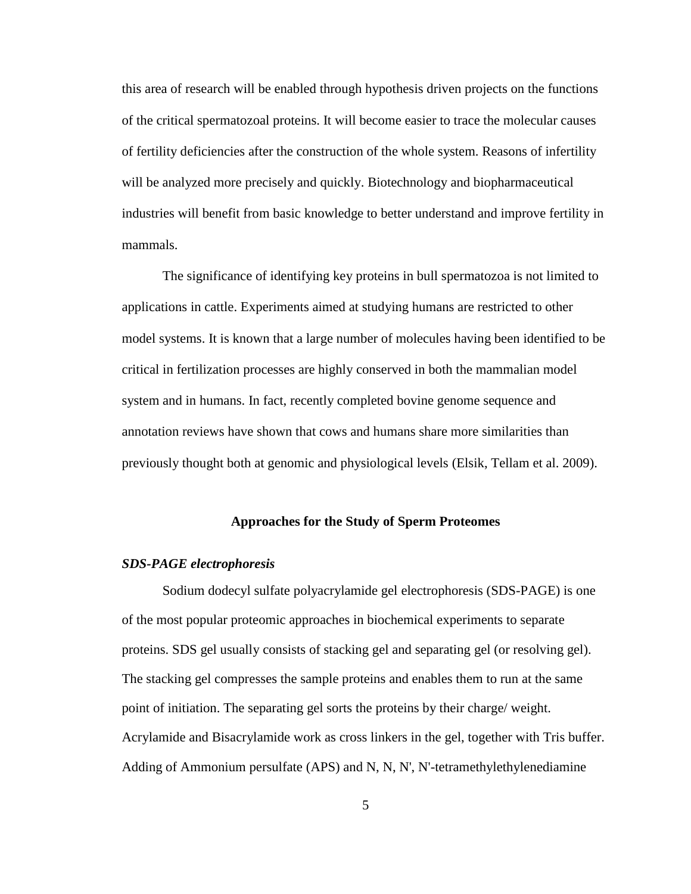this area of research will be enabled through hypothesis driven projects on the functions of the critical spermatozoal proteins. It will become easier to trace the molecular causes of fertility deficiencies after the construction of the whole system. Reasons of infertility will be analyzed more precisely and quickly. Biotechnology and biopharmaceutical industries will benefit from basic knowledge to better understand and improve fertility in mammals.

The significance of identifying key proteins in bull spermatozoa is not limited to applications in cattle. Experiments aimed at studying humans are restricted to other model systems. It is known that a large number of molecules having been identified to be critical in fertilization processes are highly conserved in both the mammalian model system and in humans. In fact, recently completed bovine genome sequence and annotation reviews have shown that cows and humans share more similarities than previously thought both at genomic and physiological levels (Elsik, Tellam et al. 2009).

## Approaches for the Study of Sperm Proteomes

### *SDS-PAGE electrophoresis*

Sodium dodecyl sulfate polyacrylamide gel electrophoresis (SDS-PAGE) is one of the most popular proteomic approaches in biochemical experiments to separate proteins. SDS gel usually consists of stacking gel and separating gel (or resolving gel). The stacking gel compresses the sample proteins and enables them to run at the same point of initiation. The separating gel sorts the proteins by their charge/ weight. Acrylamide and Bisacrylamide work as cross linkers in the gel, together with Tris buffer. Adding of Ammonium persulfate (APS) and N, N, N', N'-tetramethylethylenediamine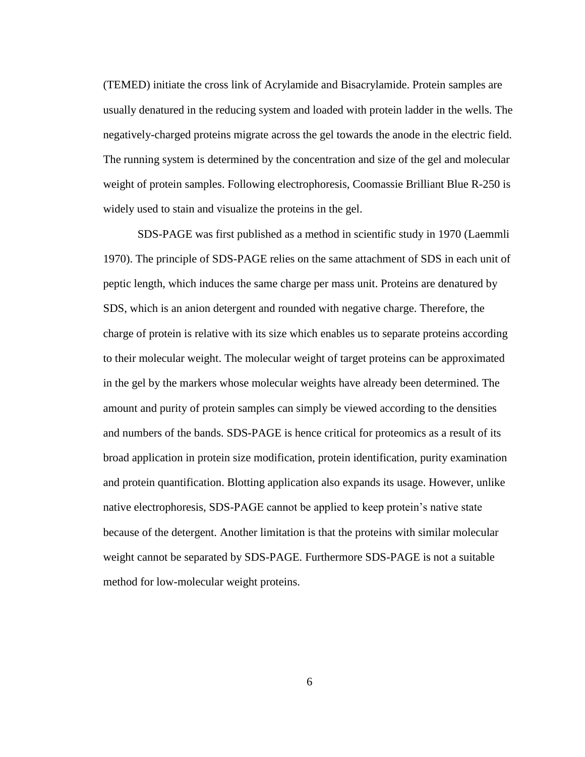(TEMED) initiate the cross link of Acrylamide and Bisacrylamide. Protein samples are usually denatured in the reducing system and loaded with protein ladder in the wells. The negatively-charged proteins migrate across the gel towards the anode in the electric field. The running system is determined by the concentration and size of the gel and molecular weight of protein samples. Following electrophoresis, Coomassie Brilliant Blue R-250 is widely used to stain and visualize the proteins in the gel.

SDS-PAGE was first published as a method in scientific study in 1970 (Laemmli 1970). The principle of SDS-PAGE relies on the same attachment of SDS in each unit of peptic length, which induces the same charge per mass unit. Proteins are denatured by SDS, which is an anion detergent and rounded with negative charge. Therefore, the charge of protein is relative with its size which enables us to separate proteins according to their molecular weight. The molecular weight of target proteins can be approximated in the gel by the markers whose molecular weights have already been determined. The amount and purity of protein samples can simply be viewed according to the densities and numbers of the bands. SDS-PAGE is hence critical for proteomics as a result of its broad application in protein size modification, protein identification, purity examination and protein quantification. Blotting application also expands its usage. However, unlike native electrophoresis, SDS-PAGE cannot be applied to keep protein's native state because of the detergent. Another limitation is that the proteins with similar molecular weight cannot be separated by SDS-PAGE. Furthermore SDS-PAGE is not a suitable method for low-molecular weight proteins.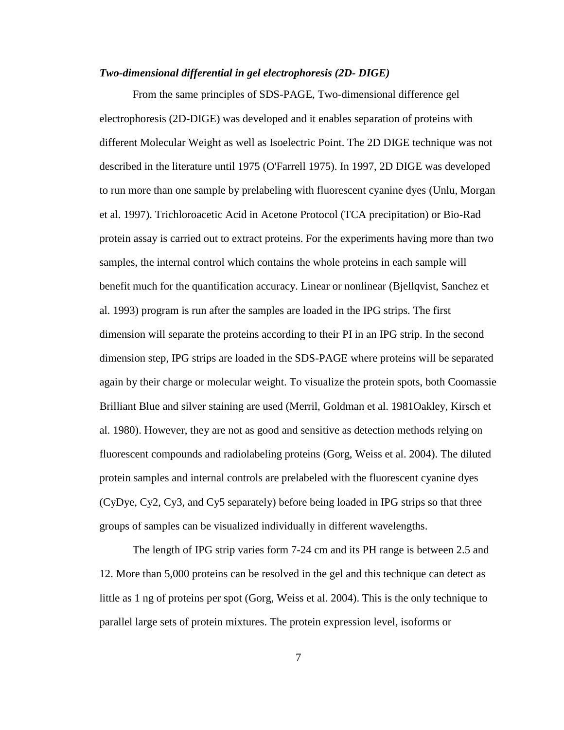*Two-dimensional differential in gel electrophoresis (2D- DIGE)*

From the same principles of SDS-PAGE, Two-dimensional difference gel electrophoresis (2D-DIGE) was developed and it enables separation of proteins with different Molecular Weight as well as Isoelectric Point. The 2D DIGE technique was not described in the literature until 1975 (O'Farrell 1975). In 1997, 2D DIGE was developed to run more than one sample by prelabeling with fluorescent cyanine dyes (Unlu, Morgan et al. 1997). Trichloroacetic Acid in Acetone Protocol (TCA precipitation) or Bio-Rad protein assay is carried out to extract proteins. For the experiments having more than two samples, the internal control which contains the whole proteins in each sample will benefit much for the quantification accuracy. Linear or nonlinear (Bjellqvist, Sanchez et al. 1993) program is run after the samples are loaded in the IPG strips. The first dimension will separate the proteins according to their PI in an IPG strip. In the second dimension step, IPG strips are loaded in the SDS-PAGE where proteins will be separated again by their charge or molecular weight. To visualize the protein spots, both Coomassie Brilliant Blue and silver staining are used (Merril, Goldman et al. 1981Oakley, Kirsch et al. 1980). However, they are not as good and sensitive as detection methods relying on fluorescent compounds and radiolabeling proteins (Gorg, Weiss et al. 2004). The diluted protein samples and internal controls are prelabeled with the fluorescent cyanine dyes (CyDye, Cy2, Cy3, and Cy5 separately) before being loaded in IPG strips so that three groups of samples can be visualized individually in different wavelengths.

The length of IPG strip varies form 7-24 cm and its PH range is between 2.5 and 12. More than 5,000 proteins can be resolved in the gel and this technique can detect as little as 1 ng of proteins per spot (Gorg, Weiss et al. 2004). This is the only technique to parallel large sets of protein mixtures. The protein expression level, isoforms or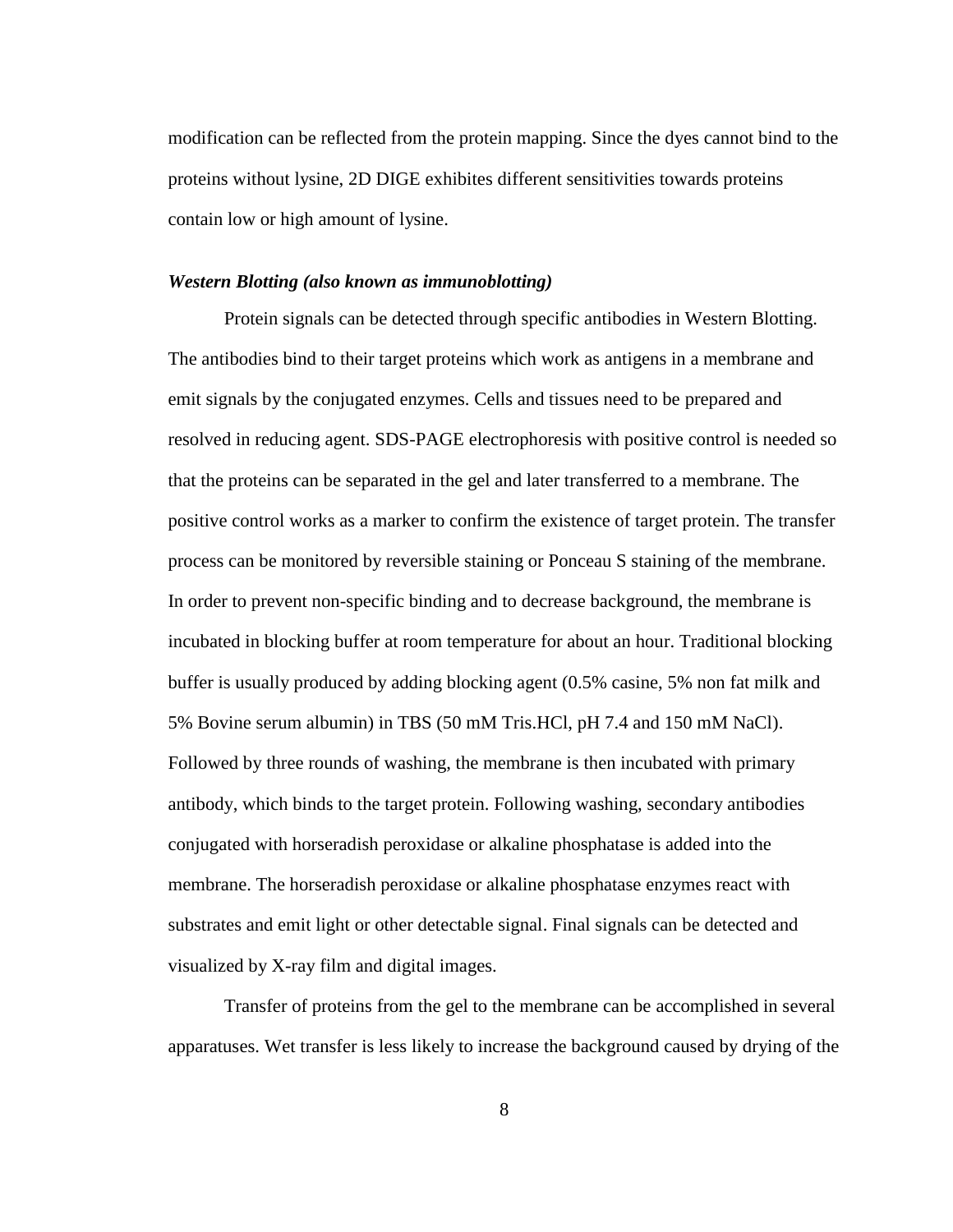modification can be reflected from the protein mapping. Since the dyes cannot bind to the proteins without lysine, 2D DIGE exhibites different sensitivities towards proteins contain low or high amount of lysine.

***Western Blotting (also known as immunoblotting)***

Protein signals can be detected through specific antibodies in Western Blotting. The antibodies bind to their target proteins which work as antigens in a membrane and emit signals by the conjugated enzymes. Cells and tissues need to be prepared and resolved in reducing agent. SDS-PAGE electrophoresis with positive control is needed so that the proteins can be separated in the gel and later transferred to a membrane. The positive control works as a marker to confirm the existence of target protein. The transfer process can be monitored by reversible staining or Ponceau S staining of the membrane. In order to prevent non-specific binding and to decrease background, the membrane is incubated in blocking buffer at room temperature for about an hour. Traditional blocking buffer is usually produced by adding blocking agent (0.5% casine, 5% non fat milk and 5% Bovine serum albumin) in TBS (50 mM Tris.HCl, pH 7.4 and 150 mM NaCl). Followed by three rounds of washing, the membrane is then incubated with primary antibody, which binds to the target protein. Following washing, secondary antibodies conjugated with horseradish peroxidase or alkaline phosphatase is added into the membrane. The horseradish peroxidase or alkaline phosphatase enzymes react with substrates and emit light or other detectable signal. Final signals can be detected and visualized by X-ray film and digital images.

Transfer of proteins from the gel to the membrane can be accomplished in several apparatuses. Wet transfer is less likely to increase the background caused by drying of the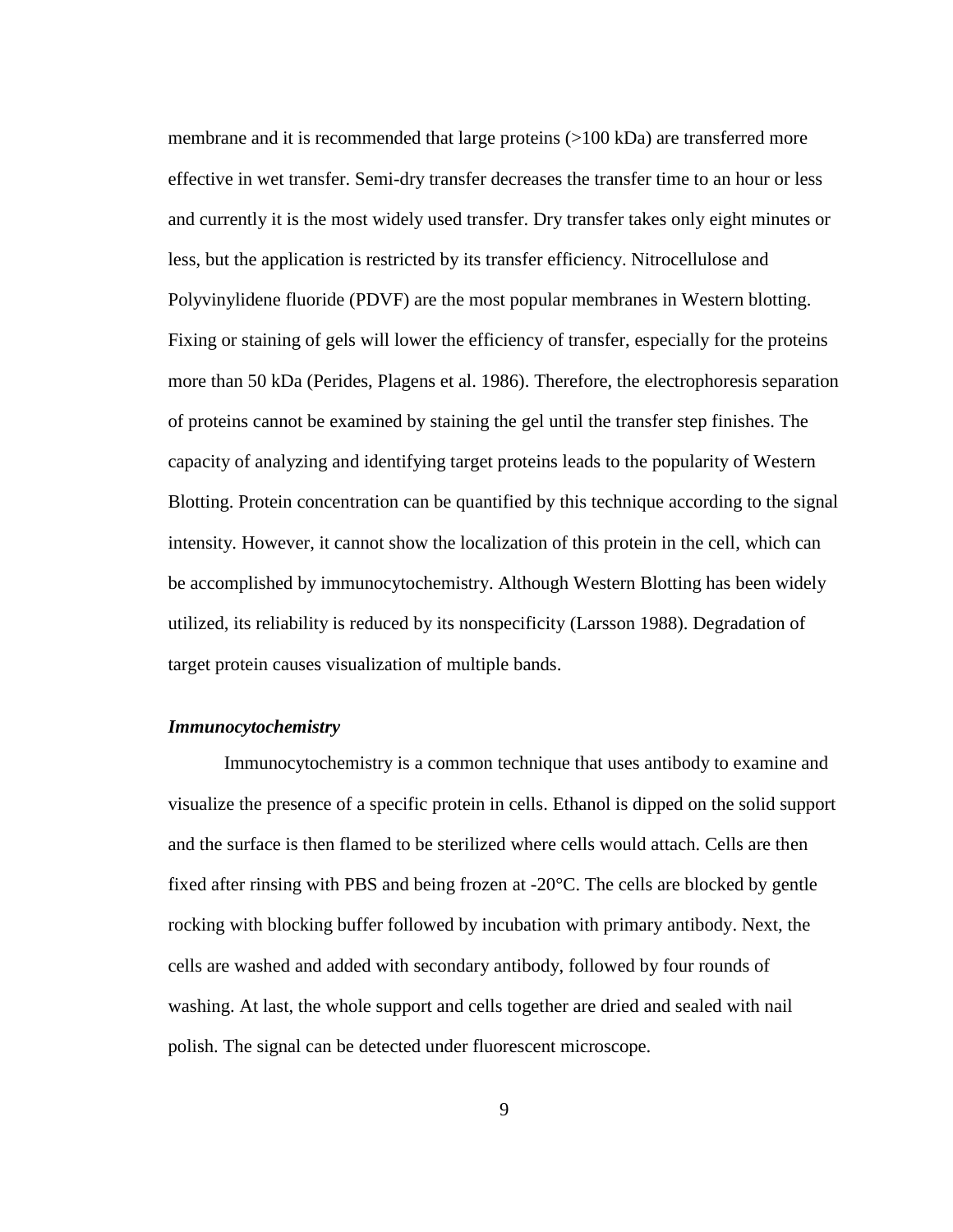membrane and it is recommended that large proteins (>100 kDa) are transferred more effective in wet transfer. Semi-dry transfer decreases the transfer time to an hour or less and currently it is the most widely used transfer. Dry transfer takes only eight minutes or less, but the application is restricted by its transfer efficiency. Nitrocellulose and Polyvinylidene fluoride (PDVF) are the most popular membranes in Western blotting. Fixing or staining of gels will lower the efficiency of transfer, especially for the proteins more than 50 kDa (Perides, Plagens et al. 1986). Therefore, the electrophoresis separation of proteins cannot be examined by staining the gel until the transfer step finishes. The capacity of analyzing and identifying target proteins leads to the popularity of Western Blotting. Protein concentration can be quantified by this technique according to the signal intensity. However, it cannot show the localization of this protein in the cell, which can be accomplished by immunocytochemistry. Although Western Blotting has been widely utilized, its reliability is reduced by its nonspecificity (Larsson 1988). Degradation of target protein causes visualization of multiple bands.

### *Immunocytochemistry*

Immunocytochemistry is a common technique that uses antibody to examine and visualize the presence of a specific protein in cells. Ethanol is dipped on the solid support and the surface is then flamed to be sterilized where cells would attach. Cells are then fixed after rinsing with PBS and being frozen at -20°C. The cells are blocked by gentle rocking with blocking buffer followed by incubation with primary antibody. Next, the cells are washed and added with secondary antibody, followed by four rounds of washing. At last, the whole support and cells together are dried and sealed with nail polish. The signal can be detected under fluorescent microscope.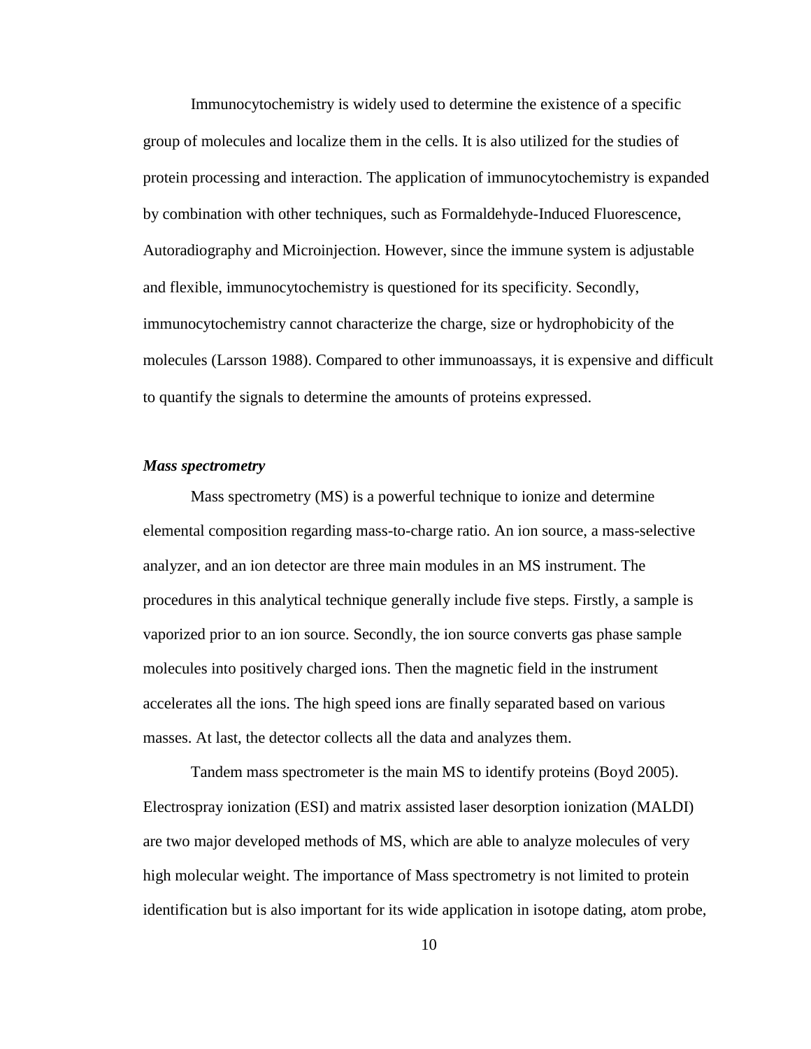Immunocytochemistry is widely used to determine the existence of a specific group of molecules and localize them in the cells. It is also utilized for the studies of protein processing and interaction. The application of immunocytochemistry is expanded by combination with other techniques, such as Formaldehyde-Induced Fluorescence, Autoradiography and Microinjection. However, since the immune system is adjustable and flexible, immunocytochemistry is questioned for its specificity. Secondly, immunocytochemistry cannot characterize the charge, size or hydrophobicity of the molecules (Larsson 1988). Compared to other immunoassays, it is expensive and difficult to quantify the signals to determine the amounts of proteins expressed.

### *Mass spectrometry*

Mass spectrometry (MS) is a powerful technique to ionize and determine elemental composition regarding mass-to-charge ratio. An ion source, a mass-selective analyzer, and an ion detector are three main modules in an MS instrument. The procedures in this analytical technique generally include five steps. Firstly, a sample is vaporized prior to an ion source. Secondly, the ion source converts gas phase sample molecules into positively charged ions. Then the magnetic field in the instrument accelerates all the ions. The high speed ions are finally separated based on various masses. At last, the detector collects all the data and analyzes them.

Tandem mass spectrometer is the main MS to identify proteins (Boyd 2005). Electrospray ionization (ESI) and matrix assisted laser desorption ionization (MALDI) are two major developed methods of MS, which are able to analyze molecules of very high molecular weight. The importance of Mass spectrometry is not limited to protein identification but is also important for its wide application in isotope dating, atom probe,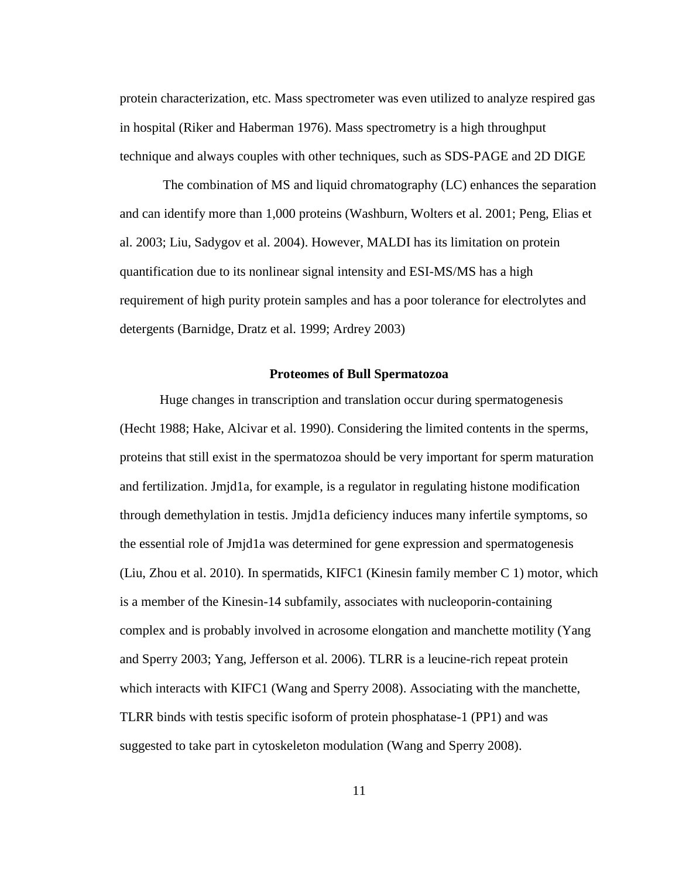protein characterization, etc. Mass spectrometer was even utilized to analyze respired gas in hospital (Riker and Haberman 1976). Mass spectrometry is a high throughput technique and always couples with other techniques, such as SDS-PAGE and 2D DIGE

The combination of MS and liquid chromatography (LC) enhances the separation and can identify more than 1,000 proteins (Washburn, Wolters et al. 2001; Peng, Elias et al. 2003; Liu, Sadygov et al. 2004). However, MALDI has its limitation on protein quantification due to its nonlinear signal intensity and ESI-MS/MS has a high requirement of high purity protein samples and has a poor tolerance for electrolytes and detergents (Barnidge, Dratz et al. 1999; Ardrey 2003)

## Proteomes of Bull Spermatozoa

Huge changes in transcription and translation occur during spermatogenesis (Hecht 1988; Hake, Alcivar et al. 1990). Considering the limited contents in the sperms, proteins that still exist in the spermatozoa should be very important for sperm maturation and fertilization. Jmjd1a, for example, is a regulator in regulating histone modification through demethylation in testis. Jmjd1a deficiency induces many infertile symptoms, so the essential role of Jmjd1a was determined for gene expression and spermatogenesis (Liu, Zhou et al. 2010). In spermatids, KIFC1 (Kinesin family member C 1) motor, which is a member of the Kinesin-14 subfamily, associates with nucleoporin-containing complex and is probably involved in acrosome elongation and manchette motility (Yang and Sperry 2003; Yang, Jefferson et al. 2006). TLRR is a leucine-rich repeat protein which interacts with KIFC1 (Wang and Sperry 2008). Associating with the manchette, TLRR binds with testis specific isoform of protein phosphatase-1 (PP1) and was suggested to take part in cytoskeleton modulation (Wang and Sperry 2008).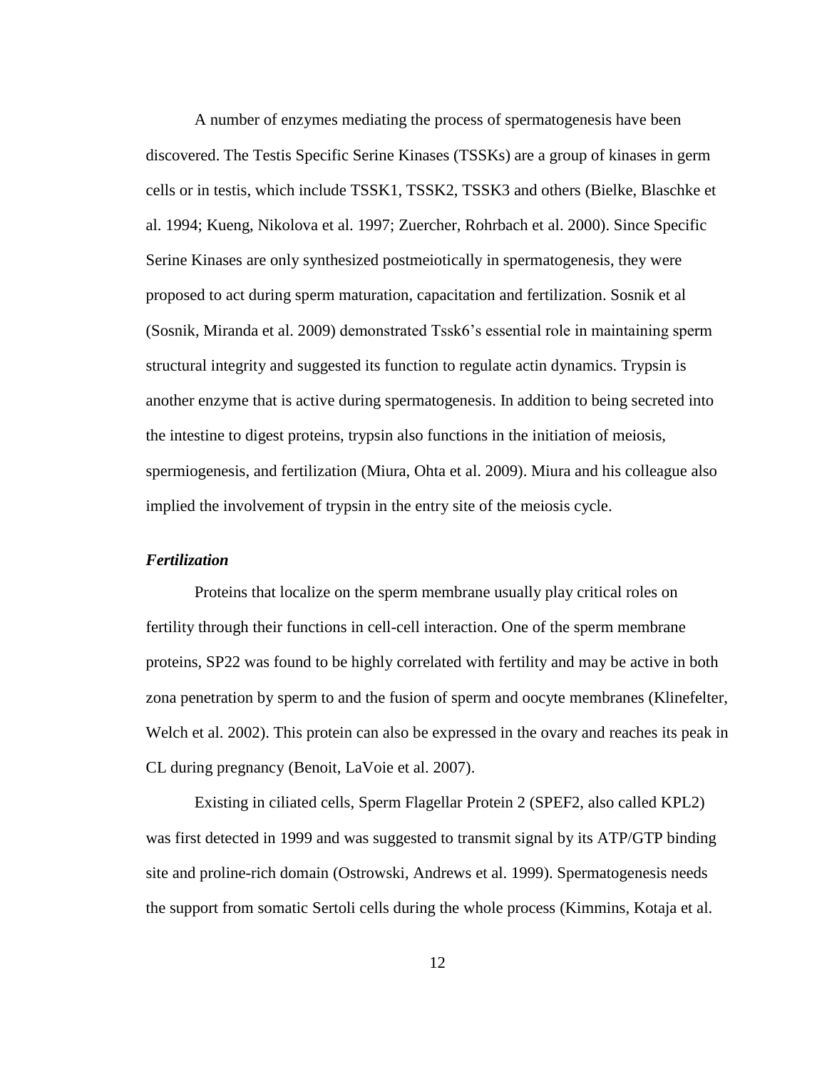A number of enzymes mediating the process of spermatogenesis have been discovered. The Testis Specific Serine Kinases (TSSKs) are a group of kinases in germ cells or in testis, which include TSSK1, TSSK2, TSSK3 and others (Bielke, Blaschke et al. 1994; Kueng, Nikolova et al. 1997; Zuercher, Rohrbach et al. 2000). Since Specific Serine Kinases are only synthesized postmeiotically in spermatogenesis, they were proposed to act during sperm maturation, capacitation and fertilization. Sosnik et al (Sosnik, Miranda et al. 2009) demonstrated Tssk6's essential role in maintaining sperm structural integrity and suggested its function to regulate actin dynamics. Trypsin is another enzyme that is active during spermatogenesis. In addition to being secreted into the intestine to digest proteins, trypsin also functions in the initiation of meiosis, spermiogenesis, and fertilization (Miura, Ohta et al. 2009). Miura and his colleague also implied the involvement of trypsin in the entry site of the meiosis cycle.

### *Fertilization*

Proteins that localize on the sperm membrane usually play critical roles on fertility through their functions in cell-cell interaction. One of the sperm membrane proteins, SP22 was found to be highly correlated with fertility and may be active in both zona penetration by sperm to and the fusion of sperm and oocyte membranes (Klinefelter, Welch et al. 2002). This protein can also be expressed in the ovary and reaches its peak in CL during pregnancy (Benoit, LaVoie et al. 2007).

Existing in ciliated cells, Sperm Flagellar Protein 2 (SPEF2, also called KPL2) was first detected in 1999 and was suggested to transmit signal by its ATP/GTP binding site and proline-rich domain (Ostrowski, Andrews et al. 1999). Spermatogenesis needs the support from somatic Sertoli cells during the whole process (Kimmins, Kotaja et al.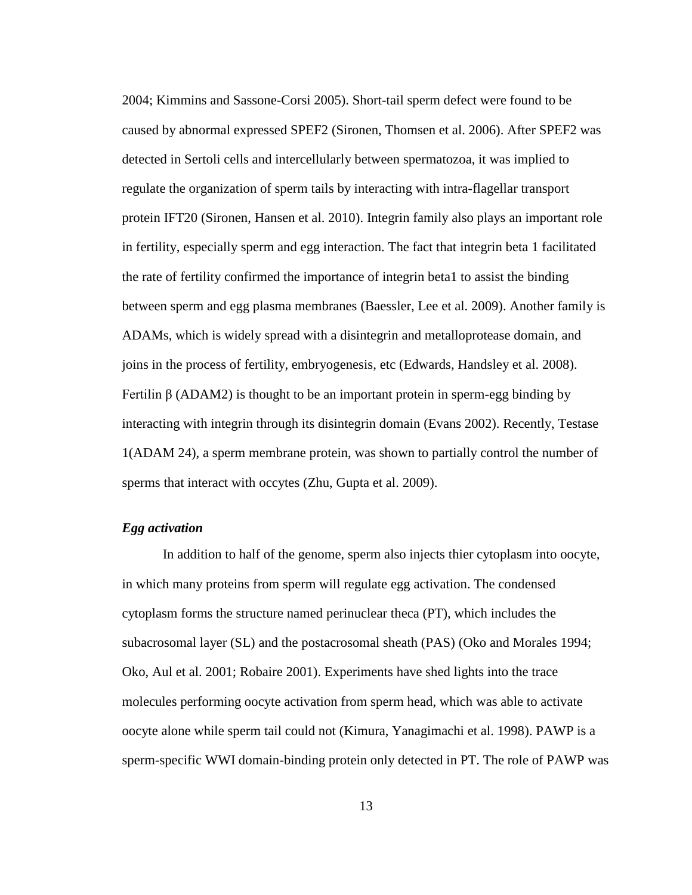2004; Kimmins and Sassone-Corsi 2005). Short-tail sperm defect were found to be caused by abnormal expressed SPEF2 (Sironen, Thomsen et al. 2006). After SPEF2 was detected in Sertoli cells and intercellularly between spermatozoa, it was implied to regulate the organization of sperm tails by interacting with intra-flagellar transport protein IFT20 (Sironen, Hansen et al. 2010). Integrin family also plays an important role in fertility, especially sperm and egg interaction. The fact that integrin beta 1 facilitated the rate of fertility confirmed the importance of integrin beta1 to assist the binding between sperm and egg plasma membranes (Baessler, Lee et al. 2009). Another family is ADAMs, which is widely spread with a disintegrin and metalloprotease domain, and joins in the process of fertility, embryogenesis, etc (Edwards, Handsley et al. 2008). Fertilin β (ADAM2) is thought to be an important protein in sperm-egg binding by interacting with integrin through its disintegrin domain (Evans 2002). Recently, Testase 1(ADAM 24), a sperm membrane protein, was shown to partially control the number of sperms that interact with occytes (Zhu, Gupta et al. 2009).

***Egg activation***

In addition to half of the genome, sperm also injects thier cytoplasm into oocyte, in which many proteins from sperm will regulate egg activation. The condensed cytoplasm forms the structure named perinuclear theca (PT), which includes the subacrosomal layer (SL) and the postacrosomal sheath (PAS) (Oko and Morales 1994; Oko, Aul et al. 2001; Robaire 2001). Experiments have shed lights into the trace molecules performing oocyte activation from sperm head, which was able to activate oocyte alone while sperm tail could not (Kimura, Yanagimachi et al. 1998). PAWP is a sperm-specific WWI domain-binding protein only detected in PT. The role of PAWP was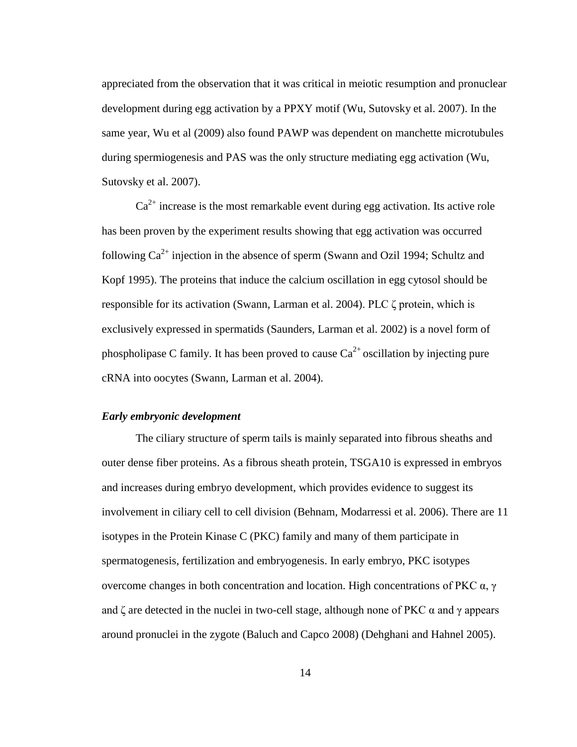appreciated from the observation that it was critical in meiotic resumption and pronuclear development during egg activation by a PPXY motif (Wu, Sutovsky et al. 2007). In the same year, Wu et al (2009) also found PAWP was dependent on manchette microtubules during spermiogenesis and PAS was the only structure mediating egg activation (Wu, Sutovsky et al. 2007).

$Ca^{2+}$ increase is the most remarkable event during egg activation. Its active role has been proven by the experiment results showing that egg activation was occurred following $Ca^{2+}$ injection in the absence of sperm (Swann and Ozil 1994; Schultz and Kopf 1995). The proteins that induce the calcium oscillation in egg cytosol should be responsible for its activation (Swann, Larman et al. 2004). PLC ζ protein, which is exclusively expressed in spermatids (Saunders, Larman et al. 2002) is a novel form of phospholipase C family. It has been proved to cause $Ca^{2+}$ oscillation by injecting pure cRNA into oocytes (Swann, Larman et al. 2004).

### *Early embryonic development*

The ciliary structure of sperm tails is mainly separated into fibrous sheaths and outer dense fiber proteins. As a fibrous sheath protein, TSGA10 is expressed in embryos and increases during embryo development, which provides evidence to suggest its involvement in ciliary cell to cell division (Behnam, Modarressi et al. 2006). There are 11 isotypes in the Protein Kinase C (PKC) family and many of them participate in spermatogenesis, fertilization and embryogenesis. In early embryo, PKC isotypes overcome changes in both concentration and location. High concentrations of PKC α, γ and ζ are detected in the nuclei in two-cell stage, although none of PKC α and γ appears around pronuclei in the zygote (Baluch and Capco 2008) (Dehghani and Hahnel 2005).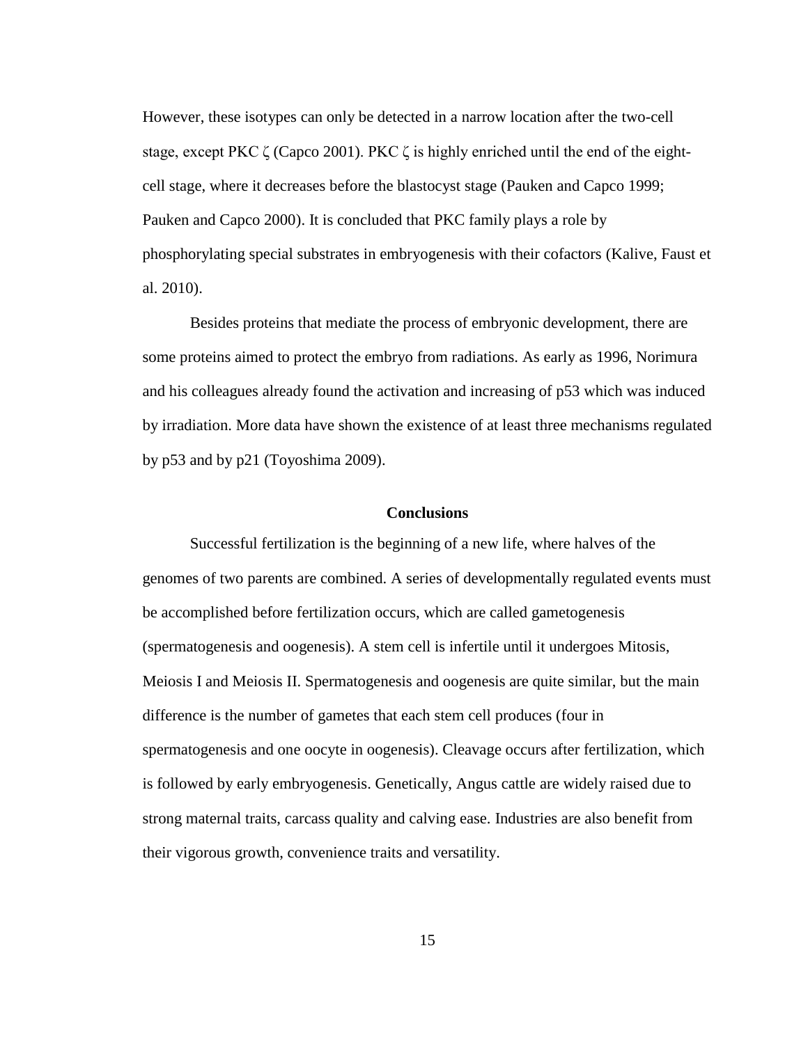However, these isotypes can only be detected in a narrow location after the two-cell stage, except PKC ζ (Capco 2001). PKC ζ is highly enriched until the end of the eight-cell stage, where it decreases before the blastocyst stage (Pauken and Capco 1999; Pauken and Capco 2000). It is concluded that PKC family plays a role by phosphorylating special substrates in embryogenesis with their cofactors (Kalive, Faust et al. 2010).

Besides proteins that mediate the process of embryonic development, there are some proteins aimed to protect the embryo from radiations. As early as 1996, Norimura and his colleagues already found the activation and increasing of p53 which was induced by irradiation. More data have shown the existence of at least three mechanisms regulated by p53 and by p21 (Toyoshima 2009).

## Conclusions

Successful fertilization is the beginning of a new life, where halves of the genomes of two parents are combined. A series of developmentally regulated events must be accomplished before fertilization occurs, which are called gametogenesis (spermatogenesis and oogenesis). A stem cell is infertile until it undergoes Mitosis, Meiosis I and Meiosis II. Spermatogenesis and oogenesis are quite similar, but the main difference is the number of gametes that each stem cell produces (four in spermatogenesis and one oocyte in oogenesis). Cleavage occurs after fertilization, which is followed by early embryogenesis. Genetically, Angus cattle are widely raised due to strong maternal traits, carcass quality and calving ease. Industries are also benefit from their vigorous growth, convenience traits and versatility.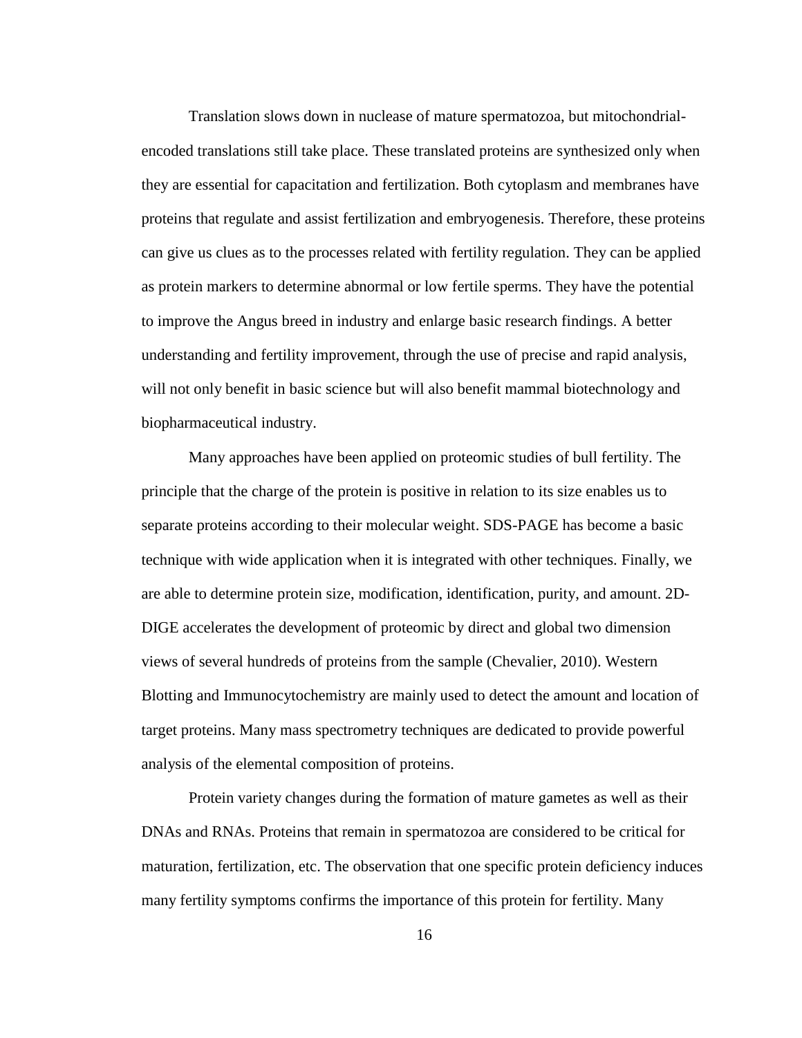Translation slows down in nuclease of mature spermatozoa, but mitochondrial-encoded translations still take place. These translated proteins are synthesized only when they are essential for capacitation and fertilization. Both cytoplasm and membranes have proteins that regulate and assist fertilization and embryogenesis. Therefore, these proteins can give us clues as to the processes related with fertility regulation. They can be applied as protein markers to determine abnormal or low fertile sperms. They have the potential to improve the Angus breed in industry and enlarge basic research findings. A better understanding and fertility improvement, through the use of precise and rapid analysis, will not only benefit in basic science but will also benefit mammal biotechnology and biopharmaceutical industry.

Many approaches have been applied on proteomic studies of bull fertility. The principle that the charge of the protein is positive in relation to its size enables us to separate proteins according to their molecular weight. SDS-PAGE has become a basic technique with wide application when it is integrated with other techniques. Finally, we are able to determine protein size, modification, identification, purity, and amount. 2D-DIGE accelerates the development of proteomic by direct and global two dimension views of several hundreds of proteins from the sample (Chevalier, 2010). Western Blotting and Immunocytochemistry are mainly used to detect the amount and location of target proteins. Many mass spectrometry techniques are dedicated to provide powerful analysis of the elemental composition of proteins.

Protein variety changes during the formation of mature gametes as well as their DNAs and RNAs. Proteins that remain in spermatozoa are considered to be critical for maturation, fertilization, etc. The observation that one specific protein deficiency induces many fertility symptoms confirms the importance of this protein for fertility. Many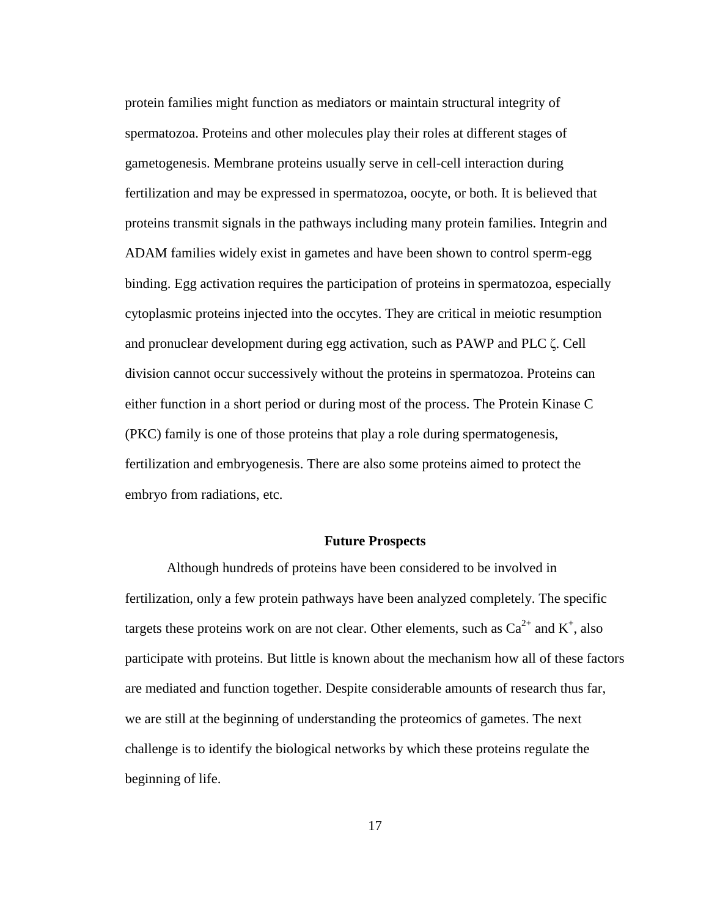protein families might function as mediators or maintain structural integrity of spermatozoa. Proteins and other molecules play their roles at different stages of gametogenesis. Membrane proteins usually serve in cell-cell interaction during fertilization and may be expressed in spermatozoa, oocyte, or both. It is believed that proteins transmit signals in the pathways including many protein families. Integrin and ADAM families widely exist in gametes and have been shown to control sperm-egg binding. Egg activation requires the participation of proteins in spermatozoa, especially cytoplasmic proteins injected into the occytes. They are critical in meiotic resumption and pronuclear development during egg activation, such as PAWP and PLC ζ. Cell division cannot occur successively without the proteins in spermatozoa. Proteins can either function in a short period or during most of the process. The Protein Kinase C (PKC) family is one of those proteins that play a role during spermatogenesis, fertilization and embryogenesis. There are also some proteins aimed to protect the embryo from radiations, etc.

## Future Prospects

Although hundreds of proteins have been considered to be involved in fertilization, only a few protein pathways have been analyzed completely. The specific targets these proteins work on are not clear. Other elements, such as $Ca^{2+}$ and $K^{+}$, also participate with proteins. But little is known about the mechanism how all of these factors are mediated and function together. Despite considerable amounts of research thus far, we are still at the beginning of understanding the proteomics of gametes. The next challenge is to identify the biological networks by which these proteins regulate the beginning of life.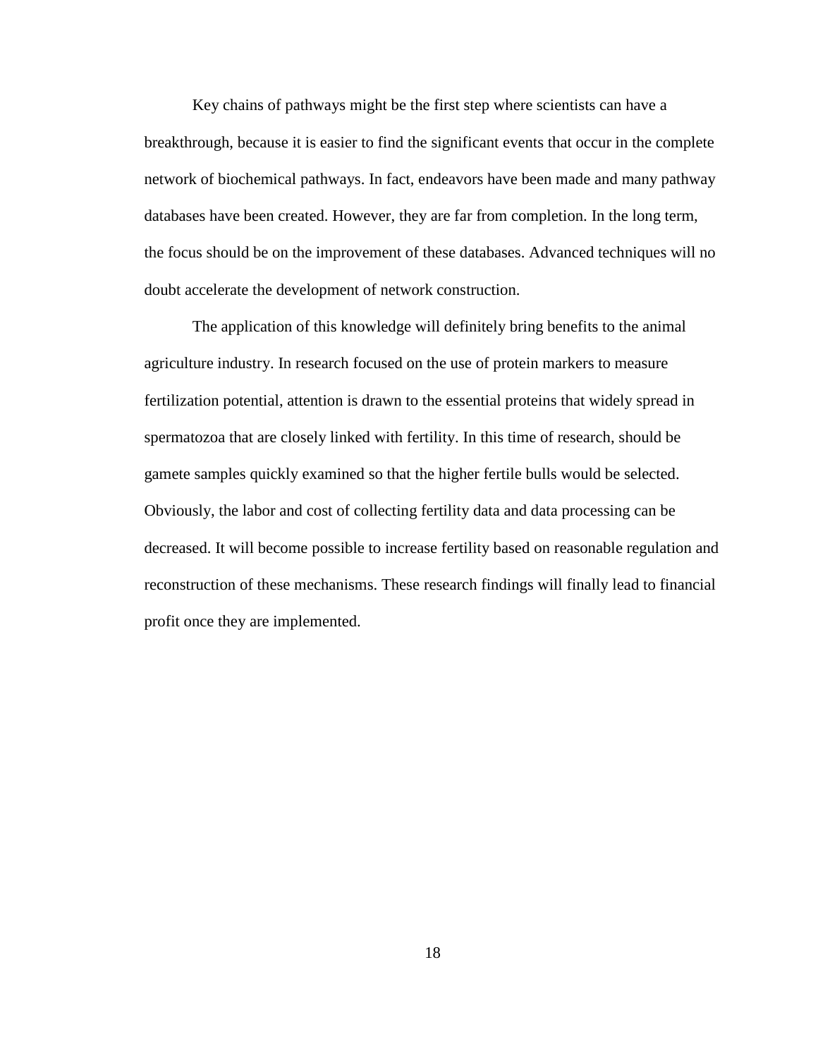Key chains of pathways might be the first step where scientists can have a breakthrough, because it is easier to find the significant events that occur in the complete network of biochemical pathways. In fact, endeavors have been made and many pathway databases have been created. However, they are far from completion. In the long term, the focus should be on the improvement of these databases. Advanced techniques will no doubt accelerate the development of network construction.

The application of this knowledge will definitely bring benefits to the animal agriculture industry. In research focused on the use of protein markers to measure fertilization potential, attention is drawn to the essential proteins that widely spread in spermatozoa that are closely linked with fertility. In this time of research, should be gamete samples quickly examined so that the higher fertile bulls would be selected. Obviously, the labor and cost of collecting fertility data and data processing can be decreased. It will become possible to increase fertility based on reasonable regulation and reconstruction of these mechanisms. These research findings will finally lead to financial profit once they are implemented.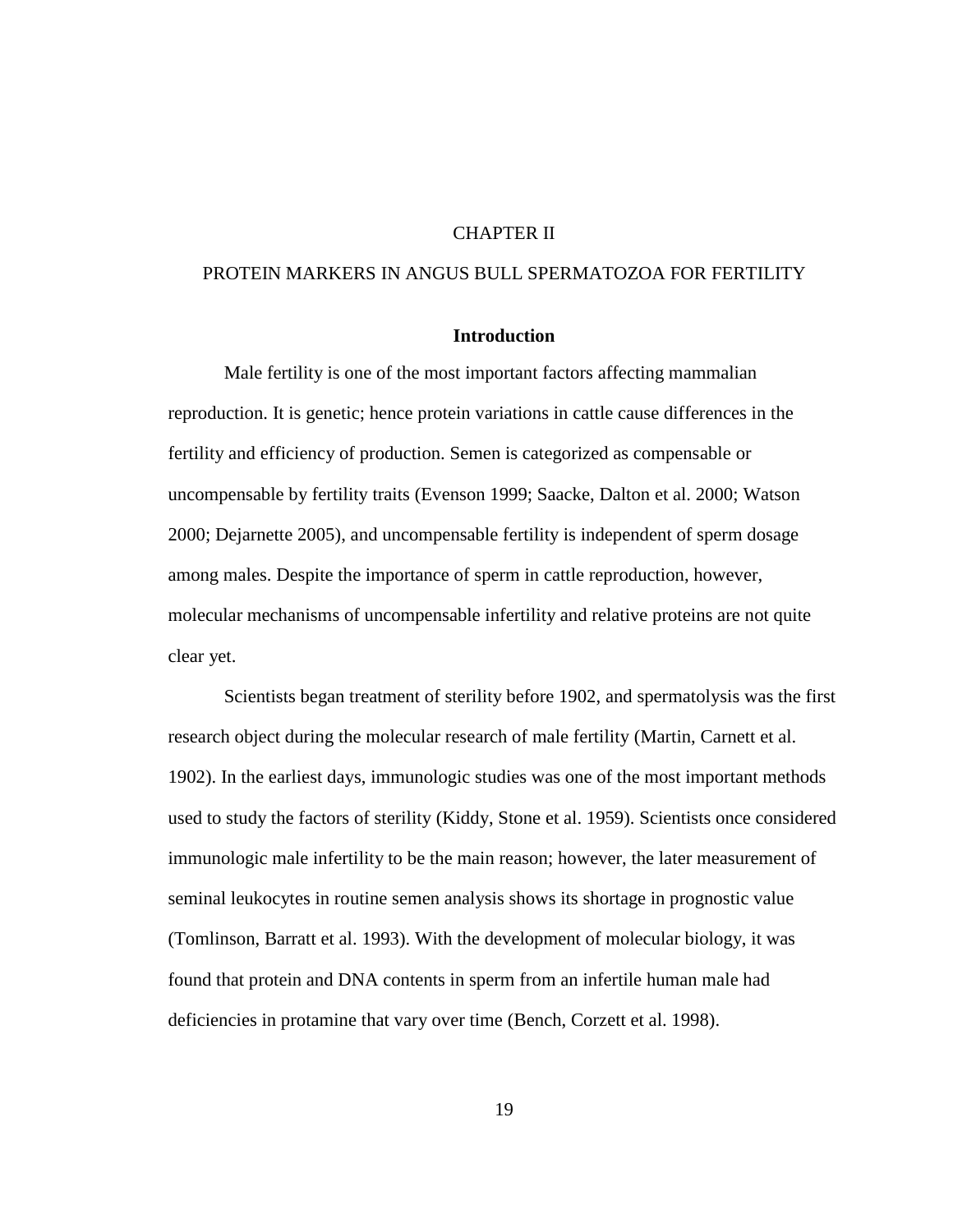# CHAPTER II

# PROTEIN MARKERS IN ANGUS BULL SPERMATOZOA FOR FERTILITY

## Introduction

Male fertility is one of the most important factors affecting mammalian reproduction. It is genetic; hence protein variations in cattle cause differences in the fertility and efficiency of production. Semen is categorized as compensable or uncompensable by fertility traits (Evenson 1999; Saacke, Dalton et al. 2000; Watson 2000; Dejarnette 2005), and uncompensable fertility is independent of sperm dosage among males. Despite the importance of sperm in cattle reproduction, however, molecular mechanisms of uncompensable infertility and relative proteins are not quite clear yet.

Scientists began treatment of sterility before 1902, and spermatolysis was the first research object during the molecular research of male fertility (Martin, Carnett et al. 1902). In the earliest days, immunologic studies was one of the most important methods used to study the factors of sterility (Kiddy, Stone et al. 1959). Scientists once considered immunologic male infertility to be the main reason; however, the later measurement of seminal leukocytes in routine semen analysis shows its shortage in prognostic value (Tomlinson, Barratt et al. 1993). With the development of molecular biology, it was found that protein and DNA contents in sperm from an infertile human male had deficiencies in protamine that vary over time (Bench, Corzett et al. 1998).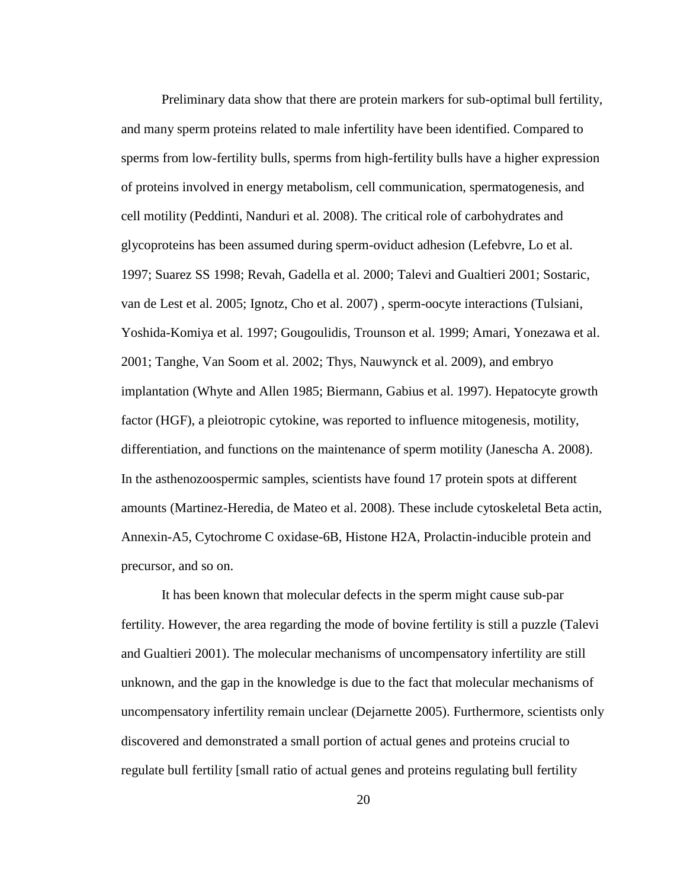Preliminary data show that there are protein markers for sub-optimal bull fertility, and many sperm proteins related to male infertility have been identified. Compared to sperms from low-fertility bulls, sperms from high-fertility bulls have a higher expression of proteins involved in energy metabolism, cell communication, spermatogenesis, and cell motility (Peddinti, Nanduri et al. 2008). The critical role of carbohydrates and glycoproteins has been assumed during sperm-oviduct adhesion (Lefebvre, Lo et al. 1997; Suarez SS 1998; Revah, Gadella et al. 2000; Talevi and Gualtieri 2001; Sostaric, van de Lest et al. 2005; Ignotz, Cho et al. 2007) , sperm-oocyte interactions (Tulsiani, Yoshida-Komiya et al. 1997; Gougoulidis, Trounson et al. 1999; Amari, Yonezawa et al. 2001; Tanghe, Van Soom et al. 2002; Thys, Nauwynck et al. 2009), and embryo implantation (Whyte and Allen 1985; Biermann, Gabius et al. 1997). Hepatocyte growth factor (HGF), a pleiotropic cytokine, was reported to influence mitogenesis, motility, differentiation, and functions on the maintenance of sperm motility (Janescha A. 2008). In the asthenozoospermic samples, scientists have found 17 protein spots at different amounts (Martinez-Heredia, de Mateo et al. 2008). These include cytoskeletal Beta actin, Annexin-A5, Cytochrome C oxidase-6B, Histone H2A, Prolactin-inducible protein and precursor, and so on.

It has been known that molecular defects in the sperm might cause sub-par fertility. However, the area regarding the mode of bovine fertility is still a puzzle (Talevi and Gualtieri 2001). The molecular mechanisms of uncompensatory infertility are still unknown, and the gap in the knowledge is due to the fact that molecular mechanisms of uncompensatory infertility remain unclear (Dejarnette 2005). Furthermore, scientists only discovered and demonstrated a small portion of actual genes and proteins crucial to regulate bull fertility [small ratio of actual genes and proteins regulating bull fertility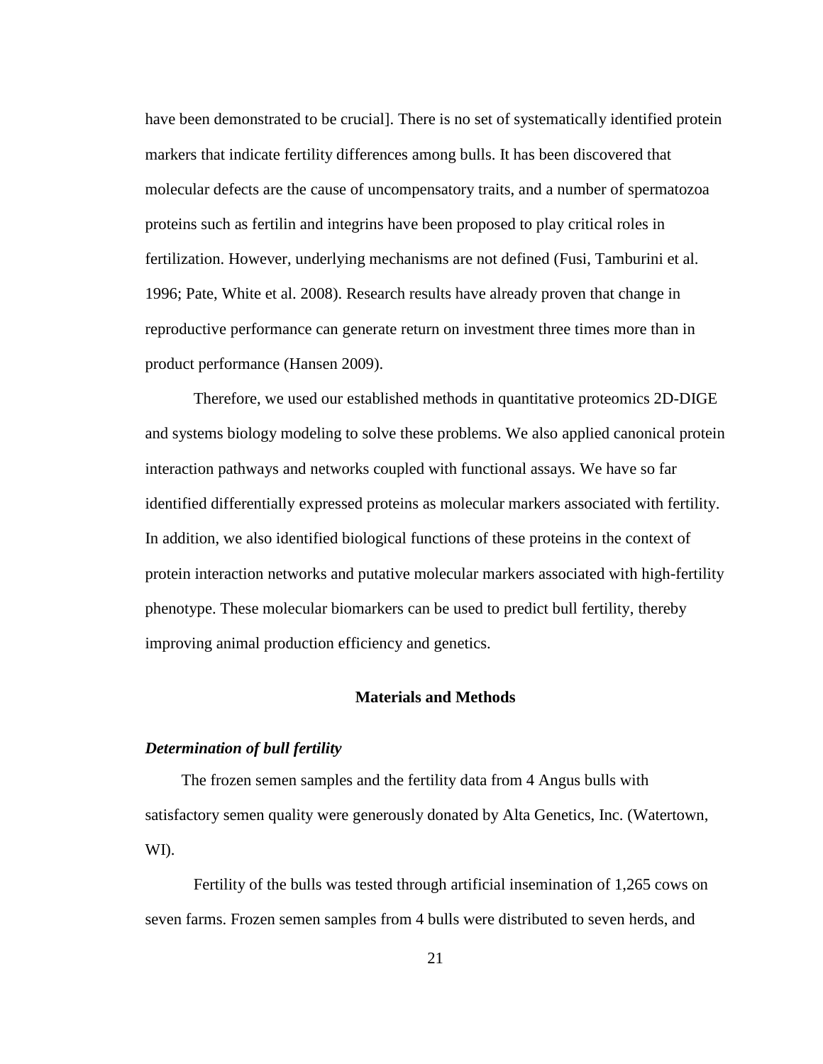have been demonstrated to be crucial]. There is no set of systematically identified protein markers that indicate fertility differences among bulls. It has been discovered that molecular defects are the cause of uncompensatory traits, and a number of spermatozoa proteins such as fertilin and integrins have been proposed to play critical roles in fertilization. However, underlying mechanisms are not defined (Fusi, Tamburini et al. 1996; Pate, White et al. 2008). Research results have already proven that change in reproductive performance can generate return on investment three times more than in product performance (Hansen 2009).

Therefore, we used our established methods in quantitative proteomics 2D-DIGE and systems biology modeling to solve these problems. We also applied canonical protein interaction pathways and networks coupled with functional assays. We have so far identified differentially expressed proteins as molecular markers associated with fertility. In addition, we also identified biological functions of these proteins in the context of protein interaction networks and putative molecular markers associated with high-fertility phenotype. These molecular biomarkers can be used to predict bull fertility, thereby improving animal production efficiency and genetics.

## Materials and Methods

### *Determination of bull fertility*

The frozen semen samples and the fertility data from 4 Angus bulls with satisfactory semen quality were generously donated by Alta Genetics, Inc. (Watertown, WI).

Fertility of the bulls was tested through artificial insemination of 1,265 cows on seven farms. Frozen semen samples from 4 bulls were distributed to seven herds, and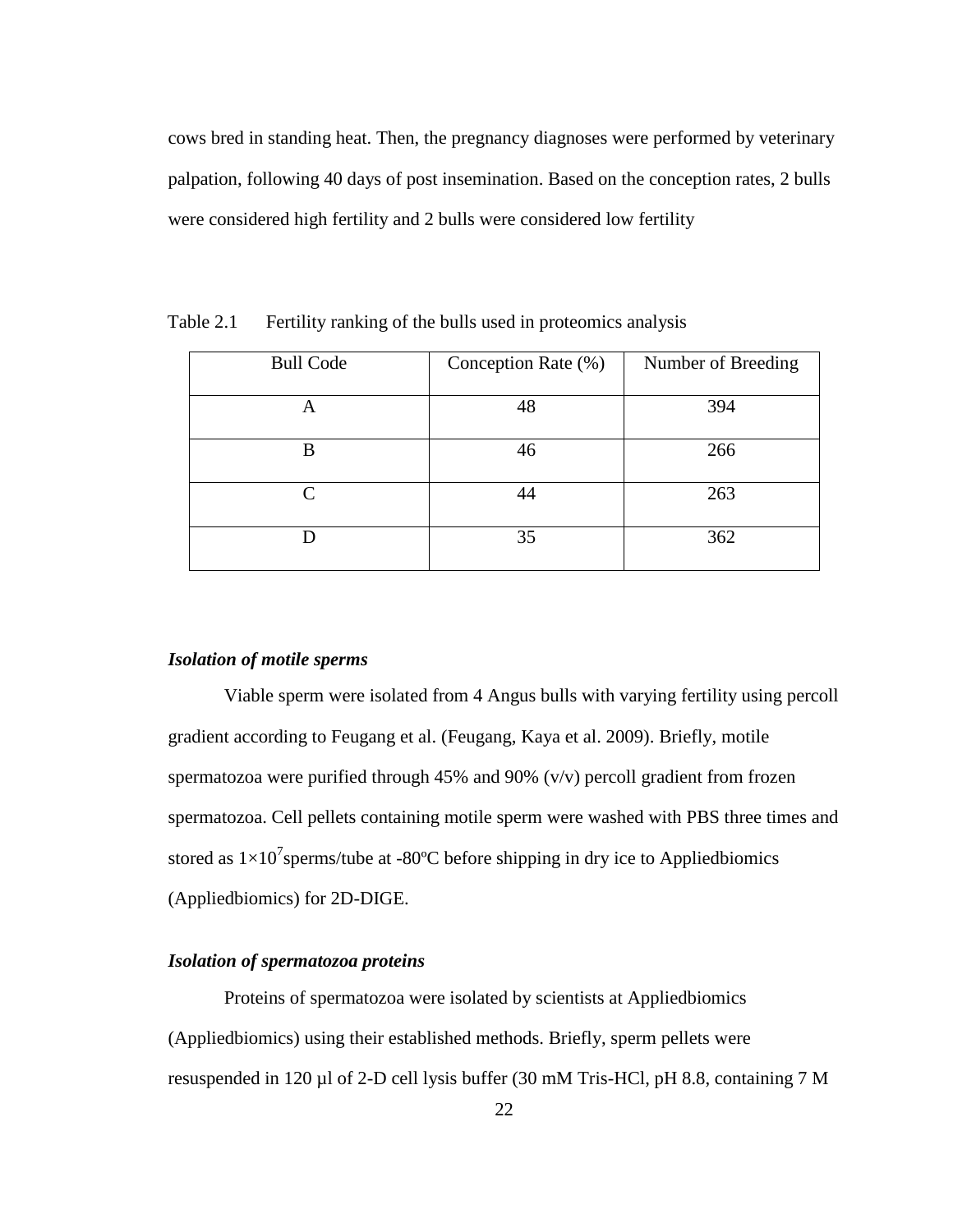cows bred in standing heat. Then, the pregnancy diagnoses were performed by veterinary palpation, following 40 days of post insemination. Based on the conception rates, 2 bulls were considered high fertility and 2 bulls were considered low fertility

Table 2.1 Fertility ranking of the bulls used in proteomics analysis

| Bull Code | Conception Rate (%) | Number of Breeding |
|---|---|---|
| A | 48 | 394 |
| B | 46 | 266 |
| C | 44 | 263 |
| D | 35 | 362 |

### *Isolation of motile sperms*

Viable sperm were isolated from 4 Angus bulls with varying fertility using percoll gradient according to Feugang et al. (Feugang, Kaya et al. 2009). Briefly, motile spermatozoa were purified through 45% and 90% (v/v) percoll gradient from frozen spermatozoa. Cell pellets containing motile sperm were washed with PBS three times and stored as $1\times10^{7}$sperms/tube at -80ºC before shipping in dry ice to Appliedbiomics (Appliedbiomics) for 2D-DIGE.

### *Isolation of spermatozoa proteins*

Proteins of spermatozoa were isolated by scientists at Appliedbiomics (Appliedbiomics) using their established methods. Briefly, sperm pellets were resuspended in 120 µl of 2-D cell lysis buffer (30 mM Tris-HCl, pH 8.8, containing 7 M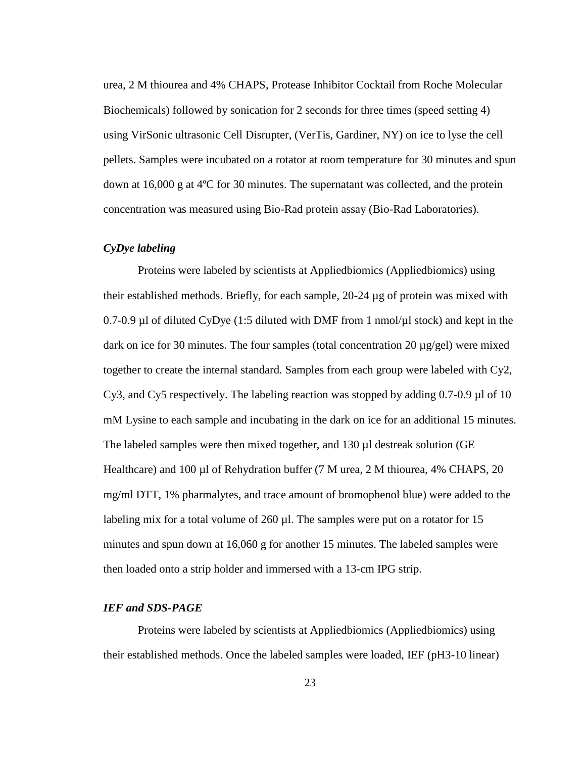urea, 2 M thiourea and 4% CHAPS, Protease Inhibitor Cocktail from Roche Molecular Biochemicals) followed by sonication for 2 seconds for three times (speed setting 4) using VirSonic ultrasonic Cell Disrupter, (VerTis, Gardiner, NY) on ice to lyse the cell pellets. Samples were incubated on a rotator at room temperature for 30 minutes and spun down at 16,000 g at 4ºC for 30 minutes. The supernatant was collected, and the protein concentration was measured using Bio-Rad protein assay (Bio-Rad Laboratories).

### *CyDye labeling*

Proteins were labeled by scientists at Appliedbiomics (Appliedbiomics) using their established methods. Briefly, for each sample, 20-24 µg of protein was mixed with 0.7-0.9 µl of diluted CyDye (1:5 diluted with DMF from 1 nmol/µl stock) and kept in the dark on ice for 30 minutes. The four samples (total concentration 20 µg/gel) were mixed together to create the internal standard. Samples from each group were labeled with Cy2, Cy3, and Cy5 respectively. The labeling reaction was stopped by adding 0.7-0.9 µl of 10 mM Lysine to each sample and incubating in the dark on ice for an additional 15 minutes. The labeled samples were then mixed together, and 130 µl destreak solution (GE Healthcare) and 100 µl of Rehydration buffer (7 M urea, 2 M thiourea, 4% CHAPS, 20 mg/ml DTT, 1% pharmalytes, and trace amount of bromophenol blue) were added to the labeling mix for a total volume of 260 µl. The samples were put on a rotator for 15 minutes and spun down at 16,060 g for another 15 minutes. The labeled samples were then loaded onto a strip holder and immersed with a 13-cm IPG strip.

### *IEF and SDS-PAGE*

Proteins were labeled by scientists at Appliedbiomics (Appliedbiomics) using their established methods. Once the labeled samples were loaded, IEF (pH3-10 linear)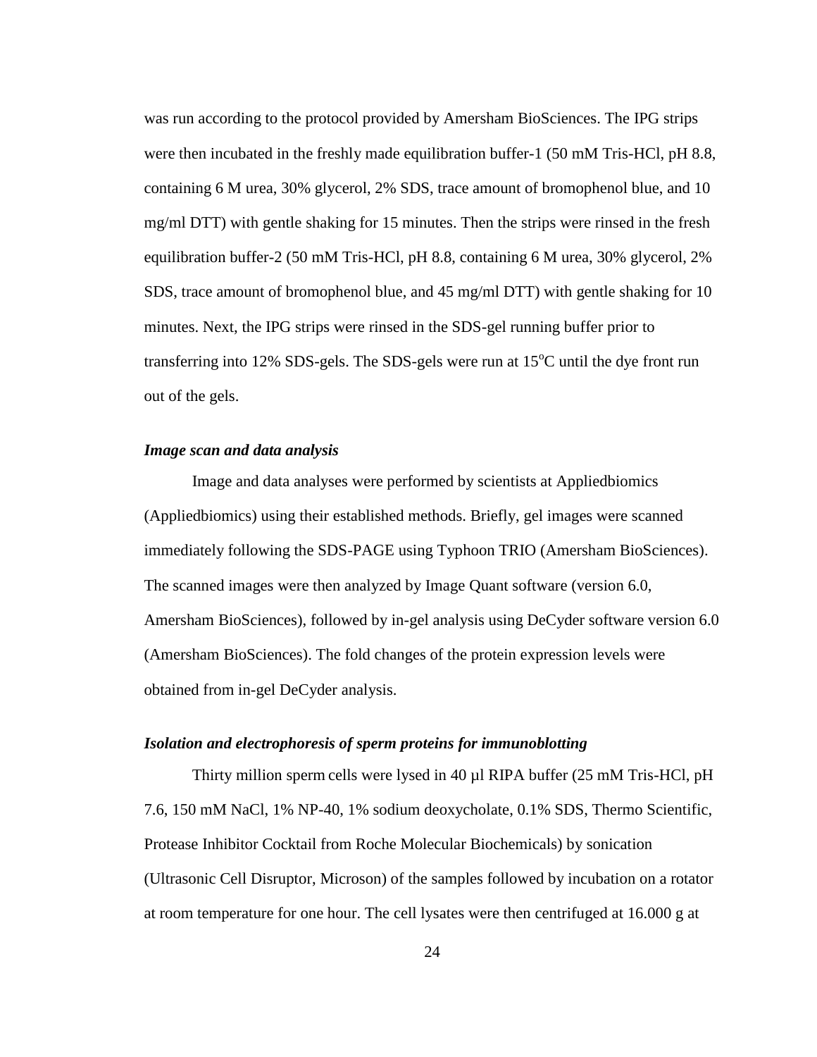was run according to the protocol provided by Amersham BioSciences. The IPG strips were then incubated in the freshly made equilibration buffer-1 (50 mM Tris-HCl, pH 8.8, containing 6 M urea, 30% glycerol, 2% SDS, trace amount of bromophenol blue, and 10 mg/ml DTT) with gentle shaking for 15 minutes. Then the strips were rinsed in the fresh equilibration buffer-2 (50 mM Tris-HCl, pH 8.8, containing 6 M urea, 30% glycerol, 2% SDS, trace amount of bromophenol blue, and 45 mg/ml DTT) with gentle shaking for 10 minutes. Next, the IPG strips were rinsed in the SDS-gel running buffer prior to transferring into 12% SDS-gels. The SDS-gels were run at 15°C until the dye front run out of the gels.

### *Image scan and data analysis*

Image and data analyses were performed by scientists at Appliedbiomics (Appliedbiomics) using their established methods. Briefly, gel images were scanned immediately following the SDS-PAGE using Typhoon TRIO (Amersham BioSciences). The scanned images were then analyzed by Image Quant software (version 6.0, Amersham BioSciences), followed by in-gel analysis using DeCyder software version 6.0 (Amersham BioSciences). The fold changes of the protein expression levels were obtained from in-gel DeCyder analysis.

### *Isolation and electrophoresis of sperm proteins for immunoblotting*

Thirty million sperm cells were lysed in 40 µl RIPA buffer (25 mM Tris-HCl, pH 7.6, 150 mM NaCl, 1% NP-40, 1% sodium deoxycholate, 0.1% SDS, Thermo Scientific, Protease Inhibitor Cocktail from Roche Molecular Biochemicals) by sonication (Ultrasonic Cell Disruptor, Microson) of the samples followed by incubation on a rotator at room temperature for one hour. The cell lysates were then centrifuged at 16.000 g at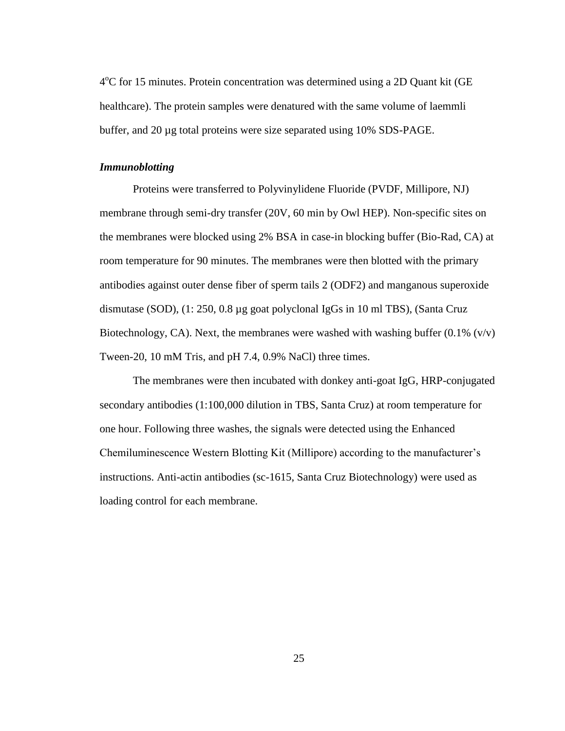$4^oC$ for 15 minutes. Protein concentration was determined using a 2D Quant kit (GE healthcare). The protein samples were denatured with the same volume of laemmli buffer, and 20 µg total proteins were size separated using 10% SDS-PAGE.

### *Immunoblotting*

Proteins were transferred to Polyvinylidene Fluoride (PVDF, Millipore, NJ) membrane through semi-dry transfer (20V, 60 min by Owl HEP). Non-specific sites on the membranes were blocked using 2% BSA in case-in blocking buffer (Bio-Rad, CA) at room temperature for 90 minutes. The membranes were then blotted with the primary antibodies against outer dense fiber of sperm tails 2 (ODF2) and manganous superoxide dismutase (SOD), (1: 250, 0.8 µg goat polyclonal IgGs in 10 ml TBS), (Santa Cruz Biotechnology, CA). Next, the membranes were washed with washing buffer (0.1% (v/v) Tween-20, 10 mM Tris, and pH 7.4, 0.9% NaCl) three times.

The membranes were then incubated with donkey anti-goat IgG, HRP-conjugated secondary antibodies (1:100,000 dilution in TBS, Santa Cruz) at room temperature for one hour. Following three washes, the signals were detected using the Enhanced Chemiluminescence Western Blotting Kit (Millipore) according to the manufacturer's instructions. Anti-actin antibodies (sc-1615, Santa Cruz Biotechnology) were used as loading control for each membrane.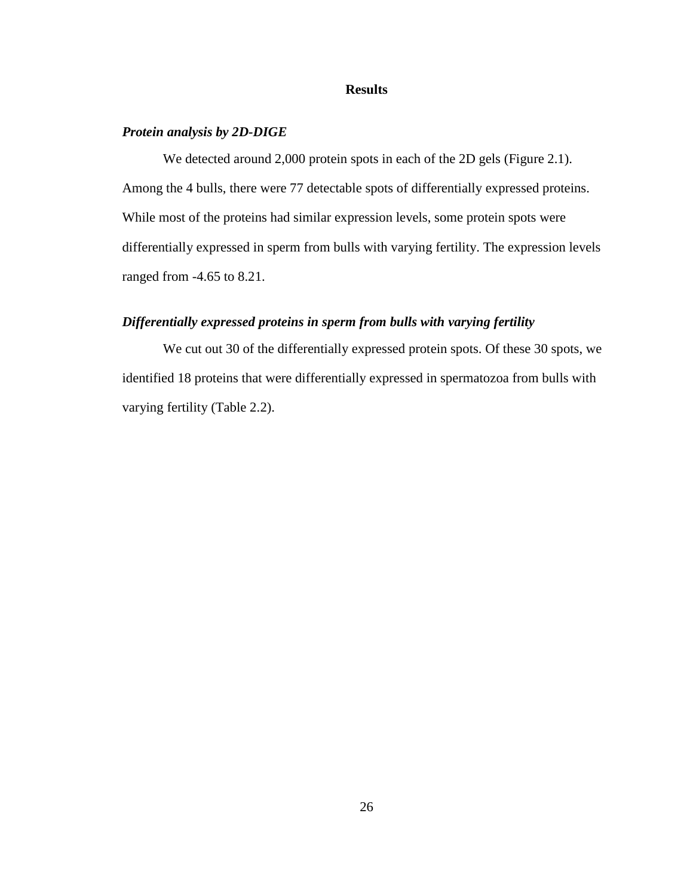## Results

### *Protein analysis by 2D-DIGE*

We detected around 2,000 protein spots in each of the 2D gels (Figure 2.1). Among the 4 bulls, there were 77 detectable spots of differentially expressed proteins. While most of the proteins had similar expression levels, some protein spots were differentially expressed in sperm from bulls with varying fertility. The expression levels ranged from -4.65 to 8.21.

### *Differentially expressed proteins in sperm from bulls with varying fertility*

We cut out 30 of the differentially expressed protein spots. Of these 30 spots, we identified 18 proteins that were differentially expressed in spermatozoa from bulls with varying fertility (Table 2.2).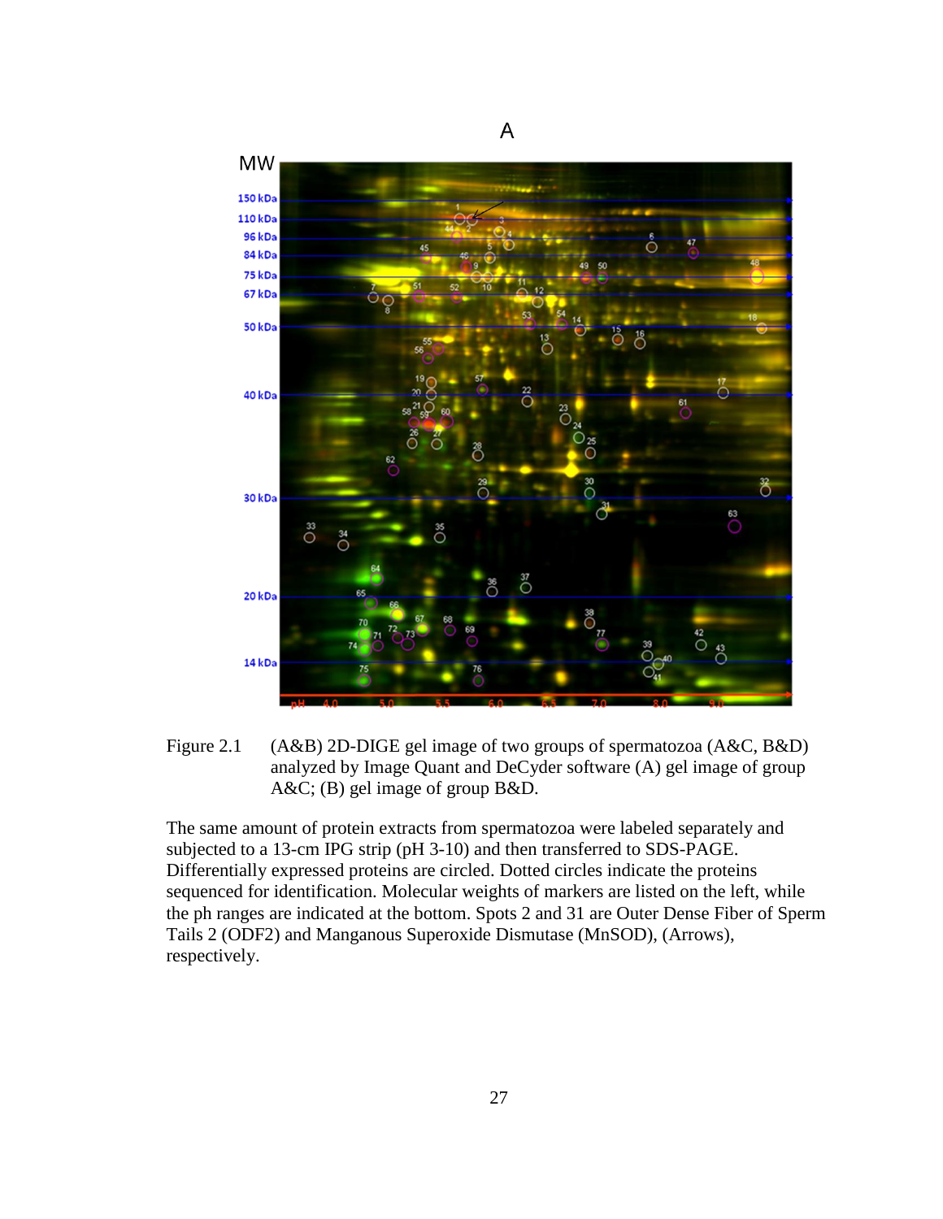Figure 2.1 (A&B) 2D-DIGE gel image of two groups of spermatozoa (A&C, B&D) analyzed by Image Quant and DeCyder software (A) gel image of group A&C; (B) gel image of group B&D.

The same amount of protein extracts from spermatozoa were labeled separately and subjected to a 13-cm IPG strip (pH 3-10) and then transferred to SDS-PAGE. Differentially expressed proteins are circled. Dotted circles indicate the proteins sequenced for identification. Molecular weights of markers are listed on the left, while the ph ranges are indicated at the bottom. Spots 2 and 31 are Outer Dense Fiber of Sperm Tails 2 (ODF2) and Manganous Superoxide Dismutase (MnSOD), (Arrows), respectively.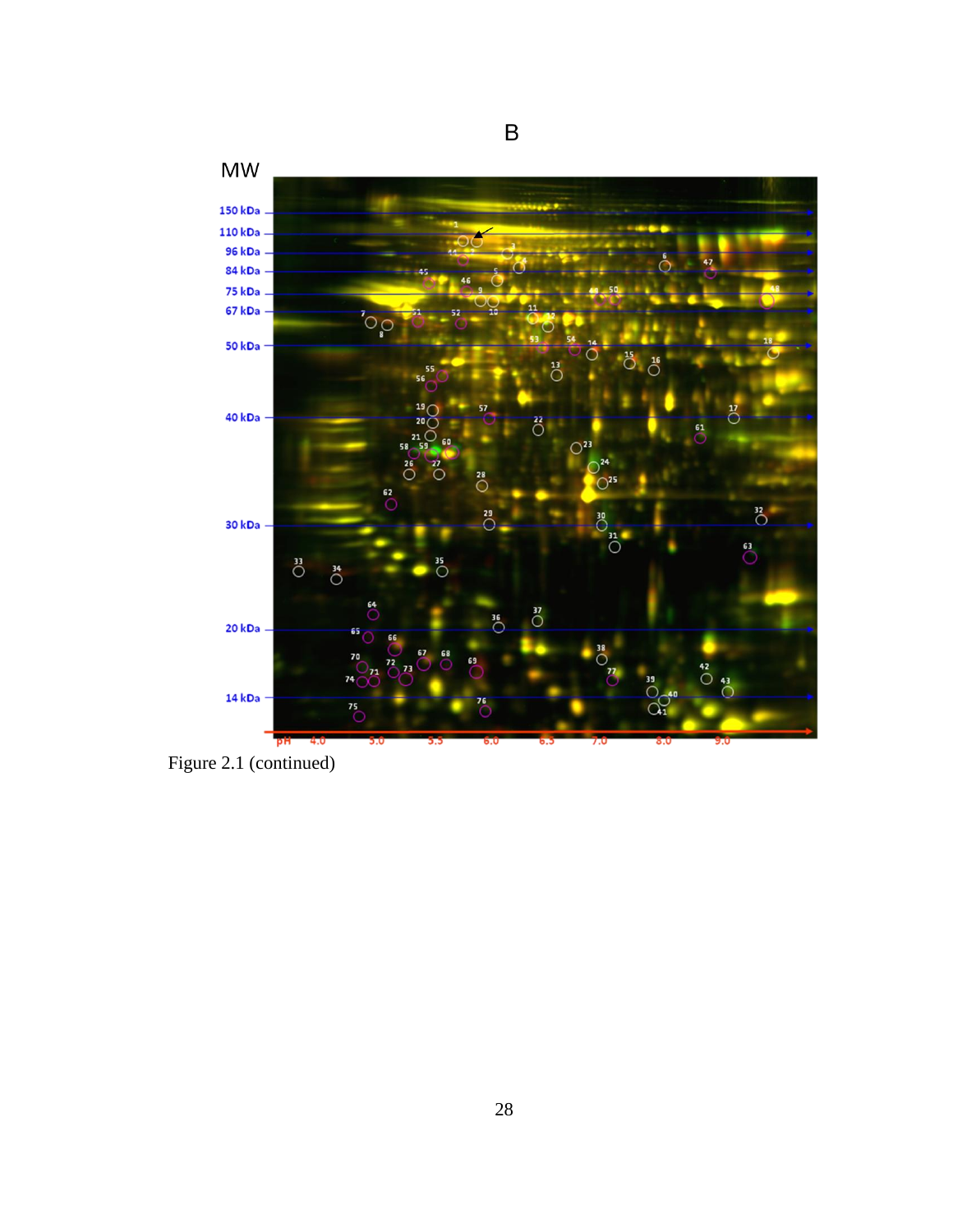Figure 2.1 (continued)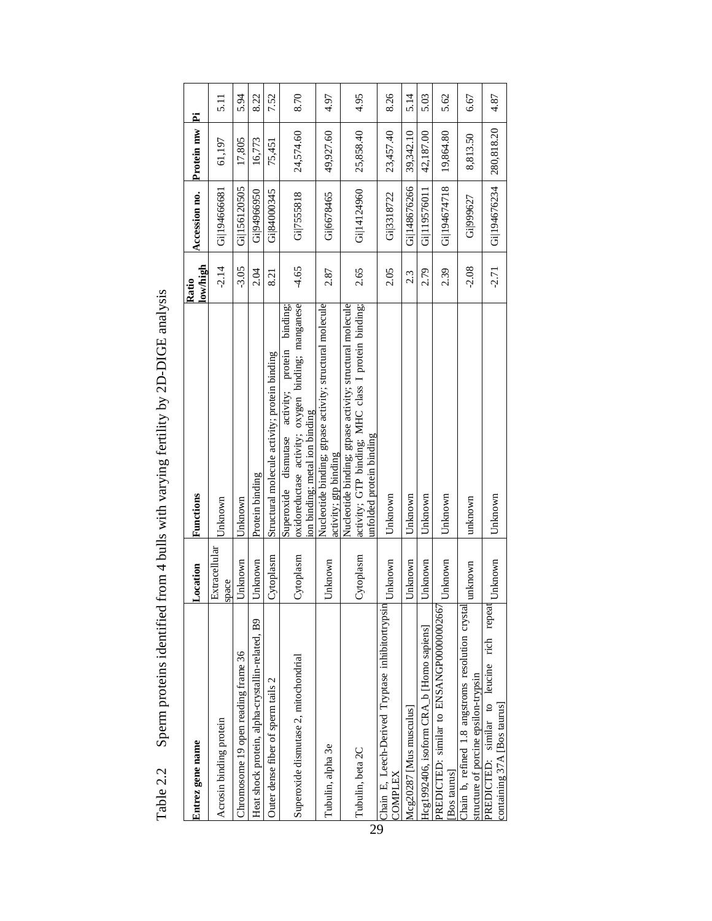Table 2.2 Sperm proteins identified from 4 bulls with varying fertility by 2D-DIGE analysis

| Entrez gene name | Location | Functions | Ratio low/high | Accession no. | Protein mw | Pi |
|---|---|---|---|---|---|---|
| Acrosin binding protein | Extracellular space | Unknown | -2.14 | Gi\|194666681 | 61,197 | 5.11 |
| Chromosome 19 open reading frame 36 | Unknown | Unknown | -3.05 | Gi\|156120505 | 17,805 | 5.94 |
| Heat shock protein, alpha-crystallin-related, B9 | Unknown | Protein binding | 2.04 | Gi\|94966950 | 16,773 | 8.22 |
| Outer dense fiber of sperm tails 2 | Cytoplasm | Structural molecule activity; protein binding | 8.21 | Gi\|84000345 | 75,451 | 7.52 |
| Superoxide dismutase 2, mitochondrial | Cytoplasm | Superoxide dismutase activity; protein binding; oxidoreductase activity; oxygen binding; manganese ion binding; metal ion binding | -4.65 | Gi\|7555818 | 24,574.60 | 8.70 |
| Tubulin, alpha 3e | Unknown | Nucleotide binding; gtpase activity; structural molecule activity; gtp binding | 2.87 | Gi\|6678465 | 49,927.60 | 4.97 |
| Tubulin, beta 2C | Cytoplasm | Nucleotide binding; gtpase activity; structural molecule activity; GTP binding; MHC class I protein binding; unfolded protein binding | 2.65 | Gi\|14124960 | 25,858.40 | 4.95 |
| Chain E, Leech-Derived Tryptase inhibitortrypsin COMPLEX | Unknown | Unknown | 2.05 | Gi\|3318722 | 23,457.40 | 8.26 |
| Mcg20287 [Mus musculus] | Unknown | Unknown | 2.3 | Gi\|148676266 | 39,342.10 | 5.14 |
| Hcg1992406, isoform CRA_b [Homo sapiens] | Unknown | Unknown | 2.79 | Gi\|119576011 | 42,187.00 | 5.03 |
| PREDICTED: similar to ENSANGP00000002667 [Bos taurus] | Unknown | Unknown | 2.39 | Gi\|194674718 | 19,864.80 | 5.62 |
| Chain b, refined 1.8 angstroms resolution crystal structure of porcine epsilon-trypsin | unknown | unknown | -2.08 | Gi\|999627 | 8,813.50 | 6.67 |
| PREDICTED: similar to leucine rich repeat containing 37A [Bos taurus] | Unknown | Unknown | -2.71 | Gi\|194676234 | 280,818.20 | 4.87 |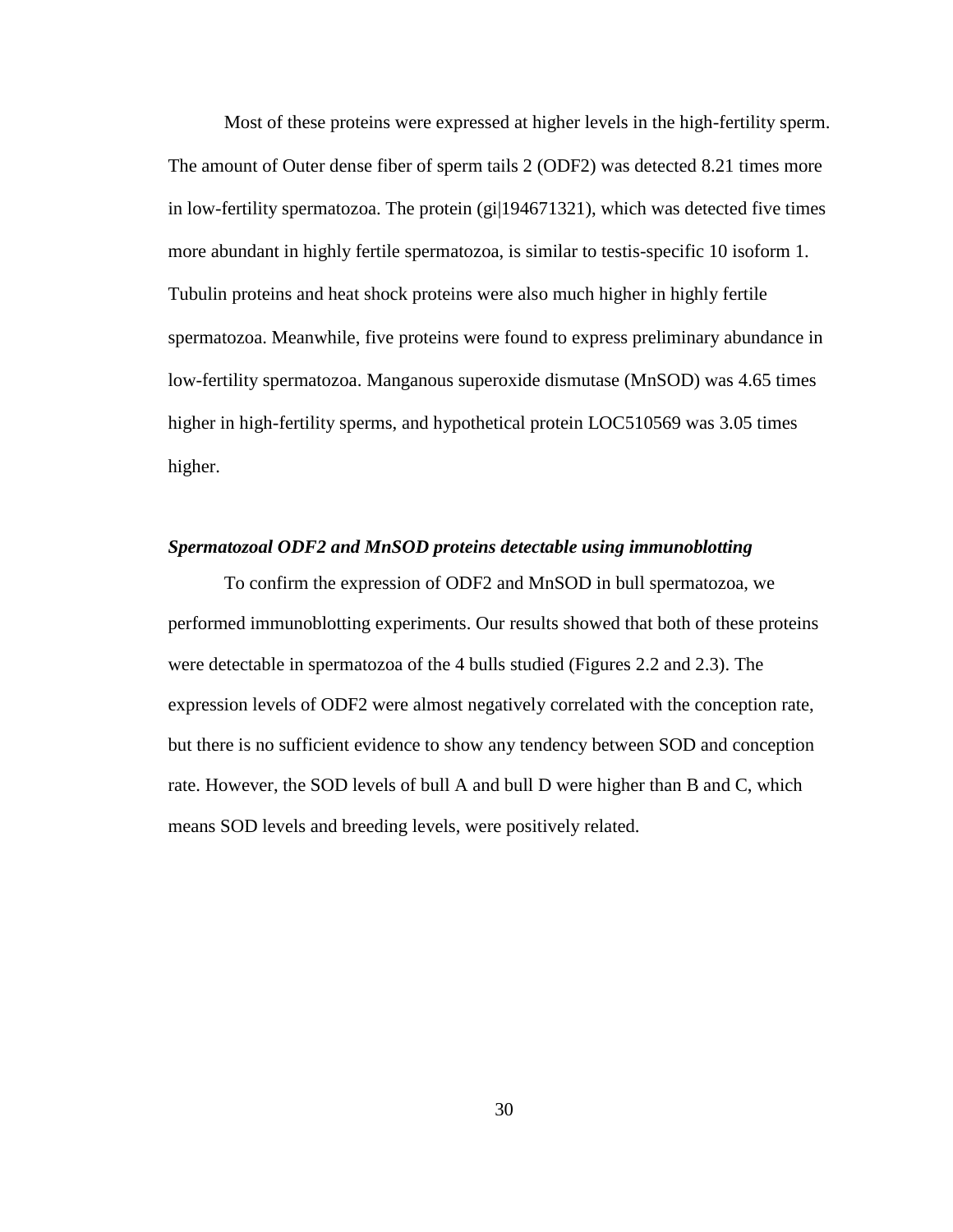Most of these proteins were expressed at higher levels in the high-fertility sperm. The amount of Outer dense fiber of sperm tails 2 (ODF2) was detected 8.21 times more in low-fertility spermatozoa. The protein (gi|194671321), which was detected five times more abundant in highly fertile spermatozoa, is similar to testis-specific 10 isoform 1. Tubulin proteins and heat shock proteins were also much higher in highly fertile spermatozoa. Meanwhile, five proteins were found to express preliminary abundance in low-fertility spermatozoa. Manganous superoxide dismutase (MnSOD) was 4.65 times higher in high-fertility sperms, and hypothetical protein LOC510569 was 3.05 times higher.

### *Spermatozoal ODF2 and MnSOD proteins detectable using immunoblotting*

To confirm the expression of ODF2 and MnSOD in bull spermatozoa, we performed immunoblotting experiments. Our results showed that both of these proteins were detectable in spermatozoa of the 4 bulls studied (Figures 2.2 and 2.3). The expression levels of ODF2 were almost negatively correlated with the conception rate, but there is no sufficient evidence to show any tendency between SOD and conception rate. However, the SOD levels of bull A and bull D were higher than B and C, which means SOD levels and breeding levels, were positively related.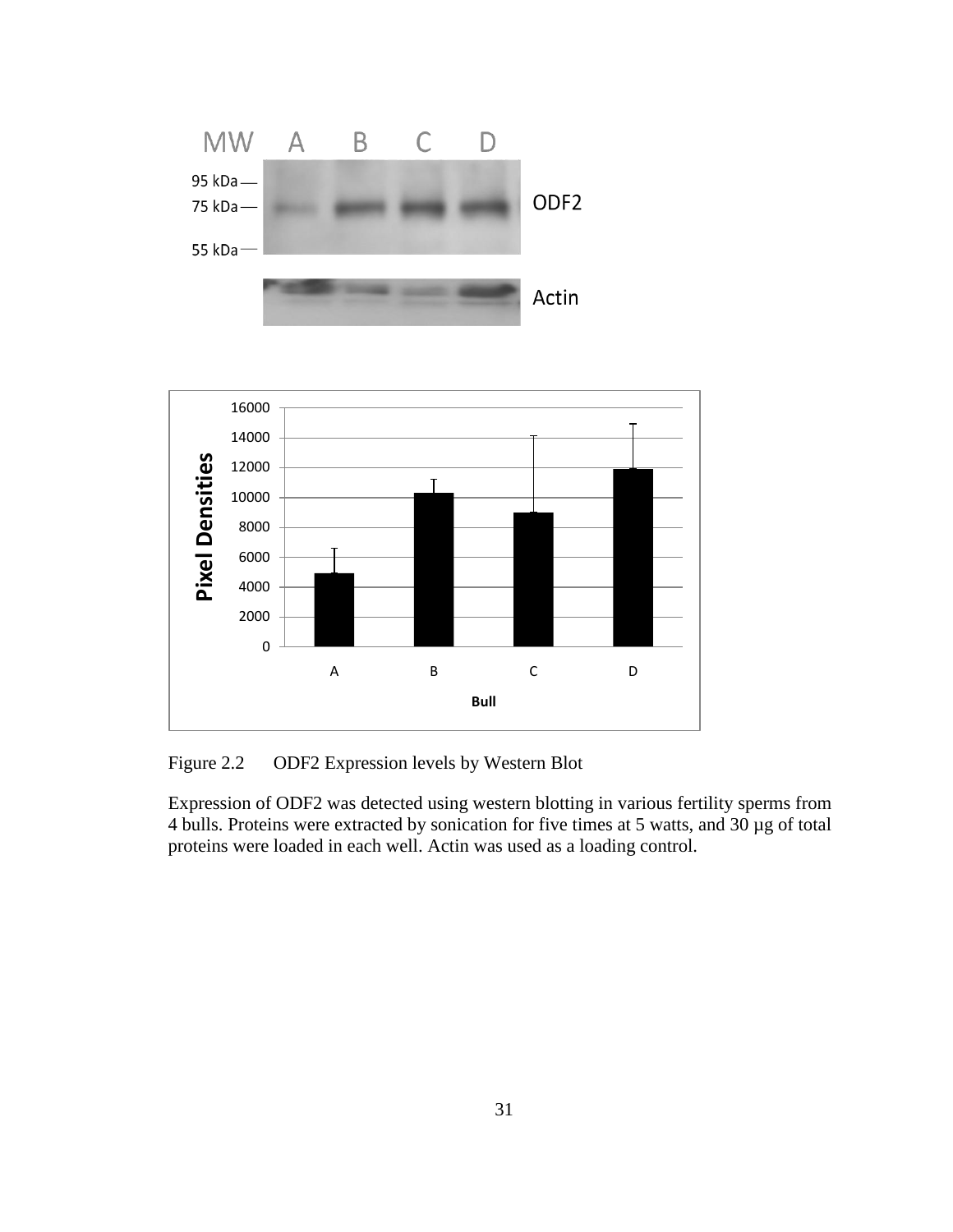Figure 2.2 ODF2 Expression levels by Western Blot

Expression of ODF2 was detected using western blotting in various fertility sperms from 4 bulls. Proteins were extracted by sonication for five times at 5 watts, and 30 µg of total proteins were loaded in each well. Actin was used as a loading control.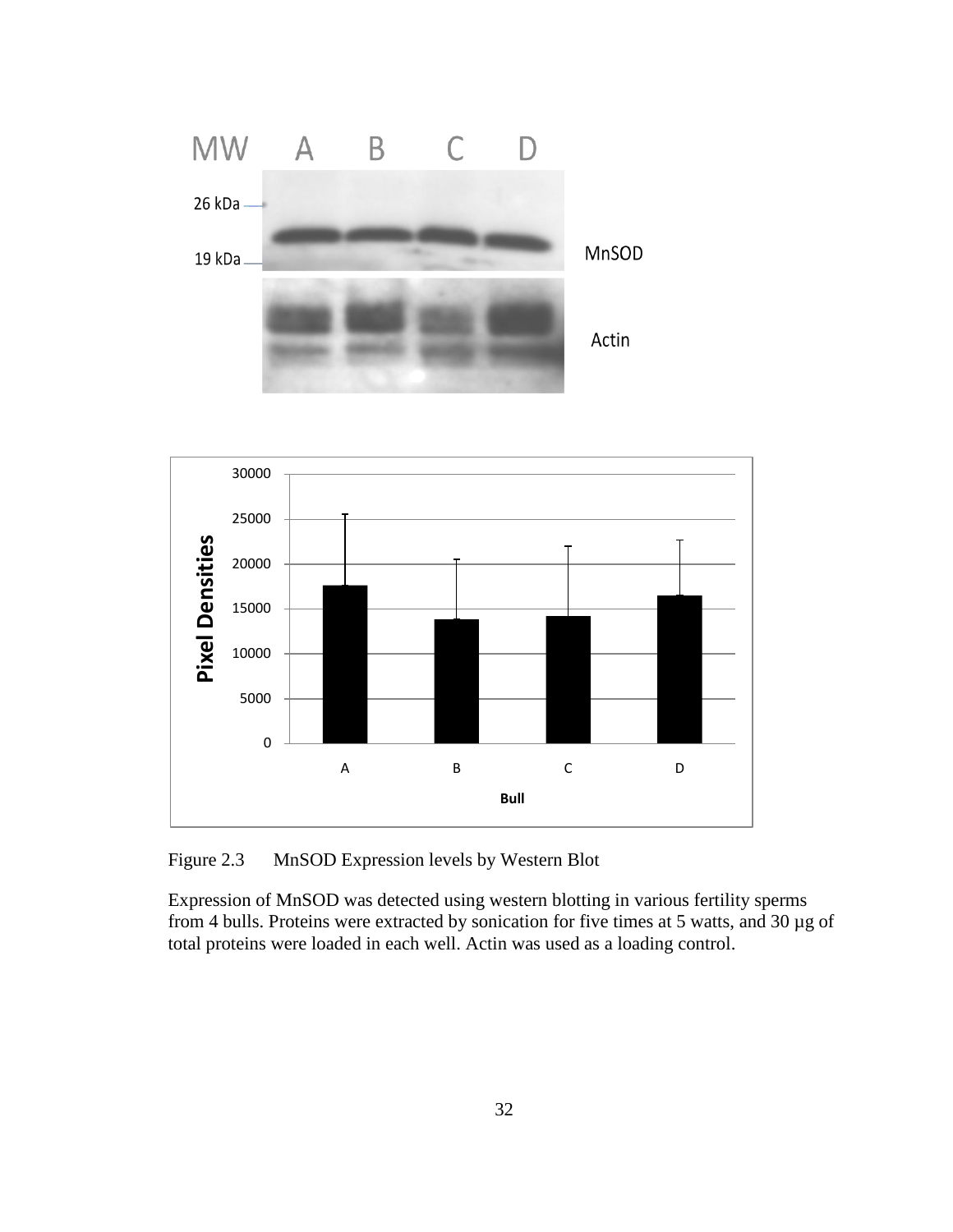Figure 2.3 MnSOD Expression levels by Western Blot

Expression of MnSOD was detected using western blotting in various fertility sperms from 4 bulls. Proteins were extracted by sonication for five times at 5 watts, and 30 µg of total proteins were loaded in each well. Actin was used as a loading control.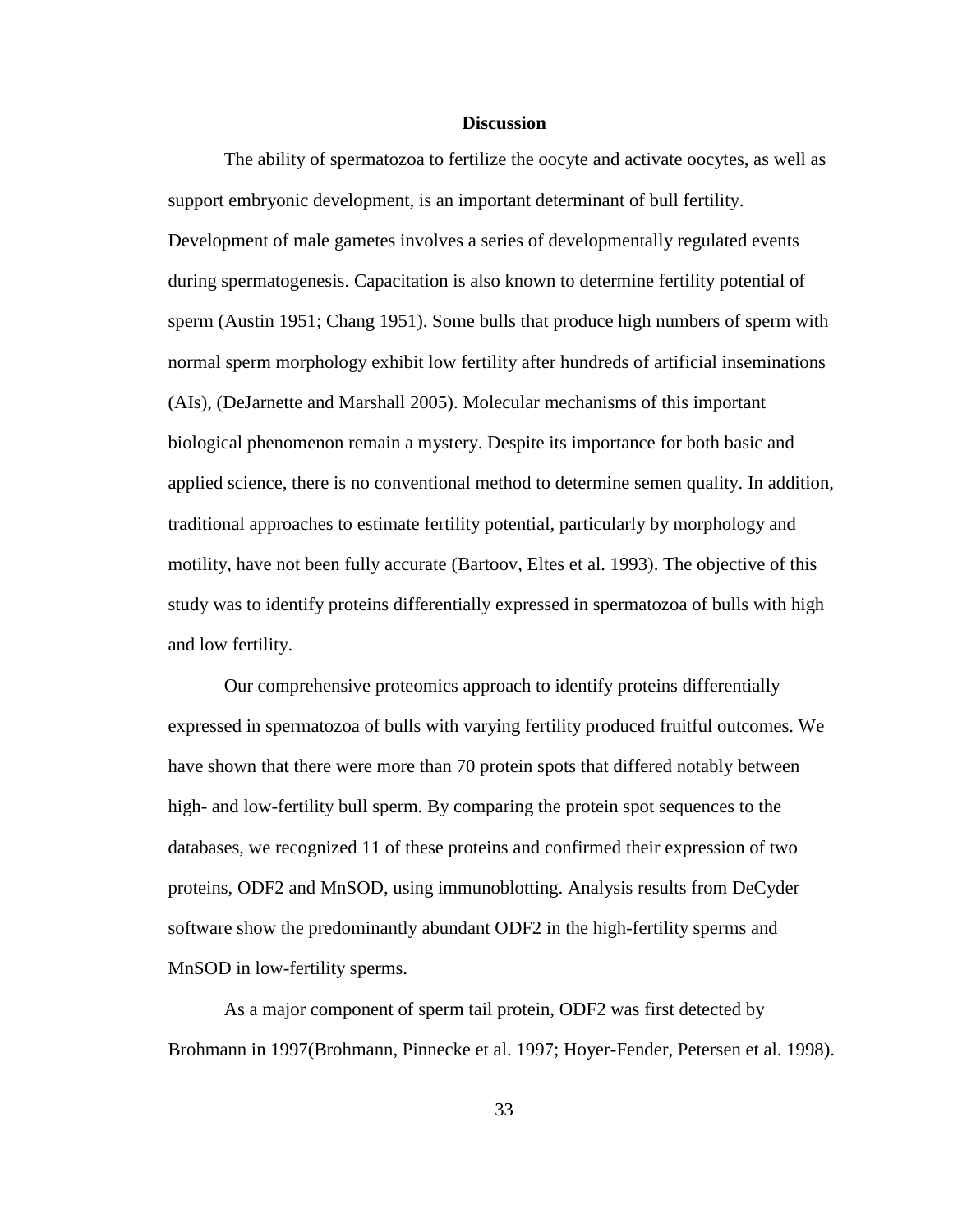## Discussion

The ability of spermatozoa to fertilize the oocyte and activate oocytes, as well as support embryonic development, is an important determinant of bull fertility. Development of male gametes involves a series of developmentally regulated events during spermatogenesis. Capacitation is also known to determine fertility potential of sperm (Austin 1951; Chang 1951). Some bulls that produce high numbers of sperm with normal sperm morphology exhibit low fertility after hundreds of artificial inseminations (AIs), (DeJarnette and Marshall 2005). Molecular mechanisms of this important biological phenomenon remain a mystery. Despite its importance for both basic and applied science, there is no conventional method to determine semen quality. In addition, traditional approaches to estimate fertility potential, particularly by morphology and motility, have not been fully accurate (Bartoov, Eltes et al. 1993). The objective of this study was to identify proteins differentially expressed in spermatozoa of bulls with high and low fertility.

Our comprehensive proteomics approach to identify proteins differentially expressed in spermatozoa of bulls with varying fertility produced fruitful outcomes. We have shown that there were more than 70 protein spots that differed notably between high- and low-fertility bull sperm. By comparing the protein spot sequences to the databases, we recognized 11 of these proteins and confirmed their expression of two proteins, ODF2 and MnSOD, using immunoblotting. Analysis results from DeCyder software show the predominantly abundant ODF2 in the high-fertility sperms and MnSOD in low-fertility sperms.

As a major component of sperm tail protein, ODF2 was first detected by Brohmann in 1997(Brohmann, Pinnecke et al. 1997; Hoyer-Fender, Petersen et al. 1998).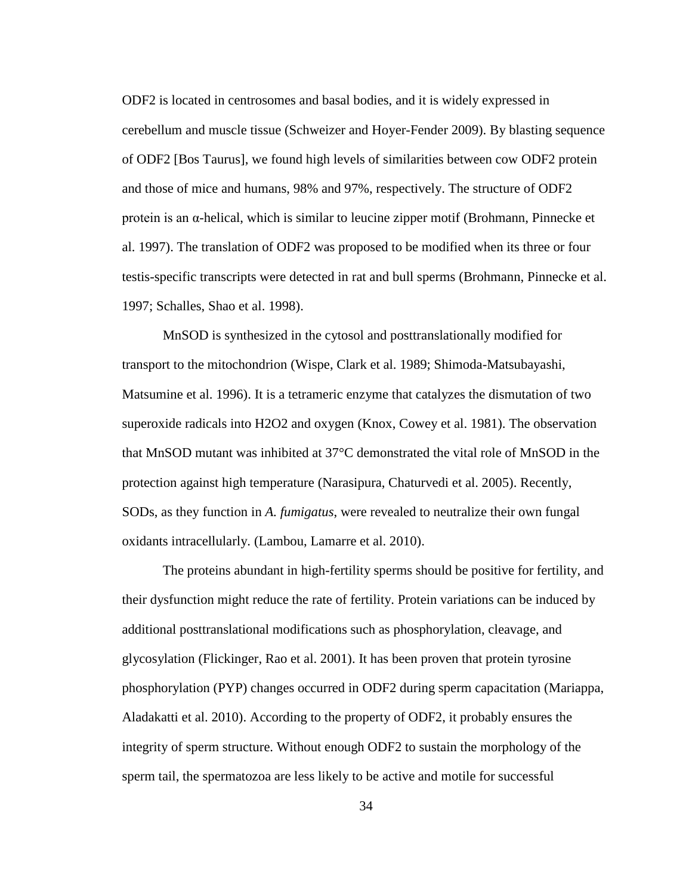ODF2 is located in centrosomes and basal bodies, and it is widely expressed in cerebellum and muscle tissue (Schweizer and Hoyer-Fender 2009). By blasting sequence of ODF2 [Bos Taurus], we found high levels of similarities between cow ODF2 protein and those of mice and humans, 98% and 97%, respectively. The structure of ODF2 protein is an α-helical, which is similar to leucine zipper motif (Brohmann, Pinnecke et al. 1997). The translation of ODF2 was proposed to be modified when its three or four testis-specific transcripts were detected in rat and bull sperms (Brohmann, Pinnecke et al. 1997; Schalles, Shao et al. 1998).

MnSOD is synthesized in the cytosol and posttranslationally modified for transport to the mitochondrion (Wispe, Clark et al. 1989; Shimoda-Matsubayashi, Matsumine et al. 1996). It is a tetrameric enzyme that catalyzes the dismutation of two superoxide radicals into $H_2O_2$ and oxygen (Knox, Cowey et al. 1981). The observation that MnSOD mutant was inhibited at 37°C demonstrated the vital role of MnSOD in the protection against high temperature (Narasipura, Chaturvedi et al. 2005). Recently, SODs, as they function in *A. fumigatus*, were revealed to neutralize their own fungal oxidants intracellularly. (Lambou, Lamarre et al. 2010).

The proteins abundant in high-fertility sperms should be positive for fertility, and their dysfunction might reduce the rate of fertility. Protein variations can be induced by additional posttranslational modifications such as phosphorylation, cleavage, and glycosylation (Flickinger, Rao et al. 2001). It has been proven that protein tyrosine phosphorylation (PYP) changes occurred in ODF2 during sperm capacitation (Mariappa, Aladakatti et al. 2010). According to the property of ODF2, it probably ensures the integrity of sperm structure. Without enough ODF2 to sustain the morphology of the sperm tail, the spermatozoa are less likely to be active and motile for successful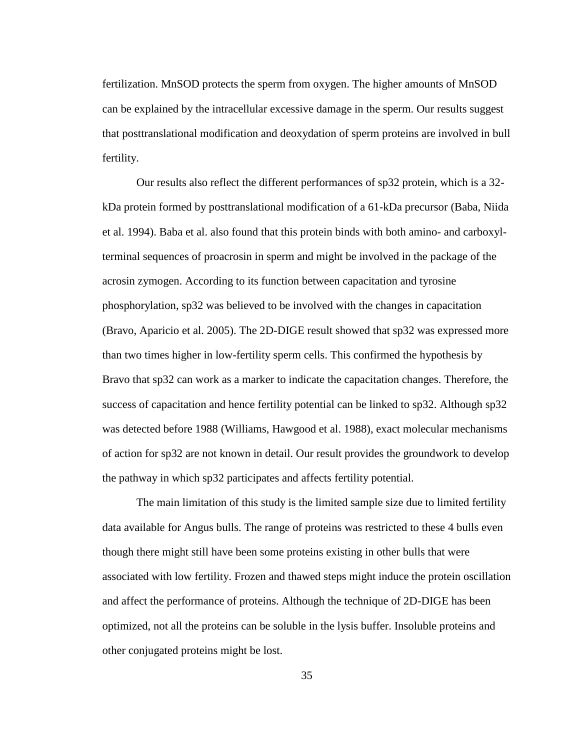fertilization. MnSOD protects the sperm from oxygen. The higher amounts of MnSOD can be explained by the intracellular excessive damage in the sperm. Our results suggest that posttranslational modification and deoxydation of sperm proteins are involved in bull fertility.

Our results also reflect the different performances of sp32 protein, which is a 32-kDa protein formed by posttranslational modification of a 61-kDa precursor (Baba, Niida et al. 1994). Baba et al. also found that this protein binds with both amino- and carboxyl-terminal sequences of proacrosin in sperm and might be involved in the package of the acrosin zymogen. According to its function between capacitation and tyrosine phosphorylation, sp32 was believed to be involved with the changes in capacitation (Bravo, Aparicio et al. 2005). The 2D-DIGE result showed that sp32 was expressed more than two times higher in low-fertility sperm cells. This confirmed the hypothesis by Bravo that sp32 can work as a marker to indicate the capacitation changes. Therefore, the success of capacitation and hence fertility potential can be linked to sp32. Although sp32 was detected before 1988 (Williams, Hawgood et al. 1988), exact molecular mechanisms of action for sp32 are not known in detail. Our result provides the groundwork to develop the pathway in which sp32 participates and affects fertility potential.

The main limitation of this study is the limited sample size due to limited fertility data available for Angus bulls. The range of proteins was restricted to these 4 bulls even though there might still have been some proteins existing in other bulls that were associated with low fertility. Frozen and thawed steps might induce the protein oscillation and affect the performance of proteins. Although the technique of 2D-DIGE has been optimized, not all the proteins can be soluble in the lysis buffer. Insoluble proteins and other conjugated proteins might be lost.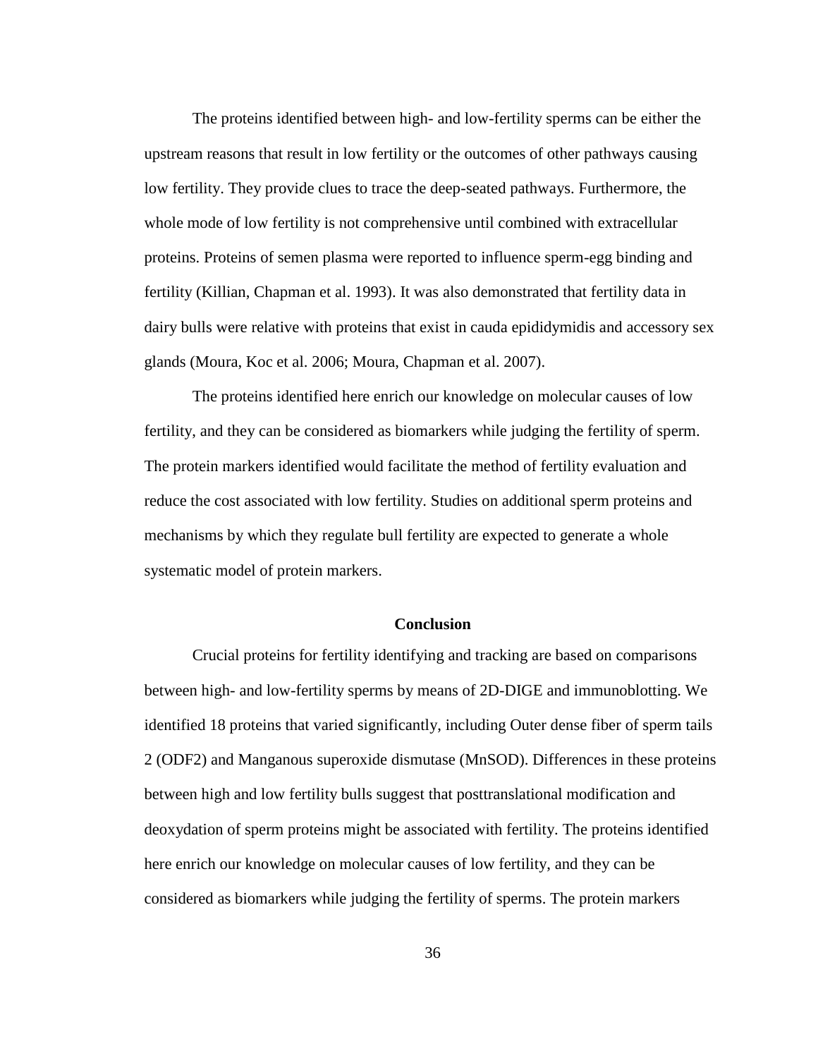The proteins identified between high- and low-fertility sperms can be either the upstream reasons that result in low fertility or the outcomes of other pathways causing low fertility. They provide clues to trace the deep-seated pathways. Furthermore, the whole mode of low fertility is not comprehensive until combined with extracellular proteins. Proteins of semen plasma were reported to influence sperm-egg binding and fertility (Killian, Chapman et al. 1993). It was also demonstrated that fertility data in dairy bulls were relative with proteins that exist in cauda epididymidis and accessory sex glands (Moura, Koc et al. 2006; Moura, Chapman et al. 2007).

The proteins identified here enrich our knowledge on molecular causes of low fertility, and they can be considered as biomarkers while judging the fertility of sperm. The protein markers identified would facilitate the method of fertility evaluation and reduce the cost associated with low fertility. Studies on additional sperm proteins and mechanisms by which they regulate bull fertility are expected to generate a whole systematic model of protein markers.

## Conclusion

Crucial proteins for fertility identifying and tracking are based on comparisons between high- and low-fertility sperms by means of 2D-DIGE and immunoblotting. We identified 18 proteins that varied significantly, including Outer dense fiber of sperm tails 2 (ODF2) and Manganous superoxide dismutase (MnSOD). Differences in these proteins between high and low fertility bulls suggest that posttranslational modification and deoxydation of sperm proteins might be associated with fertility. The proteins identified here enrich our knowledge on molecular causes of low fertility, and they can be considered as biomarkers while judging the fertility of sperms. The protein markers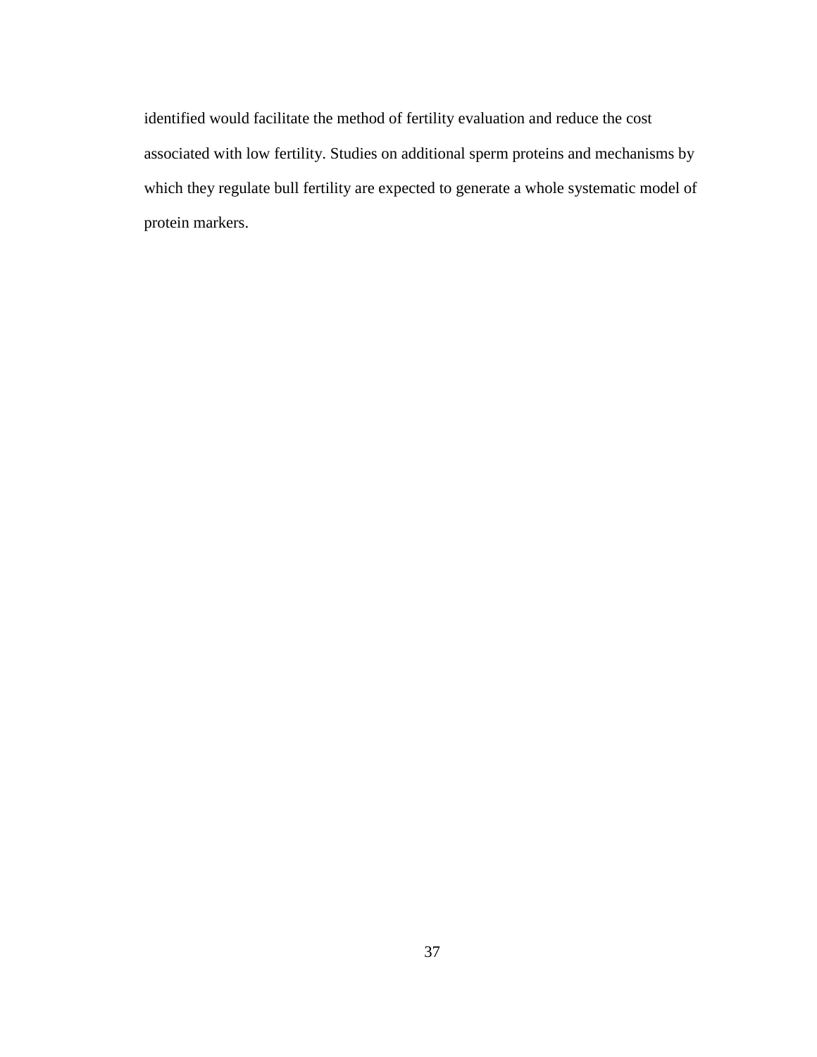identified would facilitate the method of fertility evaluation and reduce the cost associated with low fertility. Studies on additional sperm proteins and mechanisms by which they regulate bull fertility are expected to generate a whole systematic model of protein markers.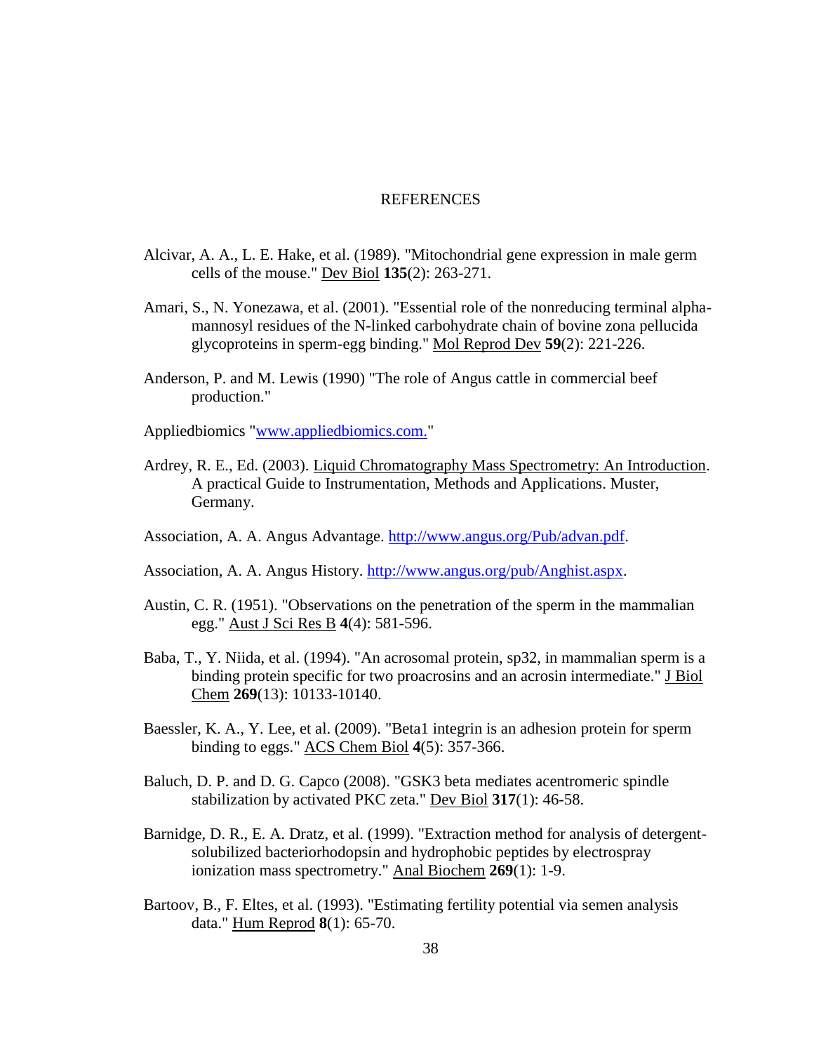# REFERENCES

Alcivar, A. A., L. E. Hake, et al. (1989). "Mitochondrial gene expression in male germ cells of the mouse." Dev Biol **135**(2): 263-271.

Amari, S., N. Yonezawa, et al. (2001). "Essential role of the nonreducing terminal alpha-mannosyl residues of the N-linked carbohydrate chain of bovine zona pellucida glycoproteins in sperm-egg binding." Mol Reprod Dev **59**(2): 221-226.

Anderson, P. and M. Lewis (1990) "The role of Angus cattle in commercial beef production."

Appliedbiomics "www.appliedbiomics.com."

Ardrey, R. E., Ed. (2003). Liquid Chromatography Mass Spectrometry: An Introduction. A practical Guide to Instrumentation, Methods and Applications. Muster, Germany.

Association, A. A. Angus Advantage. http://www.angus.org/Pub/advan.pdf.

Association, A. A. Angus History. http://www.angus.org/pub/Anghist.aspx.

Austin, C. R. (1951). "Observations on the penetration of the sperm in the mammalian egg." Aust J Sci Res B **4**(4): 581-596.

Baba, T., Y. Niida, et al. (1994). "An acrosomal protein, sp32, in mammalian sperm is a binding protein specific for two proacrosins and an acrosin intermediate." J Biol Chem **269**(13): 10133-10140.

Baessler, K. A., Y. Lee, et al. (2009). "Beta1 integrin is an adhesion protein for sperm binding to eggs." ACS Chem Biol **4**(5): 357-366.

Baluch, D. P. and D. G. Capco (2008). "GSK3 beta mediates acentromeric spindle stabilization by activated PKC zeta." Dev Biol **317**(1): 46-58.

Barnidge, D. R., E. A. Dratz, et al. (1999). "Extraction method for analysis of detergent-solubilized bacteriorhodopsin and hydrophobic peptides by electrospray ionization mass spectrometry." Anal Biochem **269**(1): 1-9.

Bartoov, B., F. Eltes, et al. (1993). "Estimating fertility potential via semen analysis data." Hum Reprod **8**(1): 65-70.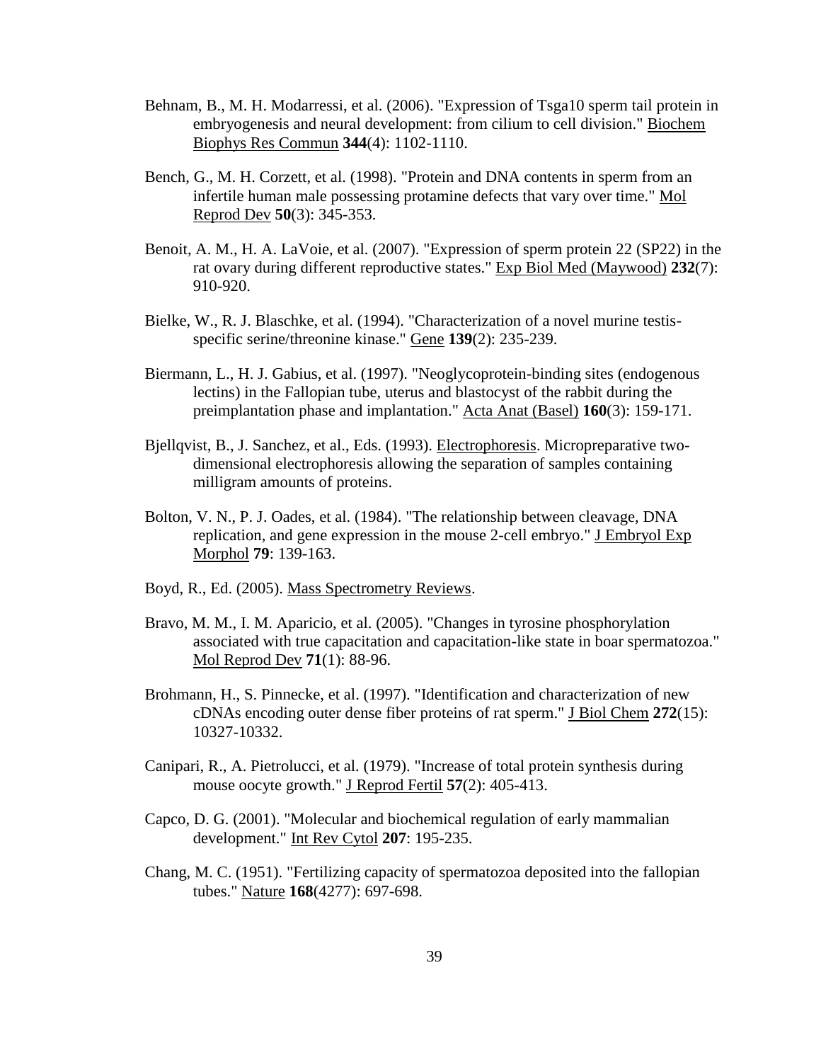Behnam, B., M. H. Modarressi, et al. (2006). "Expression of Tsga10 sperm tail protein in embryogenesis and neural development: from cilium to cell division." Biochem Biophys Res Commun **344**(4): 1102-1110.

Bench, G., M. H. Corzett, et al. (1998). "Protein and DNA contents in sperm from an infertile human male possessing protamine defects that vary over time." Mol Reprod Dev **50**(3): 345-353.

Benoit, A. M., H. A. LaVoie, et al. (2007). "Expression of sperm protein 22 (SP22) in the rat ovary during different reproductive states." Exp Biol Med (Maywood) **232**(7): 910-920.

Bielke, W., R. J. Blaschke, et al. (1994). "Characterization of a novel murine testis-specific serine/threonine kinase." Gene **139**(2): 235-239.

Biermann, L., H. J. Gabius, et al. (1997). "Neoglycoprotein-binding sites (endogenous lectins) in the Fallopian tube, uterus and blastocyst of the rabbit during the preimplantation phase and implantation." Acta Anat (Basel) **160**(3): 159-171.

Bjellqvist, B., J. Sanchez, et al., Eds. (1993). Electrophoresis. Micropreparative two-dimensional electrophoresis allowing the separation of samples containing milligram amounts of proteins.

Bolton, V. N., P. J. Oades, et al. (1984). "The relationship between cleavage, DNA replication, and gene expression in the mouse 2-cell embryo." J Embryol Exp Morphol **79**: 139-163.

Boyd, R., Ed. (2005). Mass Spectrometry Reviews.

Bravo, M. M., I. M. Aparicio, et al. (2005). "Changes in tyrosine phosphorylation associated with true capacitation and capacitation-like state in boar spermatozoa." Mol Reprod Dev **71**(1): 88-96.

Brohmann, H., S. Pinnecke, et al. (1997). "Identification and characterization of new cDNAs encoding outer dense fiber proteins of rat sperm." J Biol Chem **272**(15): 10327-10332.

Canipari, R., A. Pietrolucci, et al. (1979). "Increase of total protein synthesis during mouse oocyte growth." J Reprod Fertil **57**(2): 405-413.

Capco, D. G. (2001). "Molecular and biochemical regulation of early mammalian development." Int Rev Cytol **207**: 195-235.

Chang, M. C. (1951). "Fertilizing capacity of spermatozoa deposited into the fallopian tubes." Nature **168**(4277): 697-698.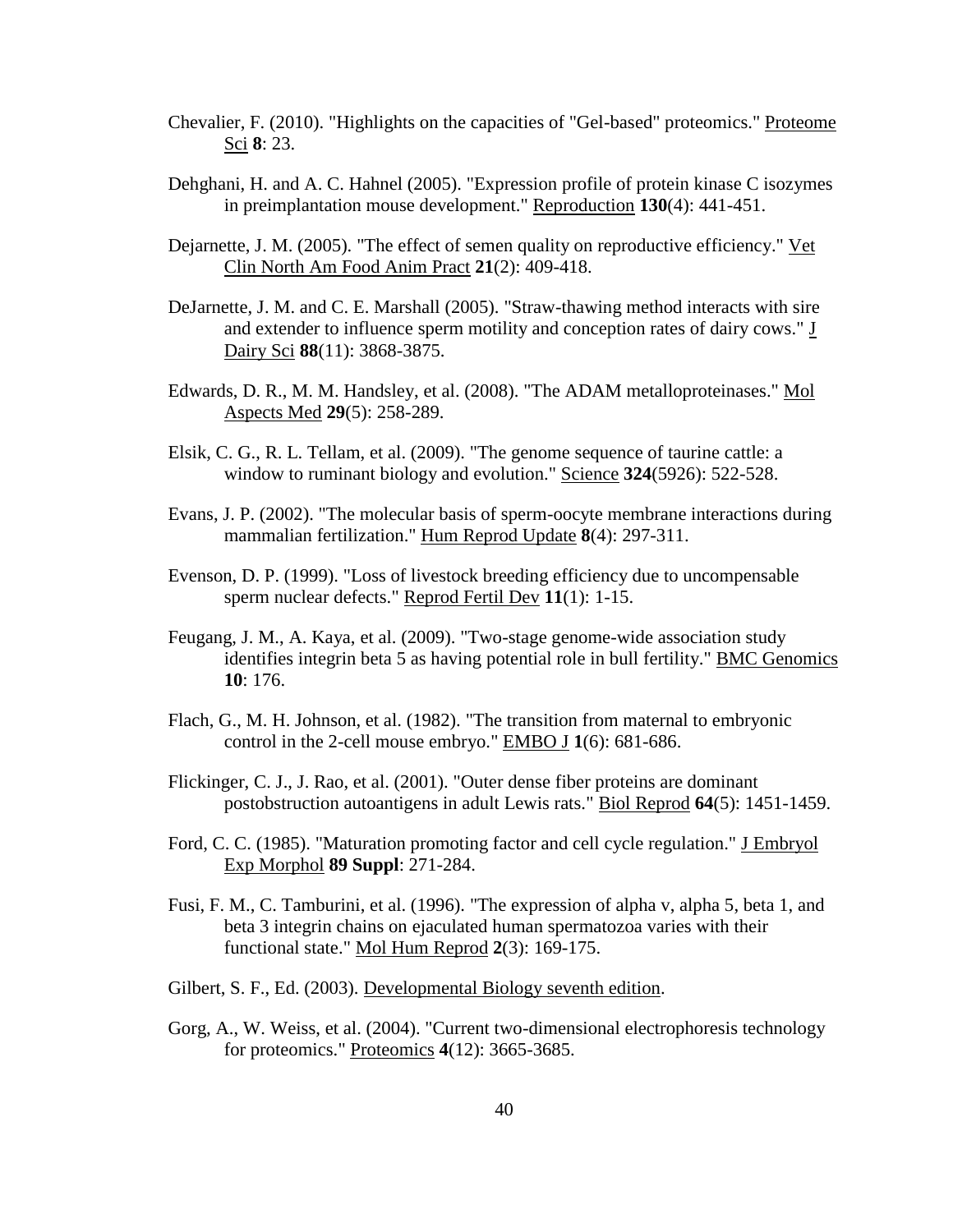Chevalier, F. (2010). "Highlights on the capacities of "Gel-based" proteomics." Proteome Sci **8**: 23.

Dehghani, H. and A. C. Hahnel (2005). "Expression profile of protein kinase C isozymes in preimplantation mouse development." Reproduction **130**(4): 441-451.

Dejarnette, J. M. (2005). "The effect of semen quality on reproductive efficiency." Vet Clin North Am Food Anim Pract **21**(2): 409-418.

DeJarnette, J. M. and C. E. Marshall (2005). "Straw-thawing method interacts with sire and extender to influence sperm motility and conception rates of dairy cows." J Dairy Sci **88**(11): 3868-3875.

Edwards, D. R., M. M. Handsley, et al. (2008). "The ADAM metalloproteinases." Mol Aspects Med **29**(5): 258-289.

Elsik, C. G., R. L. Tellam, et al. (2009). "The genome sequence of taurine cattle: a window to ruminant biology and evolution." Science **324**(5926): 522-528.

Evans, J. P. (2002). "The molecular basis of sperm-oocyte membrane interactions during mammalian fertilization." Hum Reprod Update **8**(4): 297-311.

Evenson, D. P. (1999). "Loss of livestock breeding efficiency due to uncompensable sperm nuclear defects." Reprod Fertil Dev **11**(1): 1-15.

Feugang, J. M., A. Kaya, et al. (2009). "Two-stage genome-wide association study identifies integrin beta 5 as having potential role in bull fertility." BMC Genomics **10**: 176.

Flach, G., M. H. Johnson, et al. (1982). "The transition from maternal to embryonic control in the 2-cell mouse embryo." EMBO J **1**(6): 681-686.

Flickinger, C. J., J. Rao, et al. (2001). "Outer dense fiber proteins are dominant postobstruction autoantigens in adult Lewis rats." Biol Reprod **64**(5): 1451-1459.

Ford, C. C. (1985). "Maturation promoting factor and cell cycle regulation." J Embryol Exp Morphol **89 Suppl**: 271-284.

Fusi, F. M., C. Tamburini, et al. (1996). "The expression of alpha v, alpha 5, beta 1, and beta 3 integrin chains on ejaculated human spermatozoa varies with their functional state." Mol Hum Reprod **2**(3): 169-175.

Gilbert, S. F., Ed. (2003). Developmental Biology seventh edition.

Gorg, A., W. Weiss, et al. (2004). "Current two-dimensional electrophoresis technology for proteomics." Proteomics **4**(12): 3665-3685.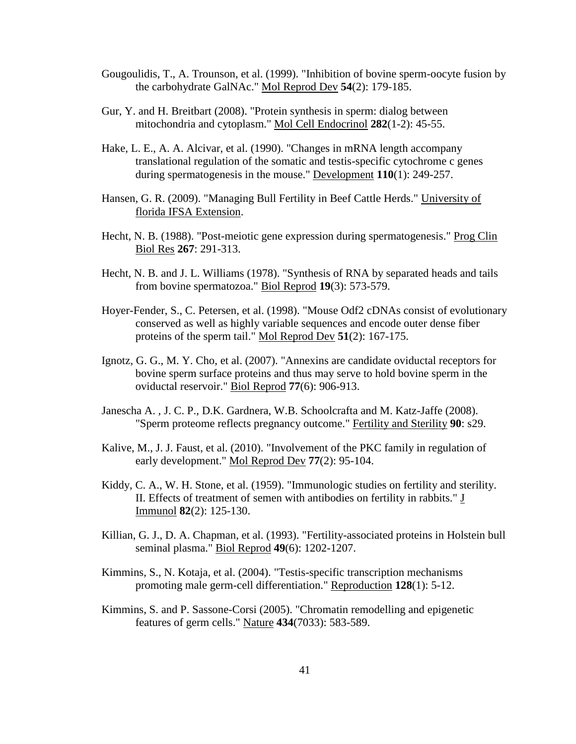Gougoulidis, T., A. Trounson, et al. (1999). "Inhibition of bovine sperm-oocyte fusion by the carbohydrate GalNAc." Mol Reprod Dev **54**(2): 179-185.

Gur, Y. and H. Breitbart (2008). "Protein synthesis in sperm: dialog between mitochondria and cytoplasm." Mol Cell Endocrinol **282**(1-2): 45-55.

Hake, L. E., A. A. Alcivar, et al. (1990). "Changes in mRNA length accompany translational regulation of the somatic and testis-specific cytochrome c genes during spermatogenesis in the mouse." Development **110**(1): 249-257.

Hansen, G. R. (2009). "Managing Bull Fertility in Beef Cattle Herds." University of florida IFSA Extension.

Hecht, N. B. (1988). "Post-meiotic gene expression during spermatogenesis." Prog Clin Biol Res **267**: 291-313.

Hecht, N. B. and J. L. Williams (1978). "Synthesis of RNA by separated heads and tails from bovine spermatozoa." Biol Reprod **19**(3): 573-579.

Hoyer-Fender, S., C. Petersen, et al. (1998). "Mouse Odf2 cDNAs consist of evolutionary conserved as well as highly variable sequences and encode outer dense fiber proteins of the sperm tail." Mol Reprod Dev **51**(2): 167-175.

Ignotz, G. G., M. Y. Cho, et al. (2007). "Annexins are candidate oviductal receptors for bovine sperm surface proteins and thus may serve to hold bovine sperm in the oviductal reservoir." Biol Reprod **77**(6): 906-913.

Janescha A. , J. C. P., D.K. Gardnera, W.B. Schoolcrafta and M. Katz-Jaffe (2008). "Sperm proteome reflects pregnancy outcome." Fertility and Sterility **90**: s29.

Kalive, M., J. J. Faust, et al. (2010). "Involvement of the PKC family in regulation of early development." Mol Reprod Dev **77**(2): 95-104.

Kiddy, C. A., W. H. Stone, et al. (1959). "Immunologic studies on fertility and sterility. II. Effects of treatment of semen with antibodies on fertility in rabbits." J Immunol **82**(2): 125-130.

Killian, G. J., D. A. Chapman, et al. (1993). "Fertility-associated proteins in Holstein bull seminal plasma." Biol Reprod **49**(6): 1202-1207.

Kimmins, S., N. Kotaja, et al. (2004). "Testis-specific transcription mechanisms promoting male germ-cell differentiation." Reproduction **128**(1): 5-12.

Kimmins, S. and P. Sassone-Corsi (2005). "Chromatin remodelling and epigenetic features of germ cells." Nature **434**(7033): 583-589.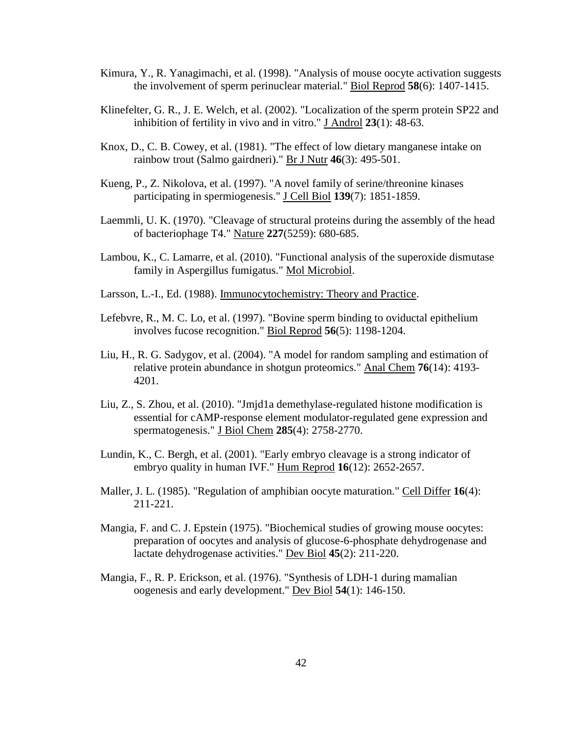Kimura, Y., R. Yanagimachi, et al. (1998). "Analysis of mouse oocyte activation suggests the involvement of sperm perinuclear material." Biol Reprod **58**(6): 1407-1415.

Klinefelter, G. R., J. E. Welch, et al. (2002). "Localization of the sperm protein SP22 and inhibition of fertility in vivo and in vitro." J Androl **23**(1): 48-63.

Knox, D., C. B. Cowey, et al. (1981). "The effect of low dietary manganese intake on rainbow trout (Salmo gairdneri)." Br J Nutr **46**(3): 495-501.

Kueng, P., Z. Nikolova, et al. (1997). "A novel family of serine/threonine kinases participating in spermiogenesis." J Cell Biol **139**(7): 1851-1859.

Laemmli, U. K. (1970). "Cleavage of structural proteins during the assembly of the head of bacteriophage T4." Nature **227**(5259): 680-685.

Lambou, K., C. Lamarre, et al. (2010). "Functional analysis of the superoxide dismutase family in Aspergillus fumigatus." Mol Microbiol.

Larsson, L.-I., Ed. (1988). Immunocytochemistry: Theory and Practice.

Lefebvre, R., M. C. Lo, et al. (1997). "Bovine sperm binding to oviductal epithelium involves fucose recognition." Biol Reprod **56**(5): 1198-1204.

Liu, H., R. G. Sadygov, et al. (2004). "A model for random sampling and estimation of relative protein abundance in shotgun proteomics." Anal Chem **76**(14): 4193-4201.

Liu, Z., S. Zhou, et al. (2010). "Jmjd1a demethylase-regulated histone modification is essential for cAMP-response element modulator-regulated gene expression and spermatogenesis." J Biol Chem **285**(4): 2758-2770.

Lundin, K., C. Bergh, et al. (2001). "Early embryo cleavage is a strong indicator of embryo quality in human IVF." Hum Reprod **16**(12): 2652-2657.

Maller, J. L. (1985). "Regulation of amphibian oocyte maturation." Cell Differ **16**(4): 211-221.

Mangia, F. and C. J. Epstein (1975). "Biochemical studies of growing mouse oocytes: preparation of oocytes and analysis of glucose-6-phosphate dehydrogenase and lactate dehydrogenase activities." Dev Biol **45**(2): 211-220.

Mangia, F., R. P. Erickson, et al. (1976). "Synthesis of LDH-1 during mamalian oogenesis and early development." Dev Biol **54**(1): 146-150.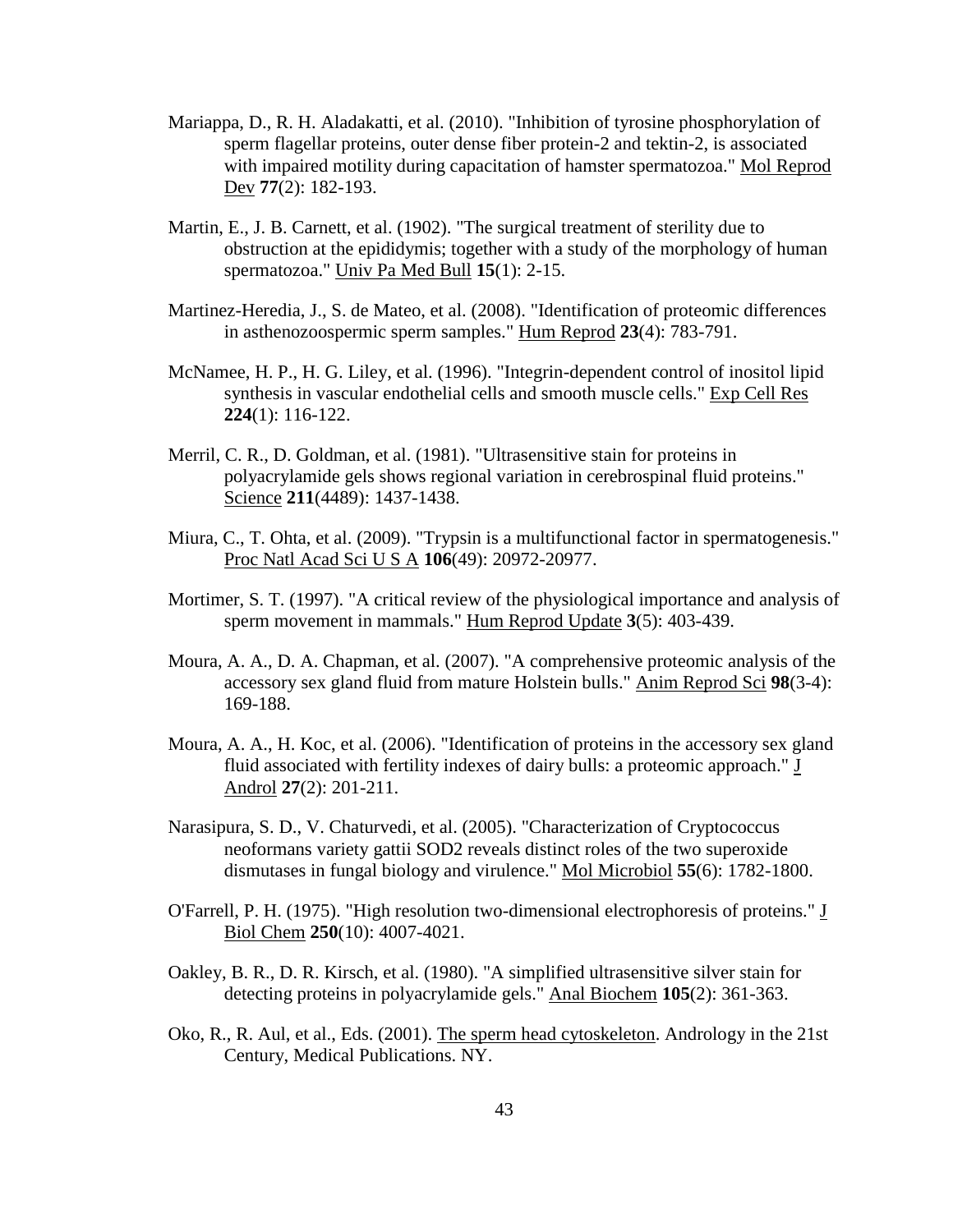Mariappa, D., R. H. Aladakatti, et al. (2010). "Inhibition of tyrosine phosphorylation of sperm flagellar proteins, outer dense fiber protein-2 and tektin-2, is associated with impaired motility during capacitation of hamster spermatozoa." Mol Reprod Dev **77**(2): 182-193.

Martin, E., J. B. Carnett, et al. (1902). "The surgical treatment of sterility due to obstruction at the epididymis; together with a study of the morphology of human spermatozoa." Univ Pa Med Bull **15**(1): 2-15.

Martinez-Heredia, J., S. de Mateo, et al. (2008). "Identification of proteomic differences in asthenozoospermic sperm samples." Hum Reprod **23**(4): 783-791.

McNamee, H. P., H. G. Liley, et al. (1996). "Integrin-dependent control of inositol lipid synthesis in vascular endothelial cells and smooth muscle cells." Exp Cell Res **224**(1): 116-122.

Merril, C. R., D. Goldman, et al. (1981). "Ultrasensitive stain for proteins in polyacrylamide gels shows regional variation in cerebrospinal fluid proteins." Science **211**(4489): 1437-1438.

Miura, C., T. Ohta, et al. (2009). "Trypsin is a multifunctional factor in spermatogenesis." Proc Natl Acad Sci U S A **106**(49): 20972-20977.

Mortimer, S. T. (1997). "A critical review of the physiological importance and analysis of sperm movement in mammals." Hum Reprod Update **3**(5): 403-439.

Moura, A. A., D. A. Chapman, et al. (2007). "A comprehensive proteomic analysis of the accessory sex gland fluid from mature Holstein bulls." Anim Reprod Sci **98**(3-4): 169-188.

Moura, A. A., H. Koc, et al. (2006). "Identification of proteins in the accessory sex gland fluid associated with fertility indexes of dairy bulls: a proteomic approach." J Androl **27**(2): 201-211.

Narasipura, S. D., V. Chaturvedi, et al. (2005). "Characterization of Cryptococcus neoformans variety gattii SOD2 reveals distinct roles of the two superoxide dismutases in fungal biology and virulence." Mol Microbiol **55**(6): 1782-1800.

O'Farrell, P. H. (1975). "High resolution two-dimensional electrophoresis of proteins." J Biol Chem **250**(10): 4007-4021.

Oakley, B. R., D. R. Kirsch, et al. (1980). "A simplified ultrasensitive silver stain for detecting proteins in polyacrylamide gels." Anal Biochem **105**(2): 361-363.

Oko, R., R. Aul, et al., Eds. (2001). The sperm head cytoskeleton. Andrology in the 21st Century, Medical Publications. NY.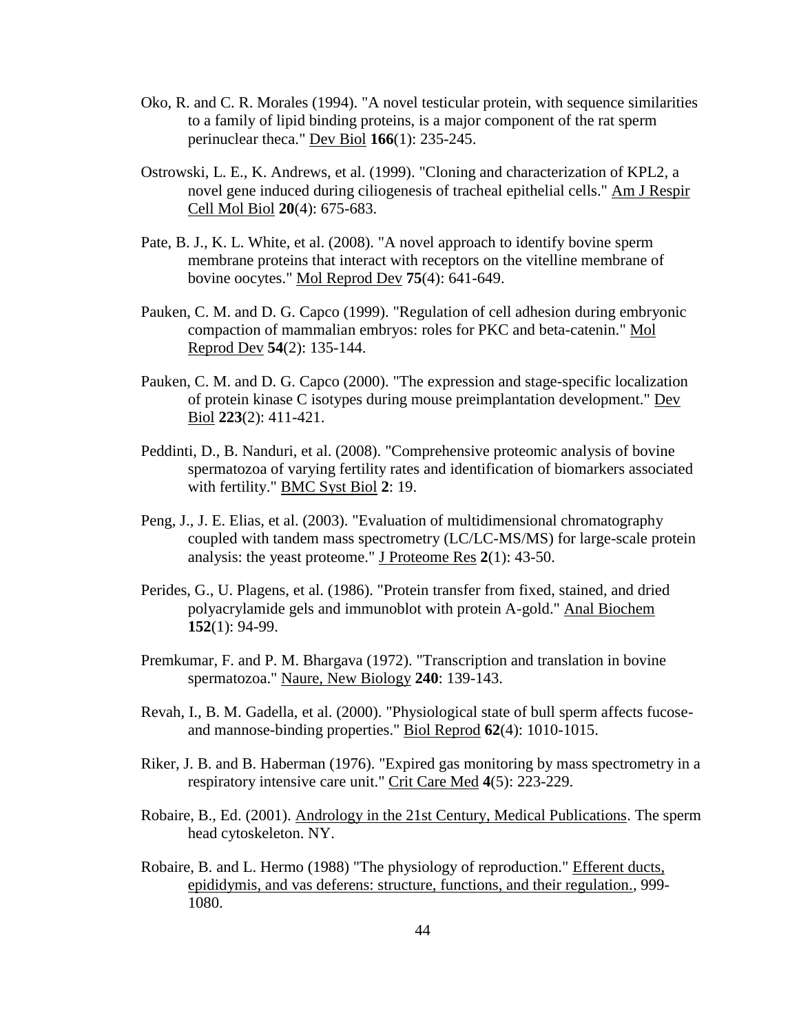Oko, R. and C. R. Morales (1994). "A novel testicular protein, with sequence similarities to a family of lipid binding proteins, is a major component of the rat sperm perinuclear theca." Dev Biol **166**(1): 235-245.

Ostrowski, L. E., K. Andrews, et al. (1999). "Cloning and characterization of KPL2, a novel gene induced during ciliogenesis of tracheal epithelial cells." Am J Respir Cell Mol Biol **20**(4): 675-683.

Pate, B. J., K. L. White, et al. (2008). "A novel approach to identify bovine sperm membrane proteins that interact with receptors on the vitelline membrane of bovine oocytes." Mol Reprod Dev **75**(4): 641-649.

Pauken, C. M. and D. G. Capco (1999). "Regulation of cell adhesion during embryonic compaction of mammalian embryos: roles for PKC and beta-catenin." Mol Reprod Dev **54**(2): 135-144.

Pauken, C. M. and D. G. Capco (2000). "The expression and stage-specific localization of protein kinase C isotypes during mouse preimplantation development." Dev Biol **223**(2): 411-421.

Peddinti, D., B. Nanduri, et al. (2008). "Comprehensive proteomic analysis of bovine spermatozoa of varying fertility rates and identification of biomarkers associated with fertility." BMC Syst Biol **2**: 19.

Peng, J., J. E. Elias, et al. (2003). "Evaluation of multidimensional chromatography coupled with tandem mass spectrometry (LC/LC-MS/MS) for large-scale protein analysis: the yeast proteome." J Proteome Res **2**(1): 43-50.

Perides, G., U. Plagens, et al. (1986). "Protein transfer from fixed, stained, and dried polyacrylamide gels and immunoblot with protein A-gold." Anal Biochem **152**(1): 94-99.

Premkumar, F. and P. M. Bhargava (1972). "Transcription and translation in bovine spermatozoa." Naure, New Biology **240**: 139-143.

Revah, I., B. M. Gadella, et al. (2000). "Physiological state of bull sperm affects fucose- and mannose-binding properties." Biol Reprod **62**(4): 1010-1015.

Riker, J. B. and B. Haberman (1976). "Expired gas monitoring by mass spectrometry in a respiratory intensive care unit." Crit Care Med **4**(5): 223-229.

Robaire, B., Ed. (2001). Andrology in the 21st Century, Medical Publications. The sperm head cytoskeleton. NY.

Robaire, B. and L. Hermo (1988) "The physiology of reproduction." Efferent ducts, epididymis, and vas deferens: structure, functions, and their regulation., 999-1080.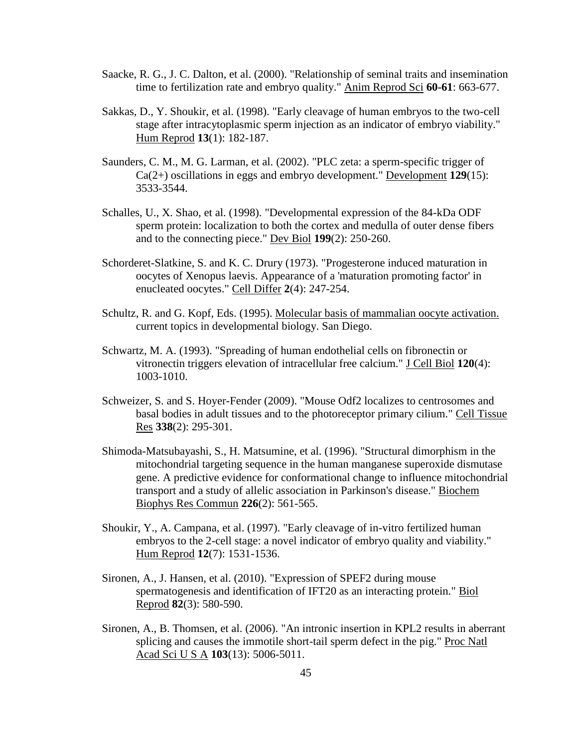Saacke, R. G., J. C. Dalton, et al. (2000). "Relationship of seminal traits and insemination time to fertilization rate and embryo quality." Anim Reprod Sci **60-61**: 663-677.

Sakkas, D., Y. Shoukir, et al. (1998). "Early cleavage of human embryos to the two-cell stage after intracytoplasmic sperm injection as an indicator of embryo viability." Hum Reprod **13**(1): 182-187.

Saunders, C. M., M. G. Larman, et al. (2002). "PLC zeta: a sperm-specific trigger of Ca(2+) oscillations in eggs and embryo development." Development **129**(15): 3533-3544.

Schalles, U., X. Shao, et al. (1998). "Developmental expression of the 84-kDa ODF sperm protein: localization to both the cortex and medulla of outer dense fibers and to the connecting piece." Dev Biol **199**(2): 250-260.

Schorderet-Slatkine, S. and K. C. Drury (1973). "Progesterone induced maturation in oocytes of Xenopus laevis. Appearance of a 'maturation promoting factor' in enucleated oocytes." Cell Differ **2**(4): 247-254.

Schultz, R. and G. Kopf, Eds. (1995). Molecular basis of mammalian oocyte activation. current topics in developmental biology. San Diego.

Schwartz, M. A. (1993). "Spreading of human endothelial cells on fibronectin or vitronectin triggers elevation of intracellular free calcium." J Cell Biol **120**(4): 1003-1010.

Schweizer, S. and S. Hoyer-Fender (2009). "Mouse Odf2 localizes to centrosomes and basal bodies in adult tissues and to the photoreceptor primary cilium." Cell Tissue Res **338**(2): 295-301.

Shimoda-Matsubayashi, S., H. Matsumine, et al. (1996). "Structural dimorphism in the mitochondrial targeting sequence in the human manganese superoxide dismutase gene. A predictive evidence for conformational change to influence mitochondrial transport and a study of allelic association in Parkinson's disease." Biochem Biophys Res Commun **226**(2): 561-565.

Shoukir, Y., A. Campana, et al. (1997). "Early cleavage of in-vitro fertilized human embryos to the 2-cell stage: a novel indicator of embryo quality and viability." Hum Reprod **12**(7): 1531-1536.

Sironen, A., J. Hansen, et al. (2010). "Expression of SPEF2 during mouse spermatogenesis and identification of IFT20 as an interacting protein." Biol Reprod **82**(3): 580-590.

Sironen, A., B. Thomsen, et al. (2006). "An intronic insertion in KPL2 results in aberrant splicing and causes the immotile short-tail sperm defect in the pig." Proc Natl Acad Sci U S A **103**(13): 5006-5011.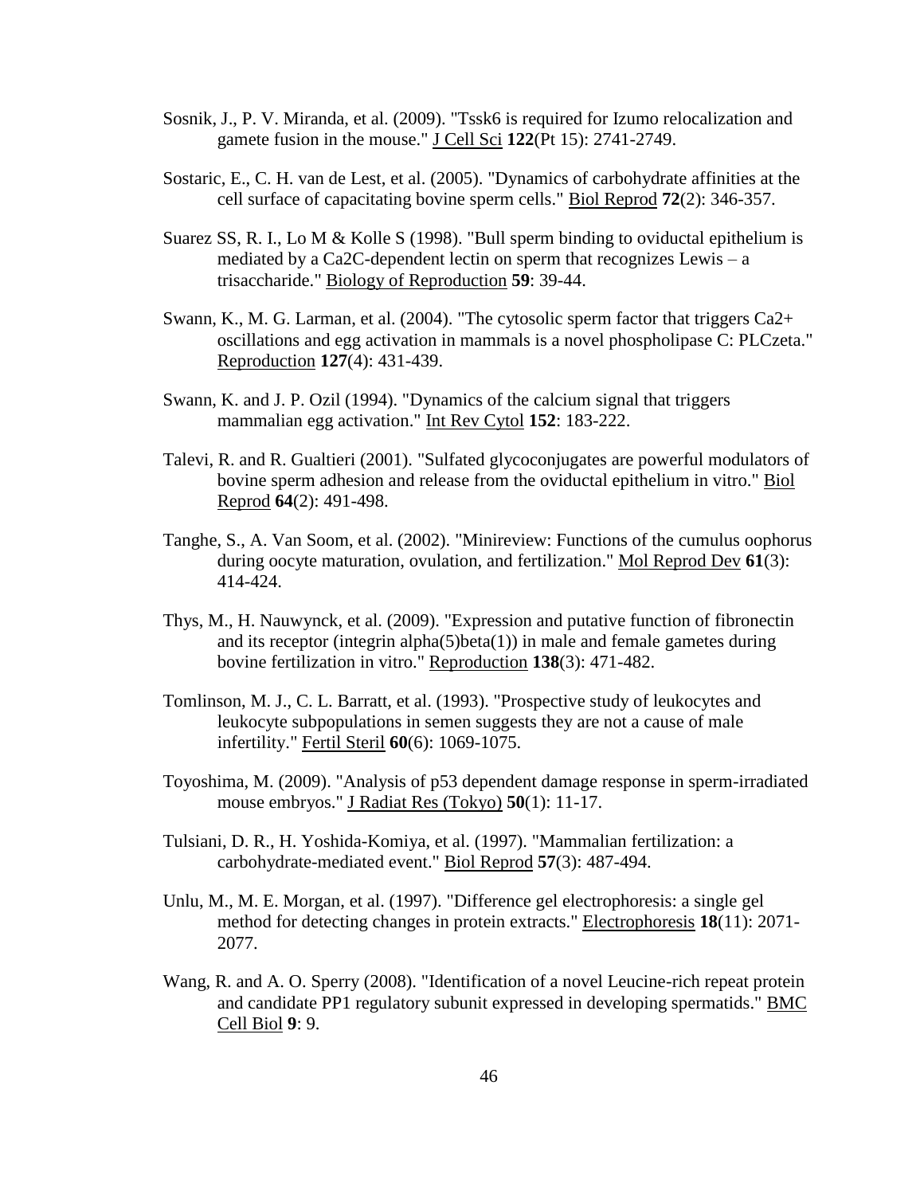Sosnik, J., P. V. Miranda, et al. (2009). "Tssk6 is required for Izumo relocalization and gamete fusion in the mouse." J Cell Sci **122**(Pt 15): 2741-2749.

Sostaric, E., C. H. van de Lest, et al. (2005). "Dynamics of carbohydrate affinities at the cell surface of capacitating bovine sperm cells." Biol Reprod **72**(2): 346-357.

Suarez SS, R. I., Lo M & Kolle S (1998). "Bull sperm binding to oviductal epithelium is mediated by a Ca2C-dependent lectin on sperm that recognizes Lewis – a trisaccharide." Biology of Reproduction **59**: 39-44.

Swann, K., M. G. Larman, et al. (2004). "The cytosolic sperm factor that triggers Ca2+ oscillations and egg activation in mammals is a novel phospholipase C: PLCzeta." Reproduction **127**(4): 431-439.

Swann, K. and J. P. Ozil (1994). "Dynamics of the calcium signal that triggers mammalian egg activation." Int Rev Cytol **152**: 183-222.

Talevi, R. and R. Gualtieri (2001). "Sulfated glycoconjugates are powerful modulators of bovine sperm adhesion and release from the oviductal epithelium in vitro." Biol Reprod **64**(2): 491-498.

Tanghe, S., A. Van Soom, et al. (2002). "Minireview: Functions of the cumulus oophorus during oocyte maturation, ovulation, and fertilization." Mol Reprod Dev **61**(3): 414-424.

Thys, M., H. Nauwynck, et al. (2009). "Expression and putative function of fibronectin and its receptor (integrin alpha(5)beta(1)) in male and female gametes during bovine fertilization in vitro." Reproduction **138**(3): 471-482.

Tomlinson, M. J., C. L. Barratt, et al. (1993). "Prospective study of leukocytes and leukocyte subpopulations in semen suggests they are not a cause of male infertility." Fertil Steril **60**(6): 1069-1075.

Toyoshima, M. (2009). "Analysis of p53 dependent damage response in sperm-irradiated mouse embryos." J Radiat Res (Tokyo) **50**(1): 11-17.

Tulsiani, D. R., H. Yoshida-Komiya, et al. (1997). "Mammalian fertilization: a carbohydrate-mediated event." Biol Reprod **57**(3): 487-494.

Unlu, M., M. E. Morgan, et al. (1997). "Difference gel electrophoresis: a single gel method for detecting changes in protein extracts." Electrophoresis **18**(11): 2071-2077.

Wang, R. and A. O. Sperry (2008). "Identification of a novel Leucine-rich repeat protein and candidate PP1 regulatory subunit expressed in developing spermatids." BMC Cell Biol **9**: 9.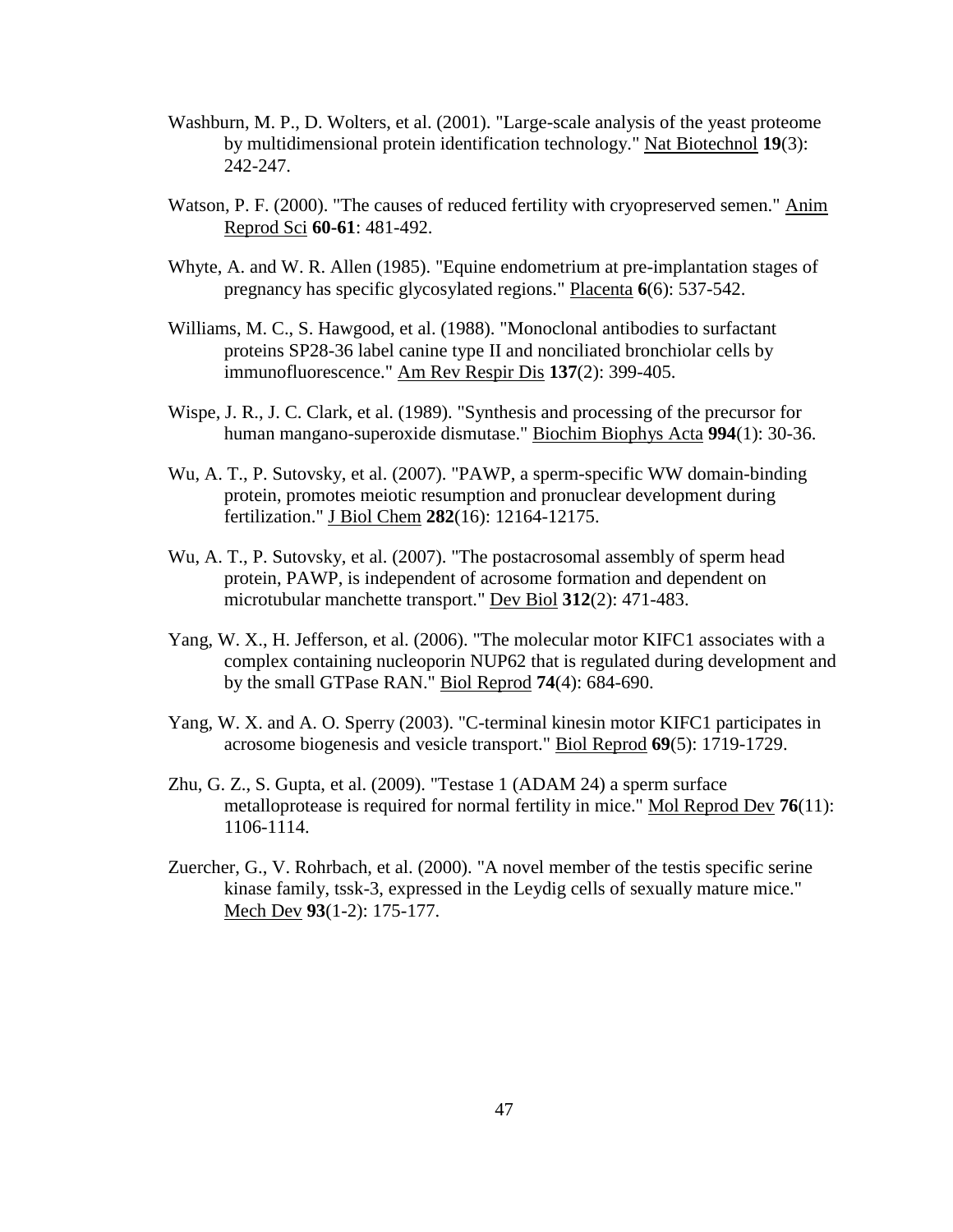Washburn, M. P., D. Wolters, et al. (2001). "Large-scale analysis of the yeast proteome by multidimensional protein identification technology." Nat Biotechnol **19**(3): 242-247.

Watson, P. F. (2000). "The causes of reduced fertility with cryopreserved semen." Anim Reprod Sci **60-61**: 481-492.

Whyte, A. and W. R. Allen (1985). "Equine endometrium at pre-implantation stages of pregnancy has specific glycosylated regions." Placenta **6**(6): 537-542.

Williams, M. C., S. Hawgood, et al. (1988). "Monoclonal antibodies to surfactant proteins SP28-36 label canine type II and nonciliated bronchiolar cells by immunofluorescence." Am Rev Respir Dis **137**(2): 399-405.

Wispe, J. R., J. C. Clark, et al. (1989). "Synthesis and processing of the precursor for human mangano-superoxide dismutase." Biochim Biophys Acta **994**(1): 30-36.

Wu, A. T., P. Sutovsky, et al. (2007). "PAWP, a sperm-specific WW domain-binding protein, promotes meiotic resumption and pronuclear development during fertilization." J Biol Chem **282**(16): 12164-12175.

Wu, A. T., P. Sutovsky, et al. (2007). "The postacrosomal assembly of sperm head protein, PAWP, is independent of acrosome formation and dependent on microtubular manchette transport." Dev Biol **312**(2): 471-483.

Yang, W. X., H. Jefferson, et al. (2006). "The molecular motor KIFC1 associates with a complex containing nucleoporin NUP62 that is regulated during development and by the small GTPase RAN." Biol Reprod **74**(4): 684-690.

Yang, W. X. and A. O. Sperry (2003). "C-terminal kinesin motor KIFC1 participates in acrosome biogenesis and vesicle transport." Biol Reprod **69**(5): 1719-1729.

Zhu, G. Z., S. Gupta, et al. (2009). "Testase 1 (ADAM 24) a sperm surface metalloprotease is required for normal fertility in mice." Mol Reprod Dev **76**(11): 1106-1114.

Zuercher, G., V. Rohrbach, et al. (2000). "A novel member of the testis specific serine kinase family, tssk-3, expressed in the Leydig cells of sexually mature mice." Mech Dev **93**(1-2): 175-177.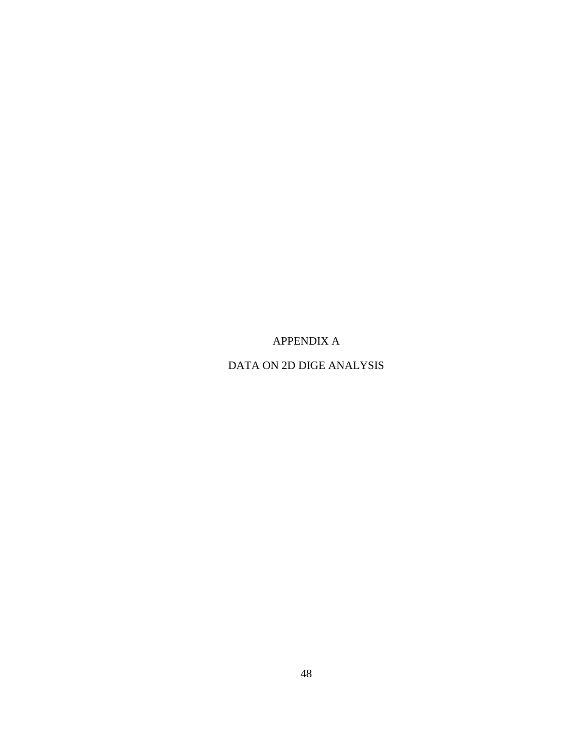# APPENDIX A

# DATA ON 2D DIGE ANALYSIS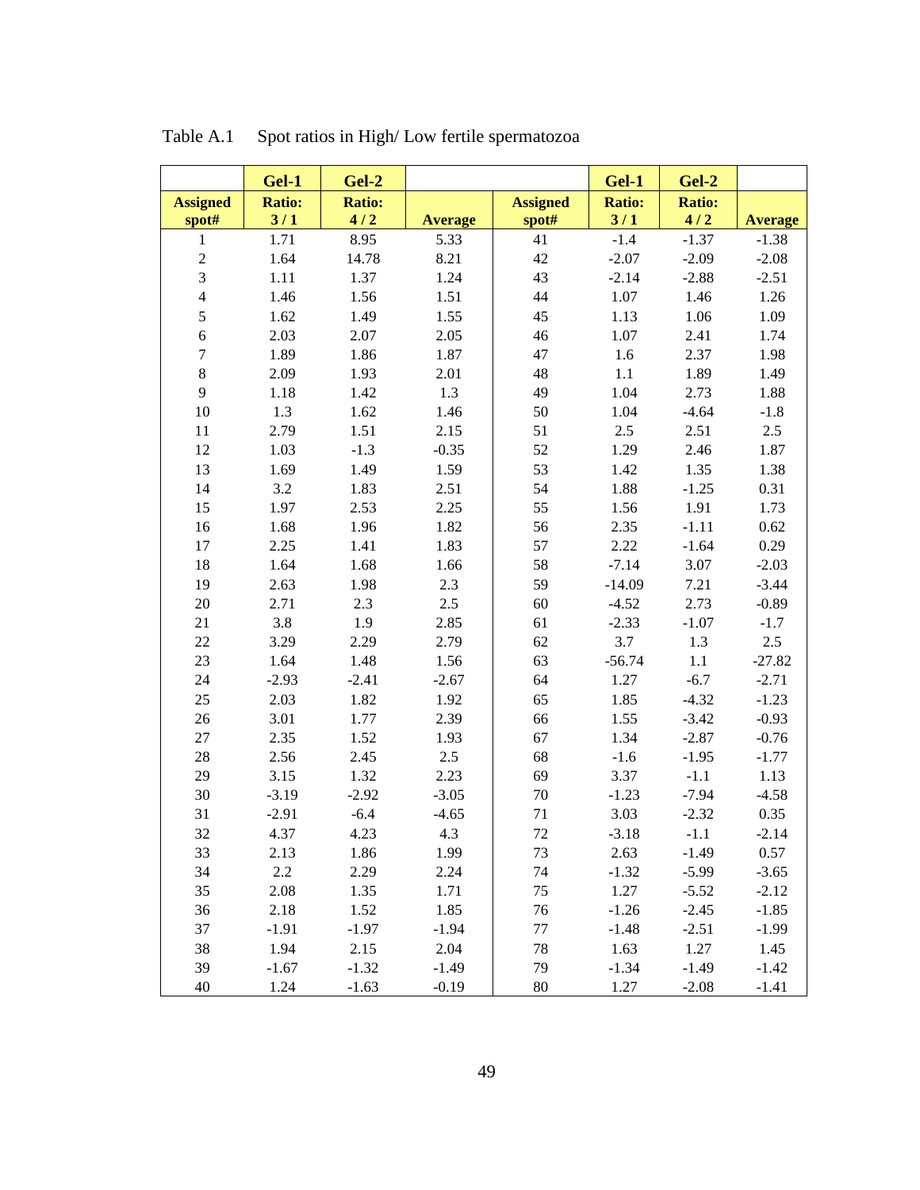Table A.1 Spot ratios in High/ Low fertile spermatozoa

| | Gel-1 | Gel-2 | | | Gel-1 | Gel-2 | |
|---|---|---|---|---|---|---|---|
| **Assigned spot#** | **Ratio: 3 / 1** | **Ratio: 4 / 2** | **Average** | **Assigned spot#** | **Ratio: 3 / 1** | **Ratio: 4 / 2** | **Average** |
| 1 | 1.71 | 8.95 | 5.33 | 41 | -1.4 | -1.37 | -1.38 |
| 2 | 1.64 | 14.78 | 8.21 | 42 | -2.07 | -2.09 | -2.08 |
| 3 | 1.11 | 1.37 | 1.24 | 43 | -2.14 | -2.88 | -2.51 |
| 4 | 1.46 | 1.56 | 1.51 | 44 | 1.07 | 1.46 | 1.26 |
| 5 | 1.62 | 1.49 | 1.55 | 45 | 1.13 | 1.06 | 1.09 |
| 6 | 2.03 | 2.07 | 2.05 | 46 | 1.07 | 2.41 | 1.74 |
| 7 | 1.89 | 1.86 | 1.87 | 47 | 1.6 | 2.37 | 1.98 |
| 8 | 2.09 | 1.93 | 2.01 | 48 | 1.1 | 1.89 | 1.49 |
| 9 | 1.18 | 1.42 | 1.3 | 49 | 1.04 | 2.73 | 1.88 |
| 10 | 1.3 | 1.62 | 1.46 | 50 | 1.04 | -4.64 | -1.8 |
| 11 | 2.79 | 1.51 | 2.15 | 51 | 2.5 | 2.51 | 2.5 |
| 12 | 1.03 | -1.3 | -0.35 | 52 | 1.29 | 2.46 | 1.87 |
| 13 | 1.69 | 1.49 | 1.59 | 53 | 1.42 | 1.35 | 1.38 |
| 14 | 3.2 | 1.83 | 2.51 | 54 | 1.88 | -1.25 | 0.31 |
| 15 | 1.97 | 2.53 | 2.25 | 55 | 1.56 | 1.91 | 1.73 |
| 16 | 1.68 | 1.96 | 1.82 | 56 | 2.35 | -1.11 | 0.62 |
| 17 | 2.25 | 1.41 | 1.83 | 57 | 2.22 | -1.64 | 0.29 |
| 18 | 1.64 | 1.68 | 1.66 | 58 | -7.14 | 3.07 | -2.03 |
| 19 | 2.63 | 1.98 | 2.3 | 59 | -14.09 | 7.21 | -3.44 |
| 20 | 2.71 | 2.3 | 2.5 | 60 | -4.52 | 2.73 | -0.89 |
| 21 | 3.8 | 1.9 | 2.85 | 61 | -2.33 | -1.07 | -1.7 |
| 22 | 3.29 | 2.29 | 2.79 | 62 | 3.7 | 1.3 | 2.5 |
| 23 | 1.64 | 1.48 | 1.56 | 63 | -56.74 | 1.1 | -27.82 |
| 24 | -2.93 | -2.41 | -2.67 | 64 | 1.27 | -6.7 | -2.71 |
| 25 | 2.03 | 1.82 | 1.92 | 65 | 1.85 | -4.32 | -1.23 |
| 26 | 3.01 | 1.77 | 2.39 | 66 | 1.55 | -3.42 | -0.93 |
| 27 | 2.35 | 1.52 | 1.93 | 67 | 1.34 | -2.87 | -0.76 |
| 28 | 2.56 | 2.45 | 2.5 | 68 | -1.6 | -1.95 | -1.77 |
| 29 | 3.15 | 1.32 | 2.23 | 69 | 3.37 | -1.1 | 1.13 |
| 30 | -3.19 | -2.92 | -3.05 | 70 | -1.23 | -7.94 | -4.58 |
| 31 | -2.91 | -6.4 | -4.65 | 71 | 3.03 | -2.32 | 0.35 |
| 32 | 4.37 | 4.23 | 4.3 | 72 | -3.18 | -1.1 | -2.14 |
| 33 | 2.13 | 1.86 | 1.99 | 73 | 2.63 | -1.49 | 0.57 |
| 34 | 2.2 | 2.29 | 2.24 | 74 | -1.32 | -5.99 | -3.65 |
| 35 | 2.08 | 1.35 | 1.71 | 75 | 1.27 | -5.52 | -2.12 |
| 36 | 2.18 | 1.52 | 1.85 | 76 | -1.26 | -2.45 | -1.85 |
| 37 | -1.91 | -1.97 | -1.94 | 77 | -1.48 | -2.51 | -1.99 |
| 38 | 1.94 | 2.15 | 2.04 | 78 | 1.63 | 1.27 | 1.45 |
| 39 | -1.67 | -1.32 | -1.49 | 79 | -1.34 | -1.49 | -1.42 |
| 40 | 1.24 | -1.63 | -0.19 | 80 | 1.27 | -2.08 | -1.41 |